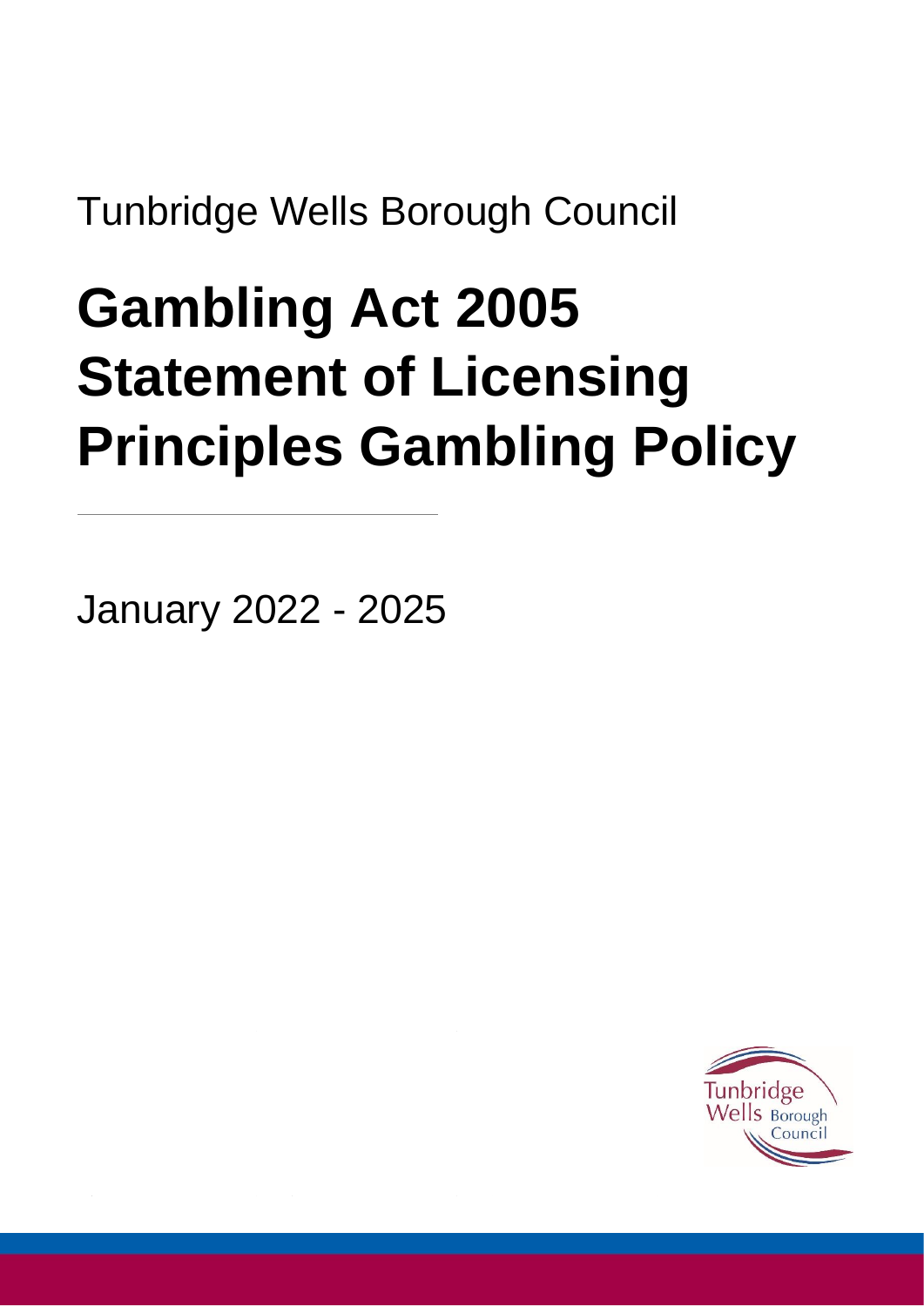Tunbridge Wells Borough Council

# Gambling Act 2005 Statement of Licensing Principles Gambling Policy

January 2022 - 2025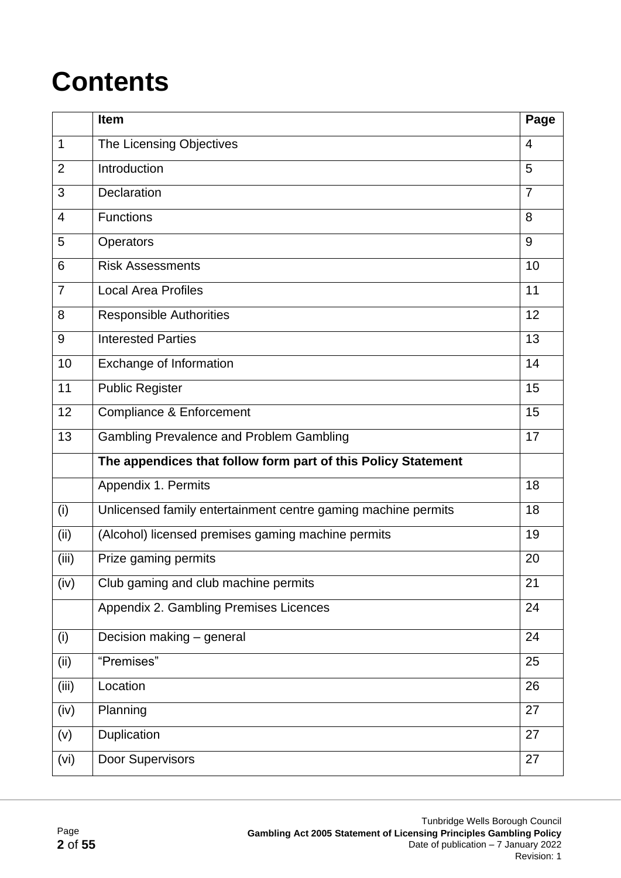# Contents

| | Item | Page |
|---|---|---|
| 1 | The Licensing Objectives | 4 |
| 2 | Introduction | 5 |
| 3 | Declaration | 7 |
| 4 | Functions | 8 |
| 5 | Operators | 9 |
| 6 | Risk Assessments | 10 |
| 7 | Local Area Profiles | 11 |
| 8 | Responsible Authorities | 12 |
| 9 | Interested Parties | 13 |
| 10 | Exchange of Information | 14 |
| 11 | Public Register | 15 |
| 12 | Compliance & Enforcement | 15 |
| 13 | Gambling Prevalence and Problem Gambling | 17 |
| | **The appendices that follow form part of this Policy Statement** | |
| | Appendix 1. Permits | 18 |
| (i) | Unlicensed family entertainment centre gaming machine permits | 18 |
| (ii) | (Alcohol) licensed premises gaming machine permits | 19 |
| (iii) | Prize gaming permits | 20 |
| (iv) | Club gaming and club machine permits | 21 |
| | Appendix 2. Gambling Premises Licences | 24 |
| (i) | Decision making – general | 24 |
| (ii) | "Premises" | 25 |
| (iii) | Location | 26 |
| (iv) | Planning | 27 |
| (v) | Duplication | 27 |
| (vi) | Door Supervisors | 27 |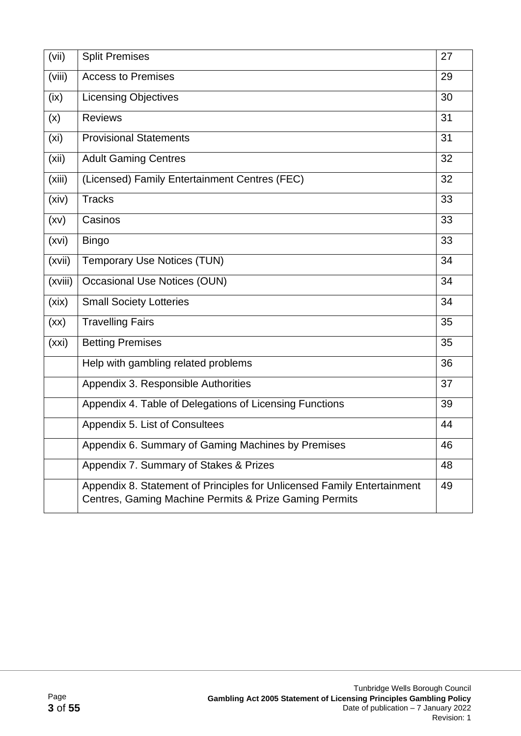| | | |
|---|---|---|
| (vii) | Split Premises | 27 |
| (viii) | Access to Premises | 29 |
| (ix) | Licensing Objectives | 30 |
| (x) | Reviews | 31 |
| (xi) | Provisional Statements | 31 |
| (xii) | Adult Gaming Centres | 32 |
| (xiii) | (Licensed) Family Entertainment Centres (FEC) | 32 |
| (xiv) | Tracks | 33 |
| (xv) | Casinos | 33 |
| (xvi) | Bingo | 33 |
| (xvii) | Temporary Use Notices (TUN) | 34 |
| (xviii) | Occasional Use Notices (OUN) | 34 |
| (xix) | Small Society Lotteries | 34 |
| (xx) | Travelling Fairs | 35 |
| (xxi) | Betting Premises | 35 |
| | Help with gambling related problems | 36 |
| | Appendix 3. Responsible Authorities | 37 |
| | Appendix 4. Table of Delegations of Licensing Functions | 39 |
| | Appendix 5. List of Consultees | 44 |
| | Appendix 6. Summary of Gaming Machines by Premises | 46 |
| | Appendix 7. Summary of Stakes & Prizes | 48 |
| | Appendix 8. Statement of Principles for Unlicensed Family Entertainment Centres, Gaming Machine Permits & Prize Gaming Permits | 49 |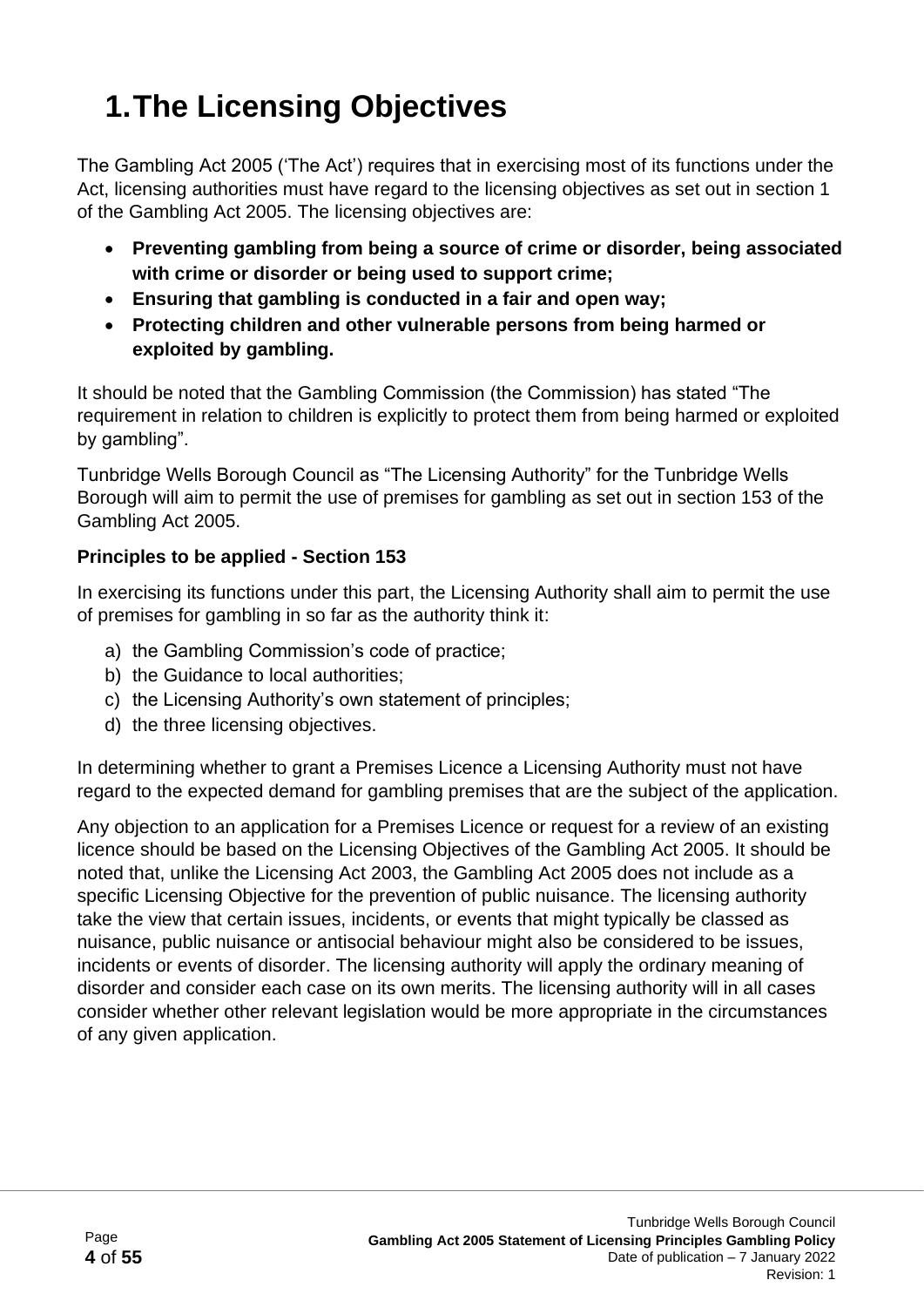# 1. The Licensing Objectives

The Gambling Act 2005 ('The Act') requires that in exercising most of its functions under the Act, licensing authorities must have regard to the licensing objectives as set out in section 1 of the Gambling Act 2005. The licensing objectives are:

- **Preventing gambling from being a source of crime or disorder, being associated with crime or disorder or being used to support crime;**
- **Ensuring that gambling is conducted in a fair and open way;**
- **Protecting children and other vulnerable persons from being harmed or exploited by gambling.**

It should be noted that the Gambling Commission (the Commission) has stated "The requirement in relation to children is explicitly to protect them from being harmed or exploited by gambling".

Tunbridge Wells Borough Council as "The Licensing Authority" for the Tunbridge Wells Borough will aim to permit the use of premises for gambling as set out in section 153 of the Gambling Act 2005.

**Principles to be applied - Section 153**

In exercising its functions under this part, the Licensing Authority shall aim to permit the use of premises for gambling in so far as the authority think it:

a) the Gambling Commission's code of practice;
b) the Guidance to local authorities;
c) the Licensing Authority's own statement of principles;
d) the three licensing objectives.

In determining whether to grant a Premises Licence a Licensing Authority must not have regard to the expected demand for gambling premises that are the subject of the application.

Any objection to an application for a Premises Licence or request for a review of an existing licence should be based on the Licensing Objectives of the Gambling Act 2005. It should be noted that, unlike the Licensing Act 2003, the Gambling Act 2005 does not include as a specific Licensing Objective for the prevention of public nuisance. The licensing authority take the view that certain issues, incidents, or events that might typically be classed as nuisance, public nuisance or antisocial behaviour might also be considered to be issues, incidents or events of disorder. The licensing authority will apply the ordinary meaning of disorder and consider each case on its own merits. The licensing authority will in all cases consider whether other relevant legislation would be more appropriate in the circumstances of any given application.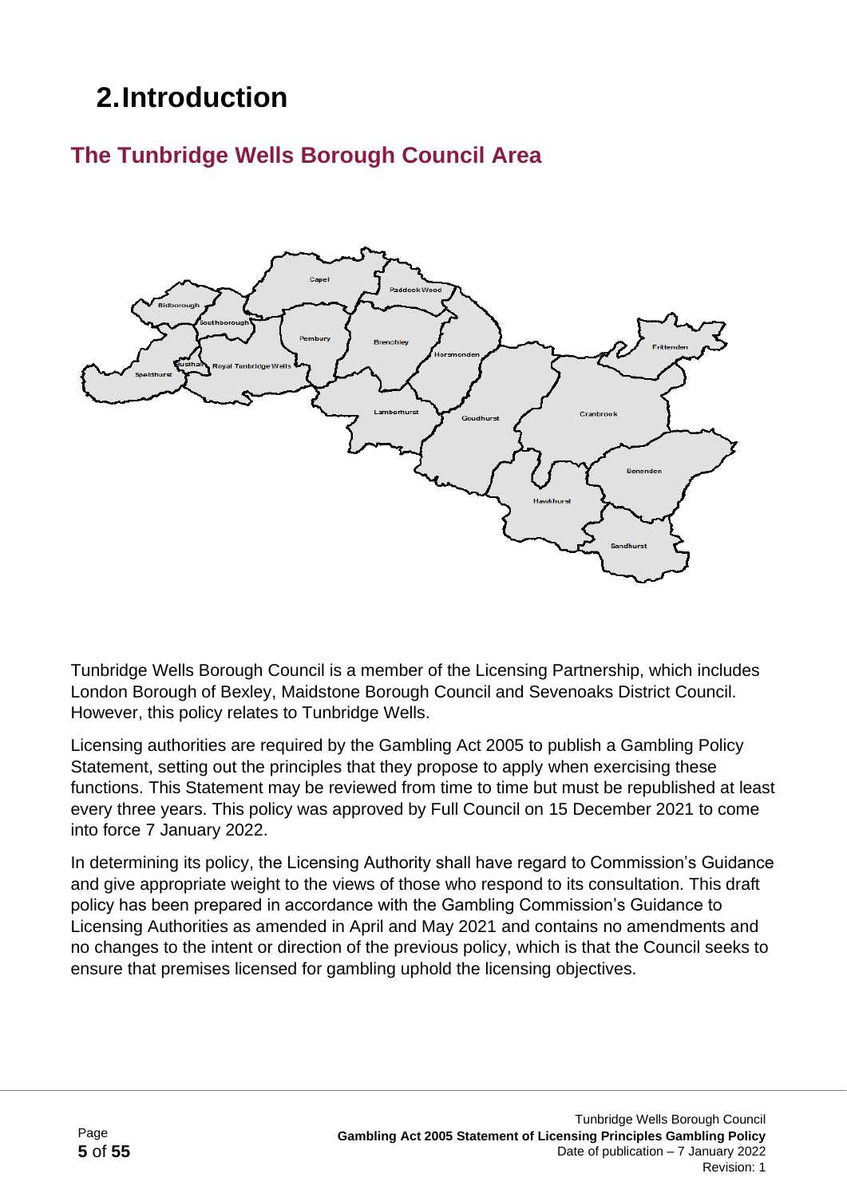# 2. Introduction

## The Tunbridge Wells Borough Council Area

Tunbridge Wells Borough Council is a member of the Licensing Partnership, which includes London Borough of Bexley, Maidstone Borough Council and Sevenoaks District Council. However, this policy relates to Tunbridge Wells.

Licensing authorities are required by the Gambling Act 2005 to publish a Gambling Policy Statement, setting out the principles that they propose to apply when exercising these functions. This Statement may be reviewed from time to time but must be republished at least every three years. This policy was approved by Full Council on 15 December 2021 to come into force 7 January 2022.

In determining its policy, the Licensing Authority shall have regard to Commission's Guidance and give appropriate weight to the views of those who respond to its consultation. This draft policy has been prepared in accordance with the Gambling Commission's Guidance to Licensing Authorities as amended in April and May 2021 and contains no amendments and no changes to the intent or direction of the previous policy, which is that the Council seeks to ensure that premises licensed for gambling uphold the licensing objectives.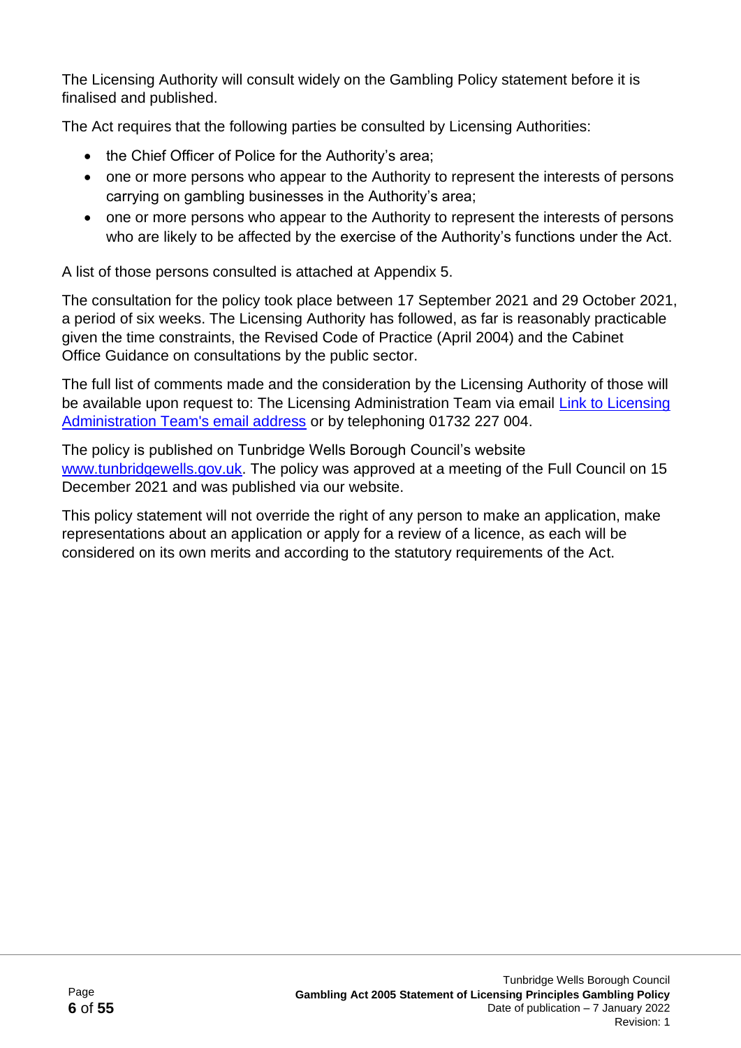The Licensing Authority will consult widely on the Gambling Policy statement before it is finalised and published.

The Act requires that the following parties be consulted by Licensing Authorities:

- the Chief Officer of Police for the Authority's area;
- one or more persons who appear to the Authority to represent the interests of persons carrying on gambling businesses in the Authority's area;
- one or more persons who appear to the Authority to represent the interests of persons who are likely to be affected by the exercise of the Authority's functions under the Act.

A list of those persons consulted is attached at Appendix 5.

The consultation for the policy took place between 17 September 2021 and 29 October 2021, a period of six weeks. The Licensing Authority has followed, as far is reasonably practicable given the time constraints, the Revised Code of Practice (April 2004) and the Cabinet Office Guidance on consultations by the public sector.

The full list of comments made and the consideration by the Licensing Authority of those will be available upon request to: The Licensing Administration Team via email [Link to Licensing Administration Team's email address] or by telephoning 01732 227 004.

The policy is published on Tunbridge Wells Borough Council's website [www.tunbridgewells.gov.uk]. The policy was approved at a meeting of the Full Council on 15 December 2021 and was published via our website.

This policy statement will not override the right of any person to make an application, make representations about an application or apply for a review of a licence, as each will be considered on its own merits and according to the statutory requirements of the Act.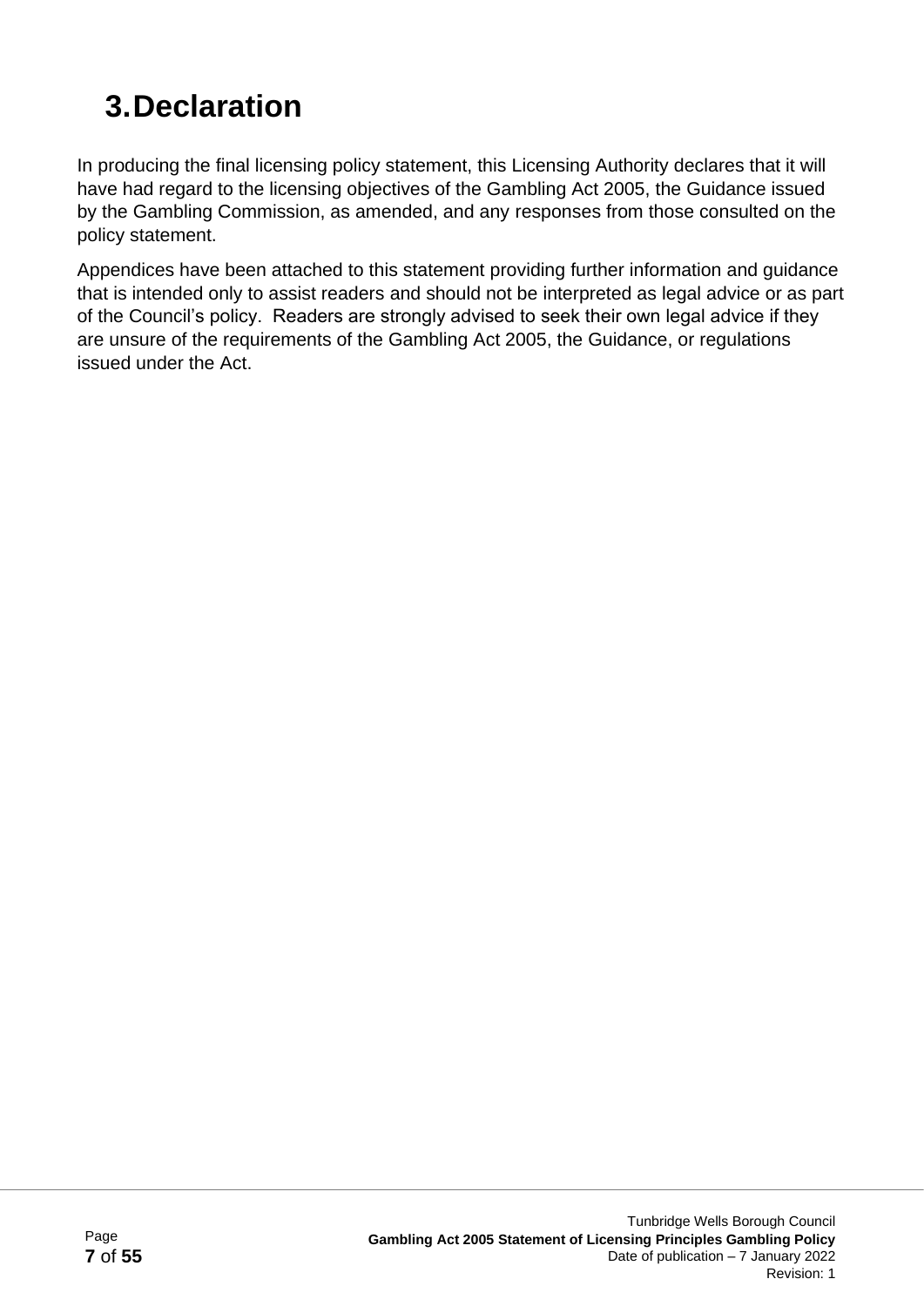# 3. Declaration

In producing the final licensing policy statement, this Licensing Authority declares that it will have had regard to the licensing objectives of the Gambling Act 2005, the Guidance issued by the Gambling Commission, as amended, and any responses from those consulted on the policy statement.

Appendices have been attached to this statement providing further information and guidance that is intended only to assist readers and should not be interpreted as legal advice or as part of the Council's policy. Readers are strongly advised to seek their own legal advice if they are unsure of the requirements of the Gambling Act 2005, the Guidance, or regulations issued under the Act.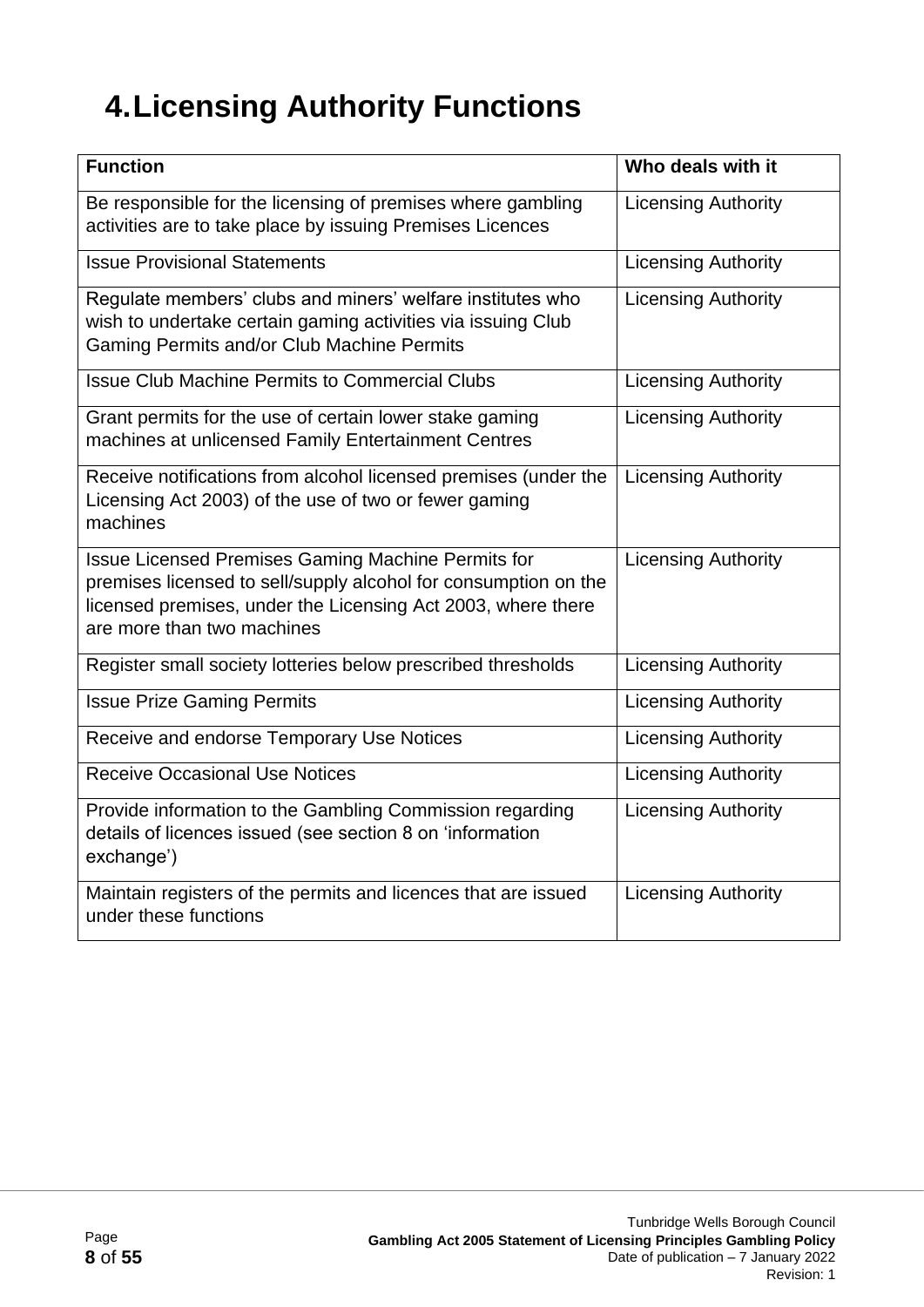# 4. Licensing Authority Functions

| Function | Who deals with it |
|---|---|
| Be responsible for the licensing of premises where gambling activities are to take place by issuing Premises Licences | Licensing Authority |
| Issue Provisional Statements | Licensing Authority |
| Regulate members' clubs and miners' welfare institutes who wish to undertake certain gaming activities via issuing Club Gaming Permits and/or Club Machine Permits | Licensing Authority |
| Issue Club Machine Permits to Commercial Clubs | Licensing Authority |
| Grant permits for the use of certain lower stake gaming machines at unlicensed Family Entertainment Centres | Licensing Authority |
| Receive notifications from alcohol licensed premises (under the Licensing Act 2003) of the use of two or fewer gaming machines | Licensing Authority |
| Issue Licensed Premises Gaming Machine Permits for premises licensed to sell/supply alcohol for consumption on the licensed premises, under the Licensing Act 2003, where there are more than two machines | Licensing Authority |
| Register small society lotteries below prescribed thresholds | Licensing Authority |
| Issue Prize Gaming Permits | Licensing Authority |
| Receive and endorse Temporary Use Notices | Licensing Authority |
| Receive Occasional Use Notices | Licensing Authority |
| Provide information to the Gambling Commission regarding details of licences issued (see section 8 on 'information exchange') | Licensing Authority |
| Maintain registers of the permits and licences that are issued under these functions | Licensing Authority |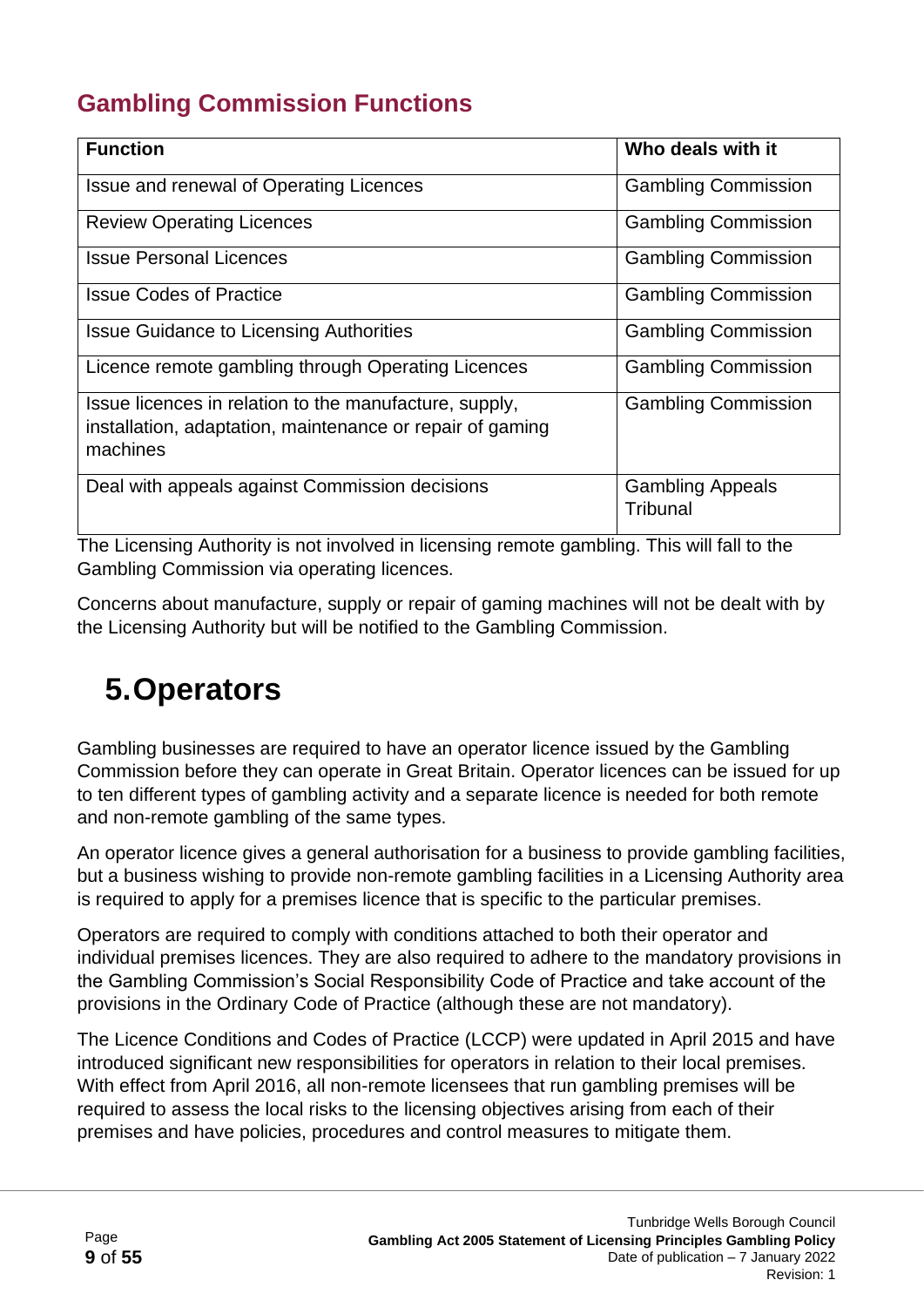## Gambling Commission Functions

| Function | Who deals with it |
|---|---|
| Issue and renewal of Operating Licences | Gambling Commission |
| Review Operating Licences | Gambling Commission |
| Issue Personal Licences | Gambling Commission |
| Issue Codes of Practice | Gambling Commission |
| Issue Guidance to Licensing Authorities | Gambling Commission |
| Licence remote gambling through Operating Licences | Gambling Commission |
| Issue licences in relation to the manufacture, supply, installation, adaptation, maintenance or repair of gaming machines | Gambling Commission |
| Deal with appeals against Commission decisions | Gambling Appeals Tribunal |

The Licensing Authority is not involved in licensing remote gambling. This will fall to the Gambling Commission via operating licences.

Concerns about manufacture, supply or repair of gaming machines will not be dealt with by the Licensing Authority but will be notified to the Gambling Commission.

# 5. Operators

Gambling businesses are required to have an operator licence issued by the Gambling Commission before they can operate in Great Britain. Operator licences can be issued for up to ten different types of gambling activity and a separate licence is needed for both remote and non-remote gambling of the same types.

An operator licence gives a general authorisation for a business to provide gambling facilities, but a business wishing to provide non-remote gambling facilities in a Licensing Authority area is required to apply for a premises licence that is specific to the particular premises.

Operators are required to comply with conditions attached to both their operator and individual premises licences. They are also required to adhere to the mandatory provisions in the Gambling Commission's Social Responsibility Code of Practice and take account of the provisions in the Ordinary Code of Practice (although these are not mandatory).

The Licence Conditions and Codes of Practice (LCCP) were updated in April 2015 and have introduced significant new responsibilities for operators in relation to their local premises. With effect from April 2016, all non-remote licensees that run gambling premises will be required to assess the local risks to the licensing objectives arising from each of their premises and have policies, procedures and control measures to mitigate them.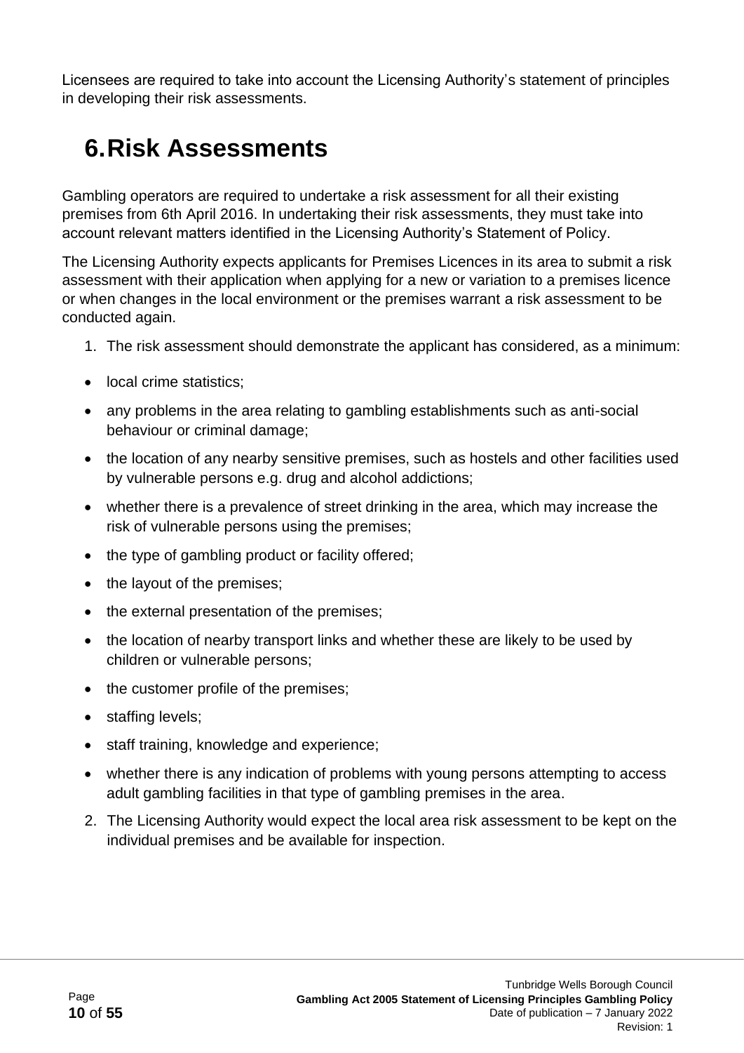Licensees are required to take into account the Licensing Authority's statement of principles in developing their risk assessments.

# 6. Risk Assessments

Gambling operators are required to undertake a risk assessment for all their existing premises from 6th April 2016. In undertaking their risk assessments, they must take into account relevant matters identified in the Licensing Authority's Statement of Policy.

The Licensing Authority expects applicants for Premises Licences in its area to submit a risk assessment with their application when applying for a new or variation to a premises licence or when changes in the local environment or the premises warrant a risk assessment to be conducted again.

1. The risk assessment should demonstrate the applicant has considered, as a minimum:

- local crime statistics;
- any problems in the area relating to gambling establishments such as anti-social behaviour or criminal damage;
- the location of any nearby sensitive premises, such as hostels and other facilities used by vulnerable persons e.g. drug and alcohol addictions;
- whether there is a prevalence of street drinking in the area, which may increase the risk of vulnerable persons using the premises;
- the type of gambling product or facility offered;
- the layout of the premises;
- the external presentation of the premises;
- the location of nearby transport links and whether these are likely to be used by children or vulnerable persons;
- the customer profile of the premises;
- staffing levels;
- staff training, knowledge and experience;
- whether there is any indication of problems with young persons attempting to access adult gambling facilities in that type of gambling premises in the area.

2. The Licensing Authority would expect the local area risk assessment to be kept on the individual premises and be available for inspection.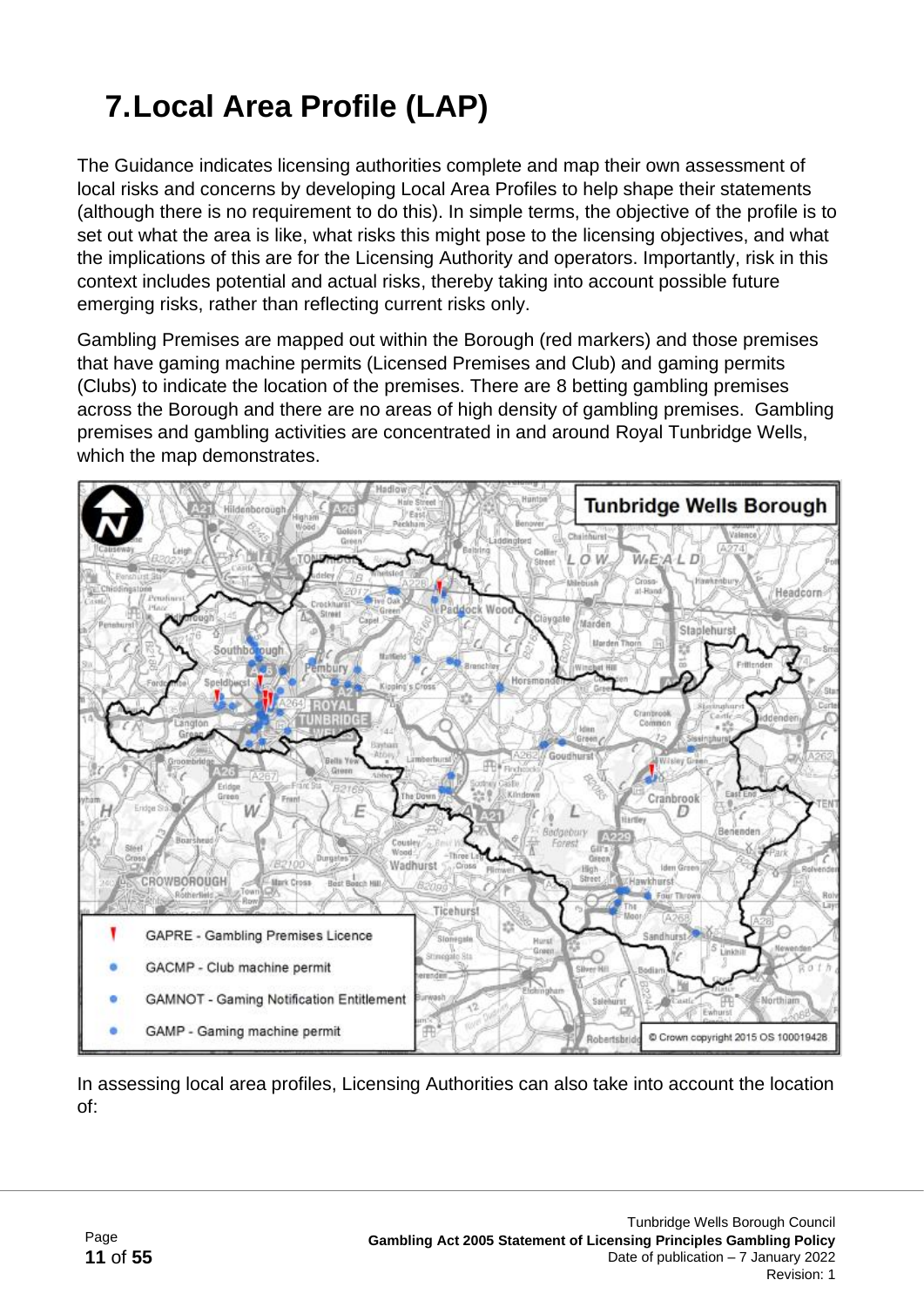# 7. Local Area Profile (LAP)

The Guidance indicates licensing authorities complete and map their own assessment of local risks and concerns by developing Local Area Profiles to help shape their statements (although there is no requirement to do this). In simple terms, the objective of the profile is to set out what the area is like, what risks this might pose to the licensing objectives, and what the implications of this are for the Licensing Authority and operators. Importantly, risk in this context includes potential and actual risks, thereby taking into account possible future emerging risks, rather than reflecting current risks only.

Gambling Premises are mapped out within the Borough (red markers) and those premises that have gaming machine permits (Licensed Premises and Club) and gaming permits (Clubs) to indicate the location of the premises. There are 8 betting gambling premises across the Borough and there are no areas of high density of gambling premises. Gambling premises and gambling activities are concentrated in and around Royal Tunbridge Wells, which the map demonstrates.

In assessing local area profiles, Licensing Authorities can also take into account the location of: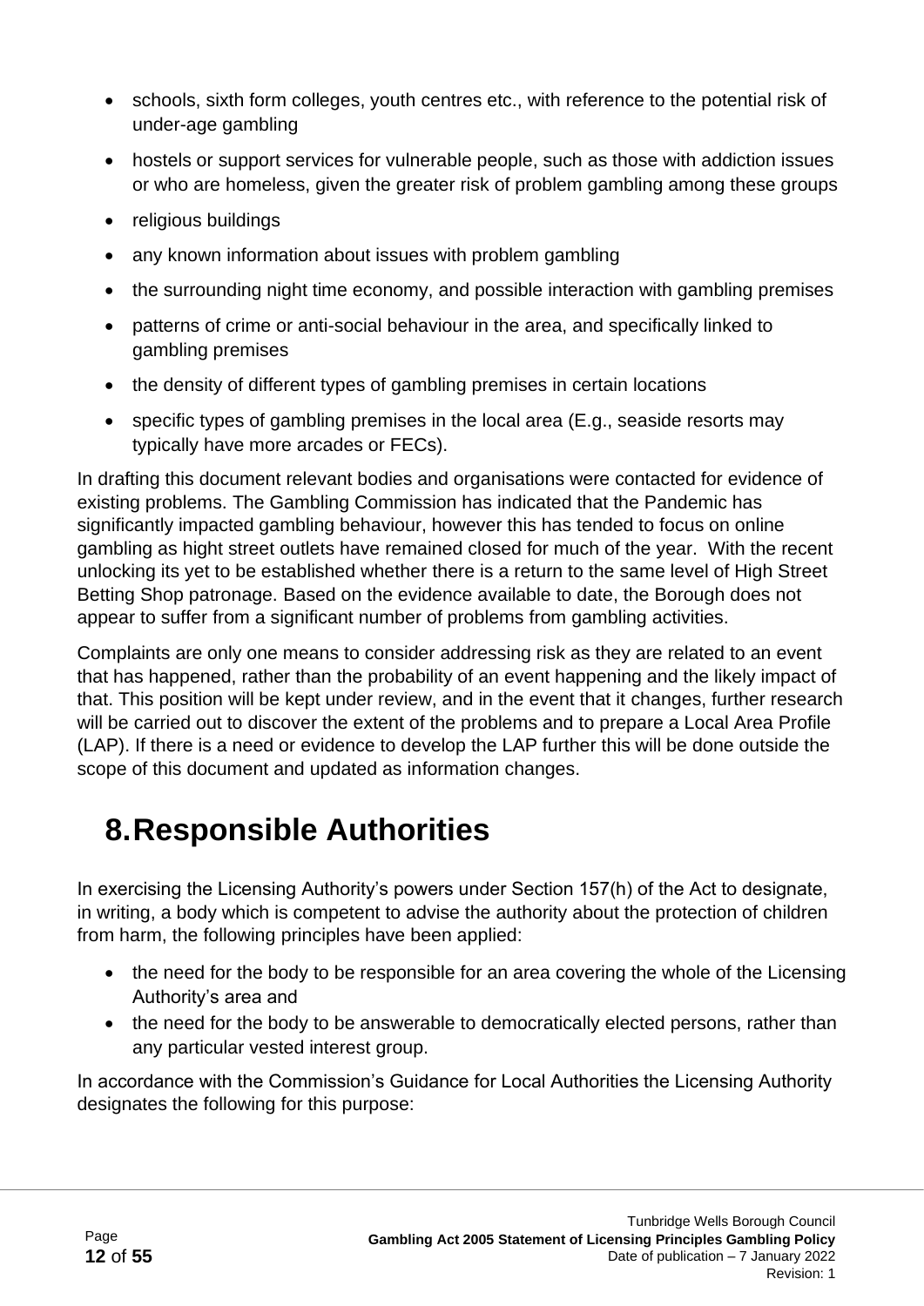- schools, sixth form colleges, youth centres etc., with reference to the potential risk of under-age gambling
- hostels or support services for vulnerable people, such as those with addiction issues or who are homeless, given the greater risk of problem gambling among these groups
- religious buildings
- any known information about issues with problem gambling
- the surrounding night time economy, and possible interaction with gambling premises
- patterns of crime or anti-social behaviour in the area, and specifically linked to gambling premises
- the density of different types of gambling premises in certain locations
- specific types of gambling premises in the local area (E.g., seaside resorts may typically have more arcades or FECs).

In drafting this document relevant bodies and organisations were contacted for evidence of existing problems. The Gambling Commission has indicated that the Pandemic has significantly impacted gambling behaviour, however this has tended to focus on online gambling as hight street outlets have remained closed for much of the year. With the recent unlocking its yet to be established whether there is a return to the same level of High Street Betting Shop patronage. Based on the evidence available to date, the Borough does not appear to suffer from a significant number of problems from gambling activities.

Complaints are only one means to consider addressing risk as they are related to an event that has happened, rather than the probability of an event happening and the likely impact of that. This position will be kept under review, and in the event that it changes, further research will be carried out to discover the extent of the problems and to prepare a Local Area Profile (LAP). If there is a need or evidence to develop the LAP further this will be done outside the scope of this document and updated as information changes.

# 8. Responsible Authorities

In exercising the Licensing Authority's powers under Section 157(h) of the Act to designate, in writing, a body which is competent to advise the authority about the protection of children from harm, the following principles have been applied:

- the need for the body to be responsible for an area covering the whole of the Licensing Authority's area and
- the need for the body to be answerable to democratically elected persons, rather than any particular vested interest group.

In accordance with the Commission's Guidance for Local Authorities the Licensing Authority designates the following for this purpose: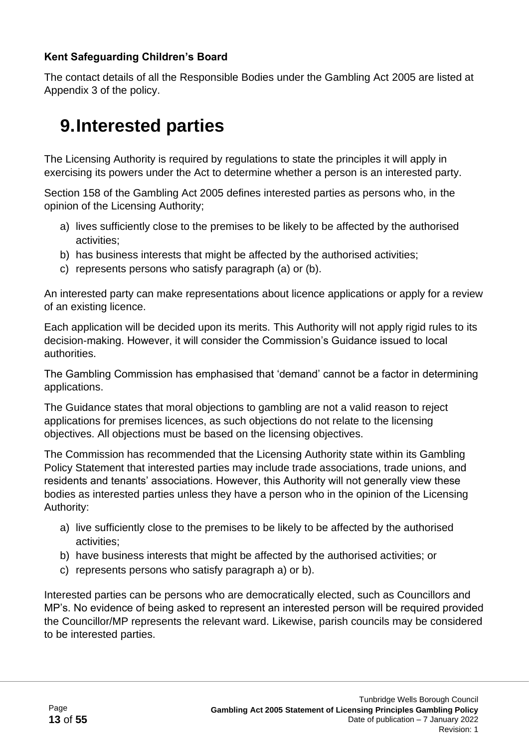**Kent Safeguarding Children's Board**

The contact details of all the Responsible Bodies under the Gambling Act 2005 are listed at Appendix 3 of the policy.

# 9. Interested parties

The Licensing Authority is required by regulations to state the principles it will apply in exercising its powers under the Act to determine whether a person is an interested party.

Section 158 of the Gambling Act 2005 defines interested parties as persons who, in the opinion of the Licensing Authority;

a) lives sufficiently close to the premises to be likely to be affected by the authorised activities;
b) has business interests that might be affected by the authorised activities;
c) represents persons who satisfy paragraph (a) or (b).

An interested party can make representations about licence applications or apply for a review of an existing licence.

Each application will be decided upon its merits. This Authority will not apply rigid rules to its decision-making. However, it will consider the Commission's Guidance issued to local authorities.

The Gambling Commission has emphasised that 'demand' cannot be a factor in determining applications.

The Guidance states that moral objections to gambling are not a valid reason to reject applications for premises licences, as such objections do not relate to the licensing objectives. All objections must be based on the licensing objectives.

The Commission has recommended that the Licensing Authority state within its Gambling Policy Statement that interested parties may include trade associations, trade unions, and residents and tenants' associations. However, this Authority will not generally view these bodies as interested parties unless they have a person who in the opinion of the Licensing Authority:

a) live sufficiently close to the premises to be likely to be affected by the authorised activities;
b) have business interests that might be affected by the authorised activities; or
c) represents persons who satisfy paragraph a) or b).

Interested parties can be persons who are democratically elected, such as Councillors and MP's. No evidence of being asked to represent an interested person will be required provided the Councillor/MP represents the relevant ward. Likewise, parish councils may be considered to be interested parties.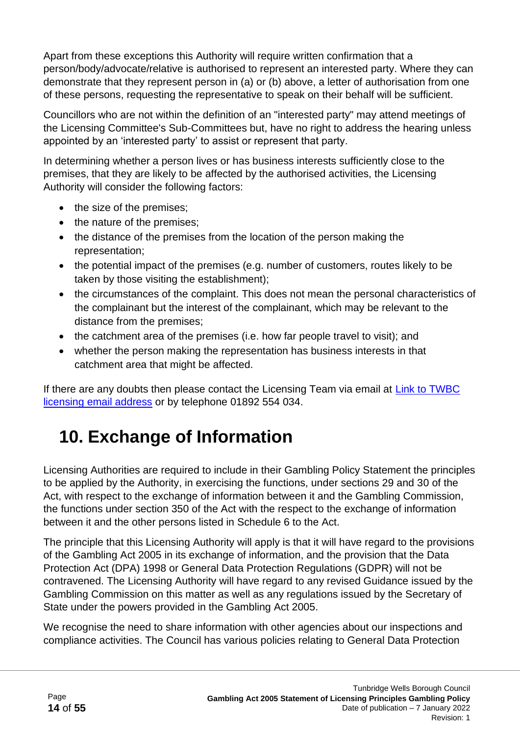Apart from these exceptions this Authority will require written confirmation that a person/body/advocate/relative is authorised to represent an interested party. Where they can demonstrate that they represent person in (a) or (b) above, a letter of authorisation from one of these persons, requesting the representative to speak on their behalf will be sufficient.

Councillors who are not within the definition of an "interested party" may attend meetings of the Licensing Committee's Sub-Committees but, have no right to address the hearing unless appointed by an 'interested party' to assist or represent that party.

In determining whether a person lives or has business interests sufficiently close to the premises, that they are likely to be affected by the authorised activities, the Licensing Authority will consider the following factors:

- the size of the premises;
- the nature of the premises;
- the distance of the premises from the location of the person making the representation;
- the potential impact of the premises (e.g. number of customers, routes likely to be taken by those visiting the establishment);
- the circumstances of the complaint. This does not mean the personal characteristics of the complainant but the interest of the complainant, which may be relevant to the distance from the premises;
- the catchment area of the premises (i.e. how far people travel to visit); and
- whether the person making the representation has business interests in that catchment area that might be affected.

If there are any doubts then please contact the Licensing Team via email at Link to TWBC licensing email address or by telephone 01892 554 034.

# 10. Exchange of Information

Licensing Authorities are required to include in their Gambling Policy Statement the principles to be applied by the Authority, in exercising the functions, under sections 29 and 30 of the Act, with respect to the exchange of information between it and the Gambling Commission, the functions under section 350 of the Act with the respect to the exchange of information between it and the other persons listed in Schedule 6 to the Act.

The principle that this Licensing Authority will apply is that it will have regard to the provisions of the Gambling Act 2005 in its exchange of information, and the provision that the Data Protection Act (DPA) 1998 or General Data Protection Regulations (GDPR) will not be contravened. The Licensing Authority will have regard to any revised Guidance issued by the Gambling Commission on this matter as well as any regulations issued by the Secretary of State under the powers provided in the Gambling Act 2005.

We recognise the need to share information with other agencies about our inspections and compliance activities. The Council has various policies relating to General Data Protection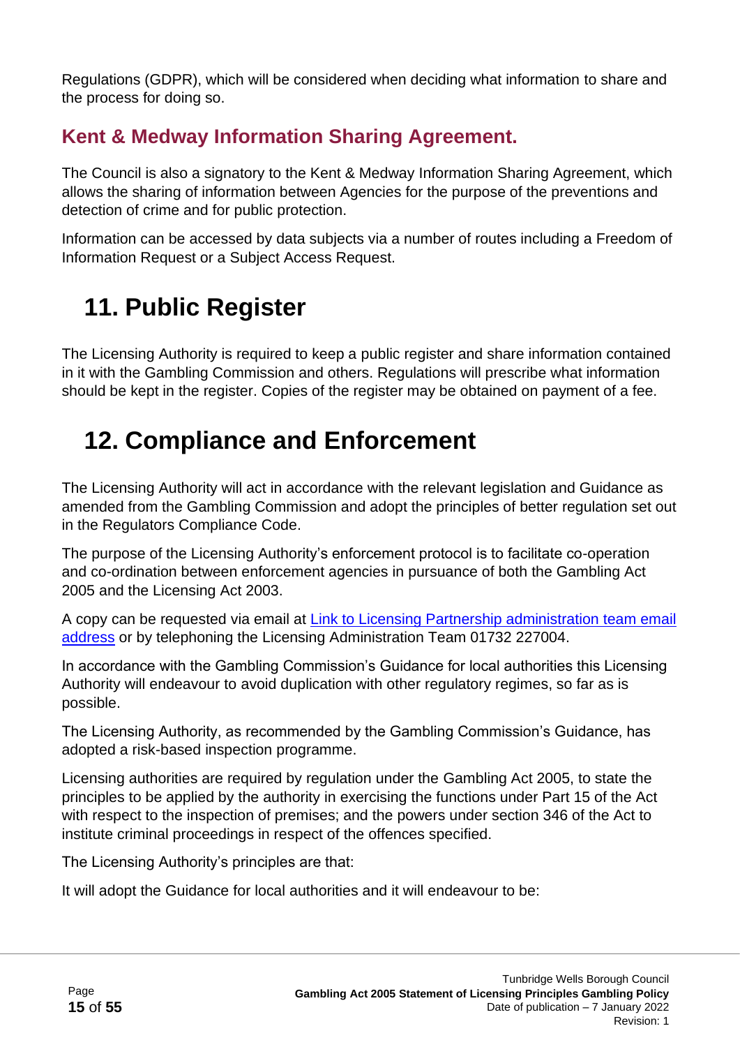Regulations (GDPR), which will be considered when deciding what information to share and the process for doing so.

### Kent & Medway Information Sharing Agreement.

The Council is also a signatory to the Kent & Medway Information Sharing Agreement, which allows the sharing of information between Agencies for the purpose of the preventions and detection of crime and for public protection.

Information can be accessed by data subjects via a number of routes including a Freedom of Information Request or a Subject Access Request.

# 11. Public Register

The Licensing Authority is required to keep a public register and share information contained in it with the Gambling Commission and others. Regulations will prescribe what information should be kept in the register. Copies of the register may be obtained on payment of a fee.

# 12. Compliance and Enforcement

The Licensing Authority will act in accordance with the relevant legislation and Guidance as amended from the Gambling Commission and adopt the principles of better regulation set out in the Regulators Compliance Code.

The purpose of the Licensing Authority's enforcement protocol is to facilitate co-operation and co-ordination between enforcement agencies in pursuance of both the Gambling Act 2005 and the Licensing Act 2003.

A copy can be requested via email at Link to Licensing Partnership administration team email address or by telephoning the Licensing Administration Team 01732 227004.

In accordance with the Gambling Commission's Guidance for local authorities this Licensing Authority will endeavour to avoid duplication with other regulatory regimes, so far as is possible.

The Licensing Authority, as recommended by the Gambling Commission's Guidance, has adopted a risk-based inspection programme.

Licensing authorities are required by regulation under the Gambling Act 2005, to state the principles to be applied by the authority in exercising the functions under Part 15 of the Act with respect to the inspection of premises; and the powers under section 346 of the Act to institute criminal proceedings in respect of the offences specified.

The Licensing Authority's principles are that:

It will adopt the Guidance for local authorities and it will endeavour to be: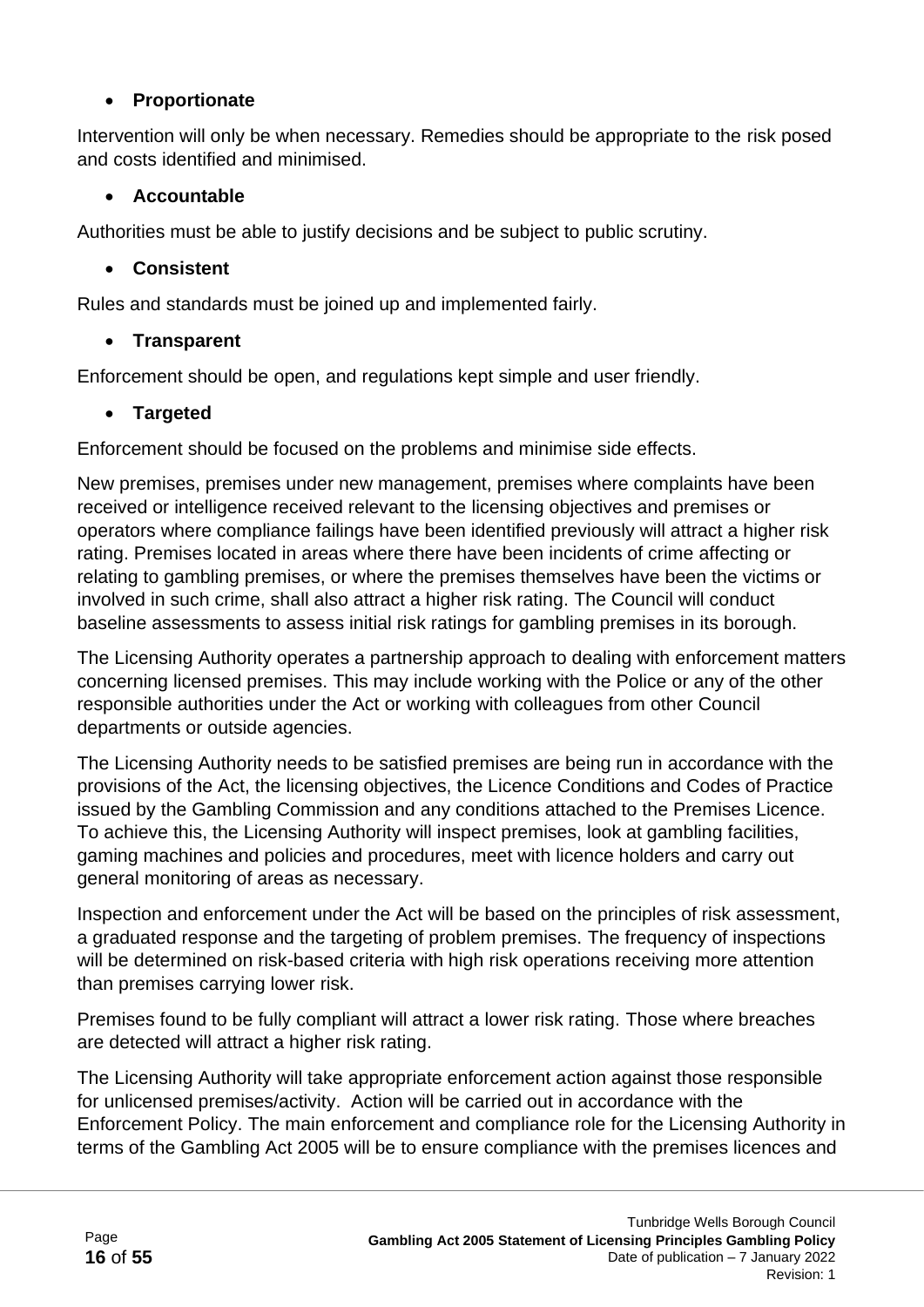- **Proportionate**

Intervention will only be when necessary. Remedies should be appropriate to the risk posed and costs identified and minimised.

- **Accountable**

Authorities must be able to justify decisions and be subject to public scrutiny.

- **Consistent**

Rules and standards must be joined up and implemented fairly.

- **Transparent**

Enforcement should be open, and regulations kept simple and user friendly.

- **Targeted**

Enforcement should be focused on the problems and minimise side effects.

New premises, premises under new management, premises where complaints have been received or intelligence received relevant to the licensing objectives and premises or operators where compliance failings have been identified previously will attract a higher risk rating. Premises located in areas where there have been incidents of crime affecting or relating to gambling premises, or where the premises themselves have been the victims or involved in such crime, shall also attract a higher risk rating. The Council will conduct baseline assessments to assess initial risk ratings for gambling premises in its borough.

The Licensing Authority operates a partnership approach to dealing with enforcement matters concerning licensed premises. This may include working with the Police or any of the other responsible authorities under the Act or working with colleagues from other Council departments or outside agencies.

The Licensing Authority needs to be satisfied premises are being run in accordance with the provisions of the Act, the licensing objectives, the Licence Conditions and Codes of Practice issued by the Gambling Commission and any conditions attached to the Premises Licence. To achieve this, the Licensing Authority will inspect premises, look at gambling facilities, gaming machines and policies and procedures, meet with licence holders and carry out general monitoring of areas as necessary.

Inspection and enforcement under the Act will be based on the principles of risk assessment, a graduated response and the targeting of problem premises. The frequency of inspections will be determined on risk-based criteria with high risk operations receiving more attention than premises carrying lower risk.

Premises found to be fully compliant will attract a lower risk rating. Those where breaches are detected will attract a higher risk rating.

The Licensing Authority will take appropriate enforcement action against those responsible for unlicensed premises/activity. Action will be carried out in accordance with the Enforcement Policy. The main enforcement and compliance role for the Licensing Authority in terms of the Gambling Act 2005 will be to ensure compliance with the premises licences and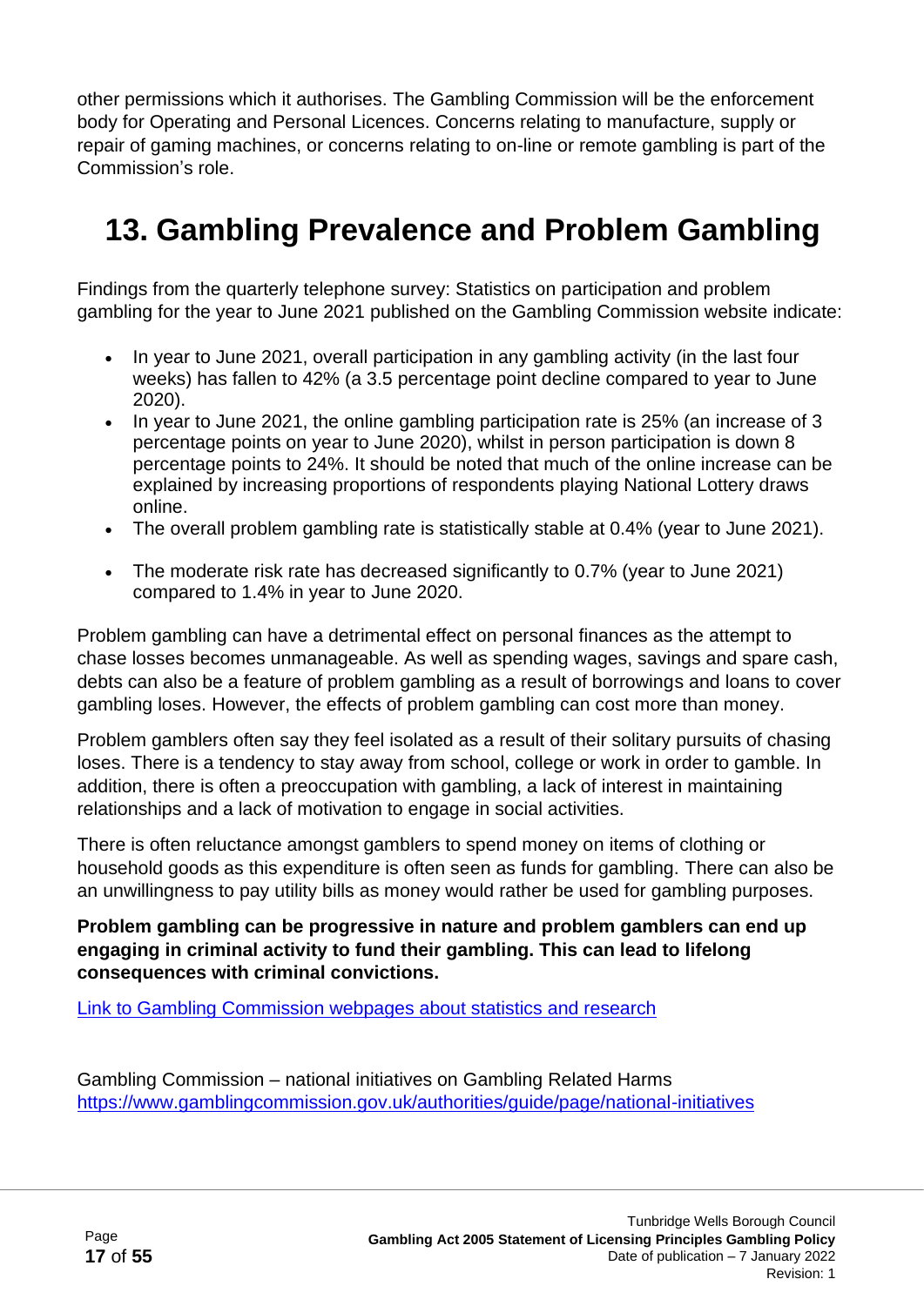other permissions which it authorises. The Gambling Commission will be the enforcement body for Operating and Personal Licences. Concerns relating to manufacture, supply or repair of gaming machines, or concerns relating to on-line or remote gambling is part of the Commission's role.

# 13. Gambling Prevalence and Problem Gambling

Findings from the quarterly telephone survey: Statistics on participation and problem gambling for the year to June 2021 published on the Gambling Commission website indicate:

- In year to June 2021, overall participation in any gambling activity (in the last four weeks) has fallen to 42% (a 3.5 percentage point decline compared to year to June 2020).
- In year to June 2021, the online gambling participation rate is 25% (an increase of 3 percentage points on year to June 2020), whilst in person participation is down 8 percentage points to 24%. It should be noted that much of the online increase can be explained by increasing proportions of respondents playing National Lottery draws online.
- The overall problem gambling rate is statistically stable at 0.4% (year to June 2021).
- The moderate risk rate has decreased significantly to 0.7% (year to June 2021) compared to 1.4% in year to June 2020.

Problem gambling can have a detrimental effect on personal finances as the attempt to chase losses becomes unmanageable. As well as spending wages, savings and spare cash, debts can also be a feature of problem gambling as a result of borrowings and loans to cover gambling loses. However, the effects of problem gambling can cost more than money.

Problem gamblers often say they feel isolated as a result of their solitary pursuits of chasing loses. There is a tendency to stay away from school, college or work in order to gamble. In addition, there is often a preoccupation with gambling, a lack of interest in maintaining relationships and a lack of motivation to engage in social activities.

There is often reluctance amongst gamblers to spend money on items of clothing or household goods as this expenditure is often seen as funds for gambling. There can also be an unwillingness to pay utility bills as money would rather be used for gambling purposes.

**Problem gambling can be progressive in nature and problem gamblers can end up engaging in criminal activity to fund their gambling. This can lead to lifelong consequences with criminal convictions.**

[Link to Gambling Commission webpages about statistics and research]

Gambling Commission – national initiatives on Gambling Related Harms
https://www.gamblingcommission.gov.uk/authorities/guide/page/national-initiatives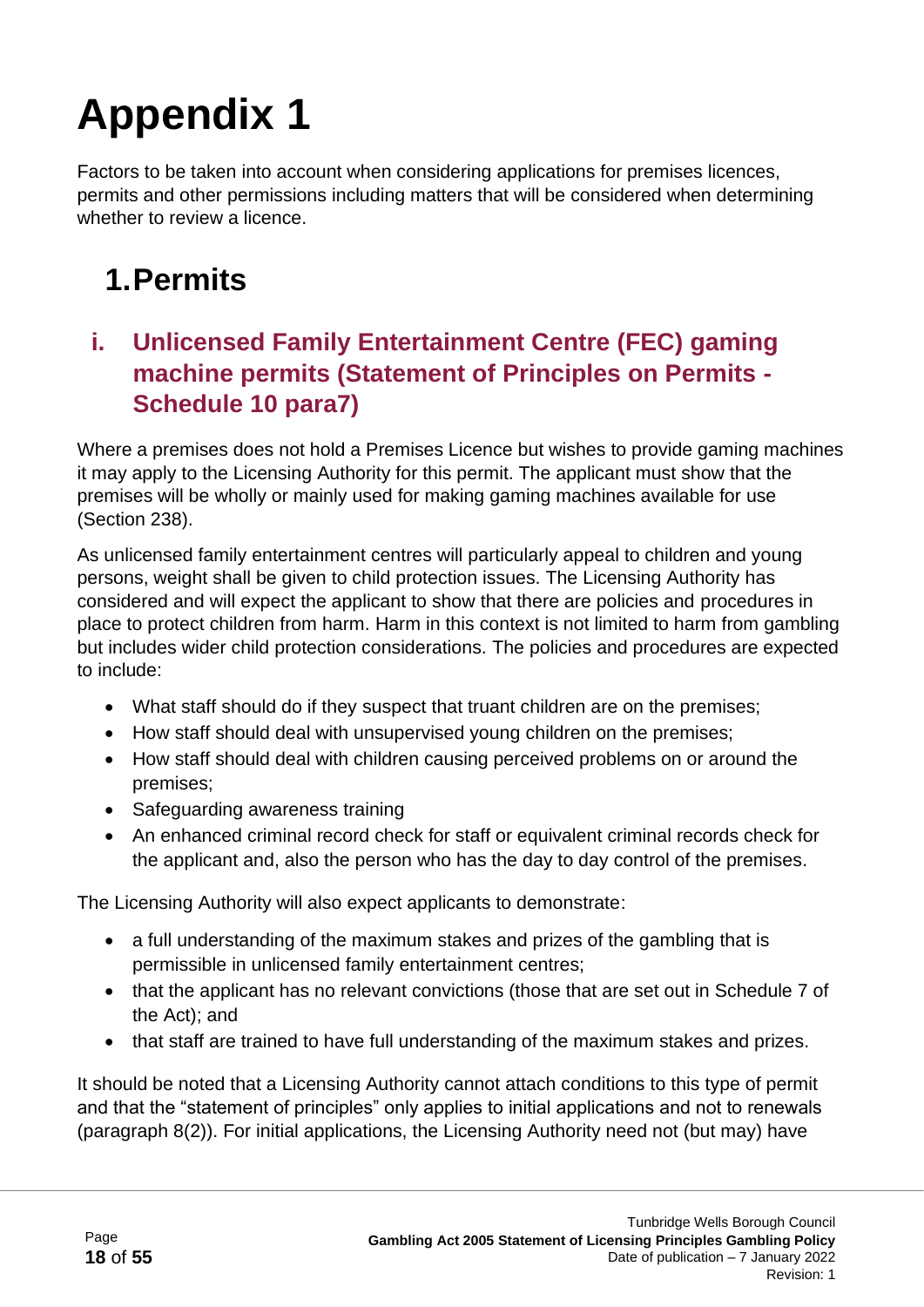# Appendix 1

Factors to be taken into account when considering applications for premises licences, permits and other permissions including matters that will be considered when determining whether to review a licence.

## 1. Permits

### i. Unlicensed Family Entertainment Centre (FEC) gaming machine permits (Statement of Principles on Permits - Schedule 10 para7)

Where a premises does not hold a Premises Licence but wishes to provide gaming machines it may apply to the Licensing Authority for this permit. The applicant must show that the premises will be wholly or mainly used for making gaming machines available for use (Section 238).

As unlicensed family entertainment centres will particularly appeal to children and young persons, weight shall be given to child protection issues. The Licensing Authority has considered and will expect the applicant to show that there are policies and procedures in place to protect children from harm. Harm in this context is not limited to harm from gambling but includes wider child protection considerations. The policies and procedures are expected to include:

- What staff should do if they suspect that truant children are on the premises;
- How staff should deal with unsupervised young children on the premises;
- How staff should deal with children causing perceived problems on or around the premises;
- Safeguarding awareness training
- An enhanced criminal record check for staff or equivalent criminal records check for the applicant and, also the person who has the day to day control of the premises.

The Licensing Authority will also expect applicants to demonstrate:

- a full understanding of the maximum stakes and prizes of the gambling that is permissible in unlicensed family entertainment centres;
- that the applicant has no relevant convictions (those that are set out in Schedule 7 of the Act); and
- that staff are trained to have full understanding of the maximum stakes and prizes.

It should be noted that a Licensing Authority cannot attach conditions to this type of permit and that the "statement of principles" only applies to initial applications and not to renewals (paragraph 8(2)). For initial applications, the Licensing Authority need not (but may) have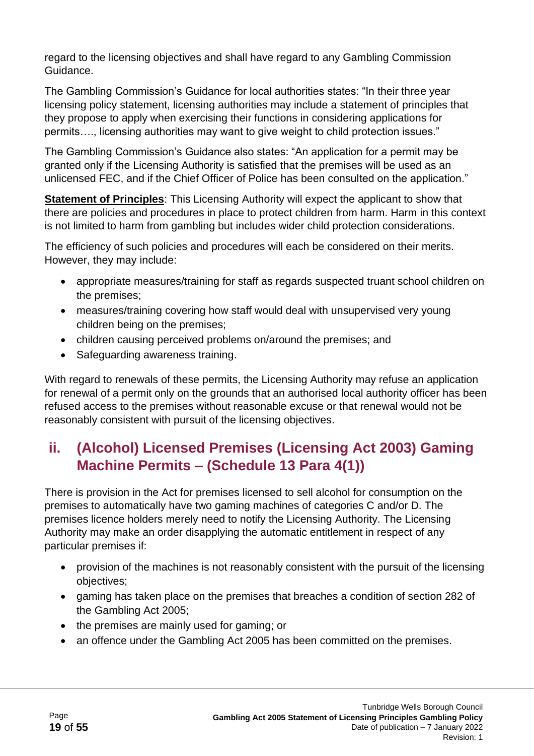regard to the licensing objectives and shall have regard to any Gambling Commission Guidance.

The Gambling Commission's Guidance for local authorities states: "In their three year licensing policy statement, licensing authorities may include a statement of principles that they propose to apply when exercising their functions in considering applications for permits…., licensing authorities may want to give weight to child protection issues."

The Gambling Commission's Guidance also states: "An application for a permit may be granted only if the Licensing Authority is satisfied that the premises will be used as an unlicensed FEC, and if the Chief Officer of Police has been consulted on the application."

**Statement of Principles**: This Licensing Authority will expect the applicant to show that there are policies and procedures in place to protect children from harm. Harm in this context is not limited to harm from gambling but includes wider child protection considerations.

The efficiency of such policies and procedures will each be considered on their merits. However, they may include:

- appropriate measures/training for staff as regards suspected truant school children on the premises;
- measures/training covering how staff would deal with unsupervised very young children being on the premises;
- children causing perceived problems on/around the premises; and
- Safeguarding awareness training.

With regard to renewals of these permits, the Licensing Authority may refuse an application for renewal of a permit only on the grounds that an authorised local authority officer has been refused access to the premises without reasonable excuse or that renewal would not be reasonably consistent with pursuit of the licensing objectives.

## ii. (Alcohol) Licensed Premises (Licensing Act 2003) Gaming Machine Permits – (Schedule 13 Para 4(1))

There is provision in the Act for premises licensed to sell alcohol for consumption on the premises to automatically have two gaming machines of categories C and/or D. The premises licence holders merely need to notify the Licensing Authority. The Licensing Authority may make an order disapplying the automatic entitlement in respect of any particular premises if:

- provision of the machines is not reasonably consistent with the pursuit of the licensing objectives;
- gaming has taken place on the premises that breaches a condition of section 282 of the Gambling Act 2005;
- the premises are mainly used for gaming; or
- an offence under the Gambling Act 2005 has been committed on the premises.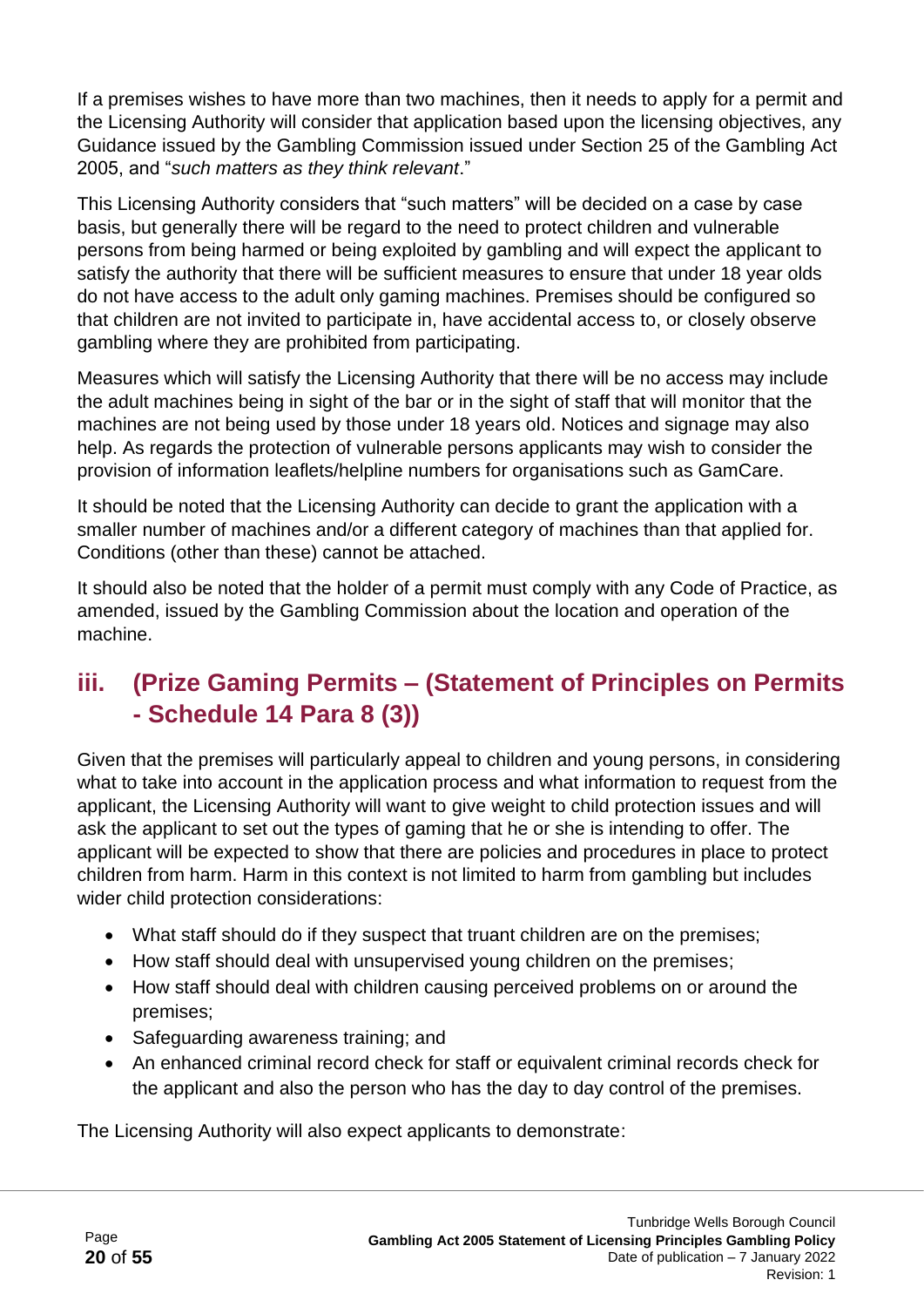If a premises wishes to have more than two machines, then it needs to apply for a permit and the Licensing Authority will consider that application based upon the licensing objectives, any Guidance issued by the Gambling Commission issued under Section 25 of the Gambling Act 2005, and "*such matters as they think relevant*."

This Licensing Authority considers that "such matters" will be decided on a case by case basis, but generally there will be regard to the need to protect children and vulnerable persons from being harmed or being exploited by gambling and will expect the applicant to satisfy the authority that there will be sufficient measures to ensure that under 18 year olds do not have access to the adult only gaming machines. Premises should be configured so that children are not invited to participate in, have accidental access to, or closely observe gambling where they are prohibited from participating.

Measures which will satisfy the Licensing Authority that there will be no access may include the adult machines being in sight of the bar or in the sight of staff that will monitor that the machines are not being used by those under 18 years old. Notices and signage may also help. As regards the protection of vulnerable persons applicants may wish to consider the provision of information leaflets/helpline numbers for organisations such as GamCare.

It should be noted that the Licensing Authority can decide to grant the application with a smaller number of machines and/or a different category of machines than that applied for. Conditions (other than these) cannot be attached.

It should also be noted that the holder of a permit must comply with any Code of Practice, as amended, issued by the Gambling Commission about the location and operation of the machine.

## iii. (Prize Gaming Permits – (Statement of Principles on Permits - Schedule 14 Para 8 (3))

Given that the premises will particularly appeal to children and young persons, in considering what to take into account in the application process and what information to request from the applicant, the Licensing Authority will want to give weight to child protection issues and will ask the applicant to set out the types of gaming that he or she is intending to offer. The applicant will be expected to show that there are policies and procedures in place to protect children from harm. Harm in this context is not limited to harm from gambling but includes wider child protection considerations:

- What staff should do if they suspect that truant children are on the premises;
- How staff should deal with unsupervised young children on the premises;
- How staff should deal with children causing perceived problems on or around the premises;
- Safeguarding awareness training; and
- An enhanced criminal record check for staff or equivalent criminal records check for the applicant and also the person who has the day to day control of the premises.

The Licensing Authority will also expect applicants to demonstrate: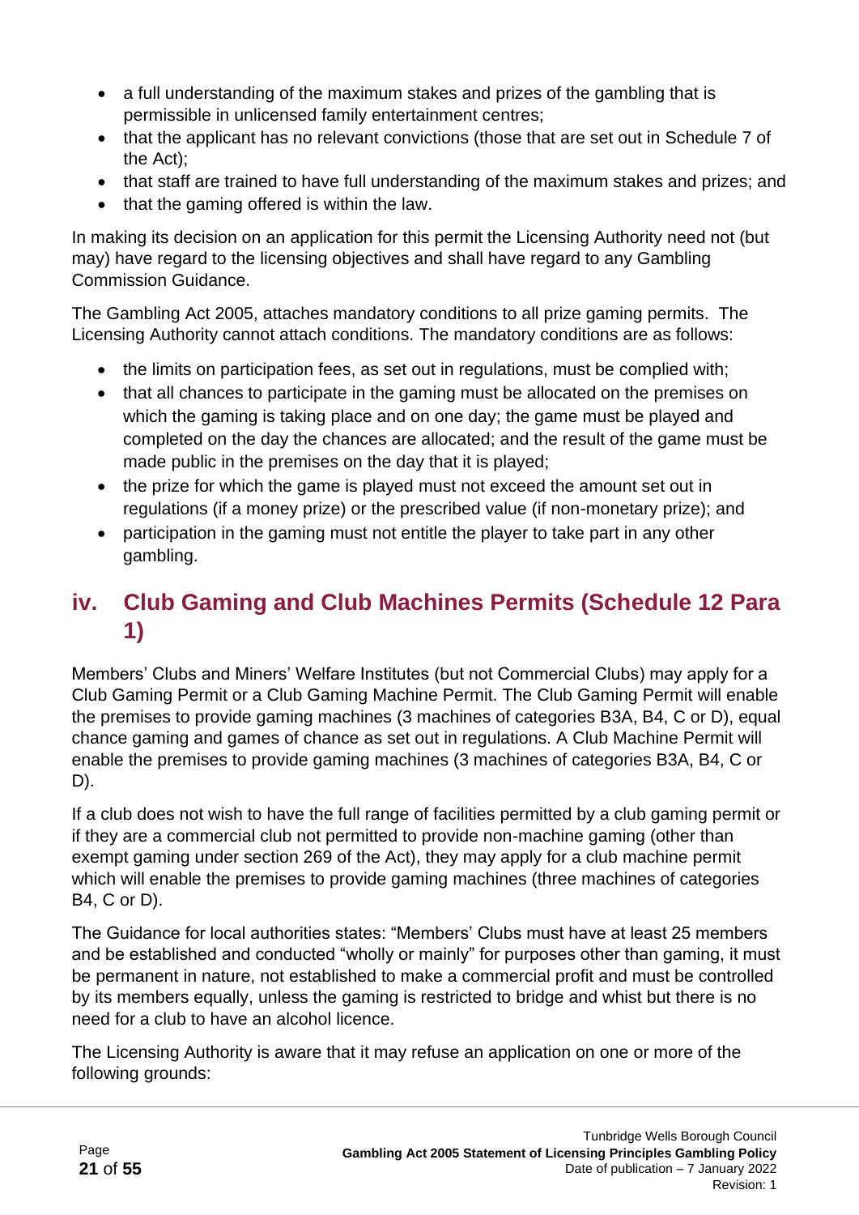- a full understanding of the maximum stakes and prizes of the gambling that is permissible in unlicensed family entertainment centres;
- that the applicant has no relevant convictions (those that are set out in Schedule 7 of the Act);
- that staff are trained to have full understanding of the maximum stakes and prizes; and
- that the gaming offered is within the law.

In making its decision on an application for this permit the Licensing Authority need not (but may) have regard to the licensing objectives and shall have regard to any Gambling Commission Guidance.

The Gambling Act 2005, attaches mandatory conditions to all prize gaming permits. The Licensing Authority cannot attach conditions. The mandatory conditions are as follows:

- the limits on participation fees, as set out in regulations, must be complied with;
- that all chances to participate in the gaming must be allocated on the premises on which the gaming is taking place and on one day; the game must be played and completed on the day the chances are allocated; and the result of the game must be made public in the premises on the day that it is played;
- the prize for which the game is played must not exceed the amount set out in regulations (if a money prize) or the prescribed value (if non-monetary prize); and
- participation in the gaming must not entitle the player to take part in any other gambling.

## iv. Club Gaming and Club Machines Permits (Schedule 12 Para 1)

Members' Clubs and Miners' Welfare Institutes (but not Commercial Clubs) may apply for a Club Gaming Permit or a Club Gaming Machine Permit. The Club Gaming Permit will enable the premises to provide gaming machines (3 machines of categories B3A, B4, C or D), equal chance gaming and games of chance as set out in regulations. A Club Machine Permit will enable the premises to provide gaming machines (3 machines of categories B3A, B4, C or D).

If a club does not wish to have the full range of facilities permitted by a club gaming permit or if they are a commercial club not permitted to provide non-machine gaming (other than exempt gaming under section 269 of the Act), they may apply for a club machine permit which will enable the premises to provide gaming machines (three machines of categories B4, C or D).

The Guidance for local authorities states: "Members' Clubs must have at least 25 members and be established and conducted "wholly or mainly" for purposes other than gaming, it must be permanent in nature, not established to make a commercial profit and must be controlled by its members equally, unless the gaming is restricted to bridge and whist but there is no need for a club to have an alcohol licence.

The Licensing Authority is aware that it may refuse an application on one or more of the following grounds: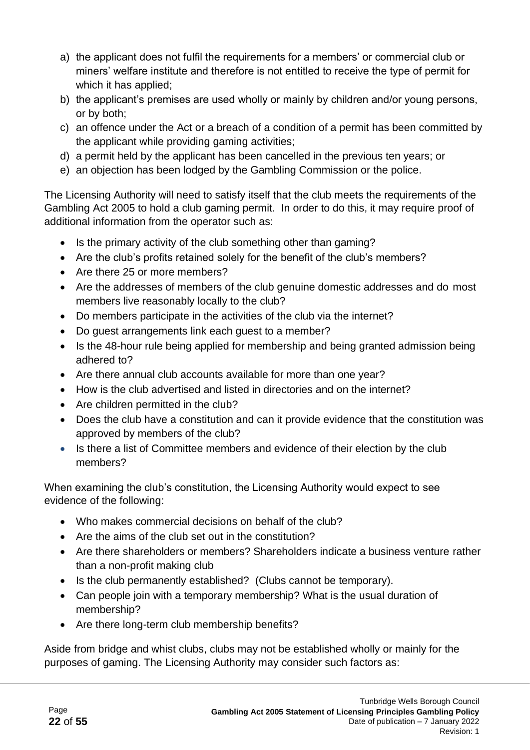a) the applicant does not fulfil the requirements for a members' or commercial club or miners' welfare institute and therefore is not entitled to receive the type of permit for which it has applied;
b) the applicant's premises are used wholly or mainly by children and/or young persons, or by both;
c) an offence under the Act or a breach of a condition of a permit has been committed by the applicant while providing gaming activities;
d) a permit held by the applicant has been cancelled in the previous ten years; or
e) an objection has been lodged by the Gambling Commission or the police.

The Licensing Authority will need to satisfy itself that the club meets the requirements of the Gambling Act 2005 to hold a club gaming permit. In order to do this, it may require proof of additional information from the operator such as:

- Is the primary activity of the club something other than gaming?
- Are the club's profits retained solely for the benefit of the club's members?
- Are there 25 or more members?
- Are the addresses of members of the club genuine domestic addresses and do most members live reasonably locally to the club?
- Do members participate in the activities of the club via the internet?
- Do guest arrangements link each guest to a member?
- Is the 48-hour rule being applied for membership and being granted admission being adhered to?
- Are there annual club accounts available for more than one year?
- How is the club advertised and listed in directories and on the internet?
- Are children permitted in the club?
- Does the club have a constitution and can it provide evidence that the constitution was approved by members of the club?
- Is there a list of Committee members and evidence of their election by the club members?

When examining the club's constitution, the Licensing Authority would expect to see evidence of the following:

- Who makes commercial decisions on behalf of the club?
- Are the aims of the club set out in the constitution?
- Are there shareholders or members? Shareholders indicate a business venture rather than a non-profit making club
- Is the club permanently established? (Clubs cannot be temporary).
- Can people join with a temporary membership? What is the usual duration of membership?
- Are there long-term club membership benefits?

Aside from bridge and whist clubs, clubs may not be established wholly or mainly for the purposes of gaming. The Licensing Authority may consider such factors as: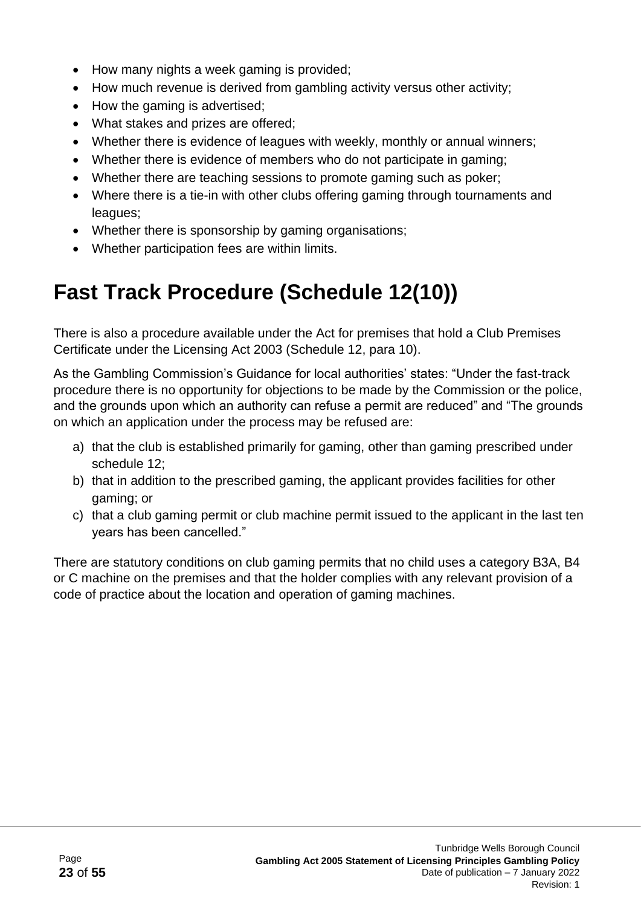- How many nights a week gaming is provided;
- How much revenue is derived from gambling activity versus other activity;
- How the gaming is advertised;
- What stakes and prizes are offered;
- Whether there is evidence of leagues with weekly, monthly or annual winners;
- Whether there is evidence of members who do not participate in gaming;
- Whether there are teaching sessions to promote gaming such as poker;
- Where there is a tie-in with other clubs offering gaming through tournaments and leagues;
- Whether there is sponsorship by gaming organisations;
- Whether participation fees are within limits.

# Fast Track Procedure (Schedule 12(10))

There is also a procedure available under the Act for premises that hold a Club Premises Certificate under the Licensing Act 2003 (Schedule 12, para 10).

As the Gambling Commission's Guidance for local authorities' states: "Under the fast-track procedure there is no opportunity for objections to be made by the Commission or the police, and the grounds upon which an authority can refuse a permit are reduced" and "The grounds on which an application under the process may be refused are:

a) that the club is established primarily for gaming, other than gaming prescribed under schedule 12;
b) that in addition to the prescribed gaming, the applicant provides facilities for other gaming; or
c) that a club gaming permit or club machine permit issued to the applicant in the last ten years has been cancelled."

There are statutory conditions on club gaming permits that no child uses a category B3A, B4 or C machine on the premises and that the holder complies with any relevant provision of a code of practice about the location and operation of gaming machines.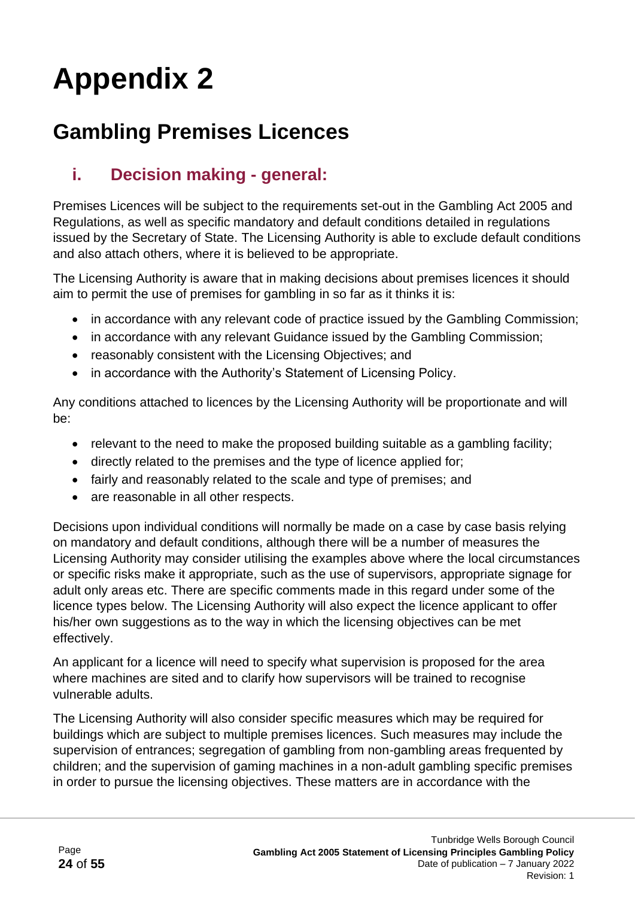# Appendix 2

## Gambling Premises Licences

### i. Decision making - general:

Premises Licences will be subject to the requirements set-out in the Gambling Act 2005 and Regulations, as well as specific mandatory and default conditions detailed in regulations issued by the Secretary of State. The Licensing Authority is able to exclude default conditions and also attach others, where it is believed to be appropriate.

The Licensing Authority is aware that in making decisions about premises licences it should aim to permit the use of premises for gambling in so far as it thinks it is:

- in accordance with any relevant code of practice issued by the Gambling Commission;
- in accordance with any relevant Guidance issued by the Gambling Commission;
- reasonably consistent with the Licensing Objectives; and
- in accordance with the Authority's Statement of Licensing Policy.

Any conditions attached to licences by the Licensing Authority will be proportionate and will be:

- relevant to the need to make the proposed building suitable as a gambling facility;
- directly related to the premises and the type of licence applied for;
- fairly and reasonably related to the scale and type of premises; and
- are reasonable in all other respects.

Decisions upon individual conditions will normally be made on a case by case basis relying on mandatory and default conditions, although there will be a number of measures the Licensing Authority may consider utilising the examples above where the local circumstances or specific risks make it appropriate, such as the use of supervisors, appropriate signage for adult only areas etc. There are specific comments made in this regard under some of the licence types below. The Licensing Authority will also expect the licence applicant to offer his/her own suggestions as to the way in which the licensing objectives can be met effectively.

An applicant for a licence will need to specify what supervision is proposed for the area where machines are sited and to clarify how supervisors will be trained to recognise vulnerable adults.

The Licensing Authority will also consider specific measures which may be required for buildings which are subject to multiple premises licences. Such measures may include the supervision of entrances; segregation of gambling from non-gambling areas frequented by children; and the supervision of gaming machines in a non-adult gambling specific premises in order to pursue the licensing objectives. These matters are in accordance with the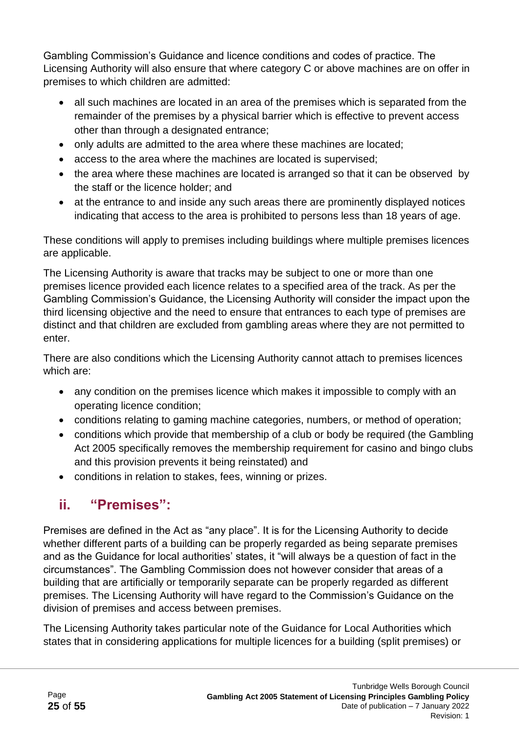Gambling Commission's Guidance and licence conditions and codes of practice. The Licensing Authority will also ensure that where category C or above machines are on offer in premises to which children are admitted:

- all such machines are located in an area of the premises which is separated from the remainder of the premises by a physical barrier which is effective to prevent access other than through a designated entrance;
- only adults are admitted to the area where these machines are located;
- access to the area where the machines are located is supervised;
- the area where these machines are located is arranged so that it can be observed by the staff or the licence holder; and
- at the entrance to and inside any such areas there are prominently displayed notices indicating that access to the area is prohibited to persons less than 18 years of age.

These conditions will apply to premises including buildings where multiple premises licences are applicable.

The Licensing Authority is aware that tracks may be subject to one or more than one premises licence provided each licence relates to a specified area of the track. As per the Gambling Commission's Guidance, the Licensing Authority will consider the impact upon the third licensing objective and the need to ensure that entrances to each type of premises are distinct and that children are excluded from gambling areas where they are not permitted to enter.

There are also conditions which the Licensing Authority cannot attach to premises licences which are:

- any condition on the premises licence which makes it impossible to comply with an operating licence condition;
- conditions relating to gaming machine categories, numbers, or method of operation;
- conditions which provide that membership of a club or body be required (the Gambling Act 2005 specifically removes the membership requirement for casino and bingo clubs and this provision prevents it being reinstated) and
- conditions in relation to stakes, fees, winning or prizes.

## ii. "Premises":

Premises are defined in the Act as "any place". It is for the Licensing Authority to decide whether different parts of a building can be properly regarded as being separate premises and as the Guidance for local authorities' states, it "will always be a question of fact in the circumstances". The Gambling Commission does not however consider that areas of a building that are artificially or temporarily separate can be properly regarded as different premises. The Licensing Authority will have regard to the Commission's Guidance on the division of premises and access between premises.

The Licensing Authority takes particular note of the Guidance for Local Authorities which states that in considering applications for multiple licences for a building (split premises) or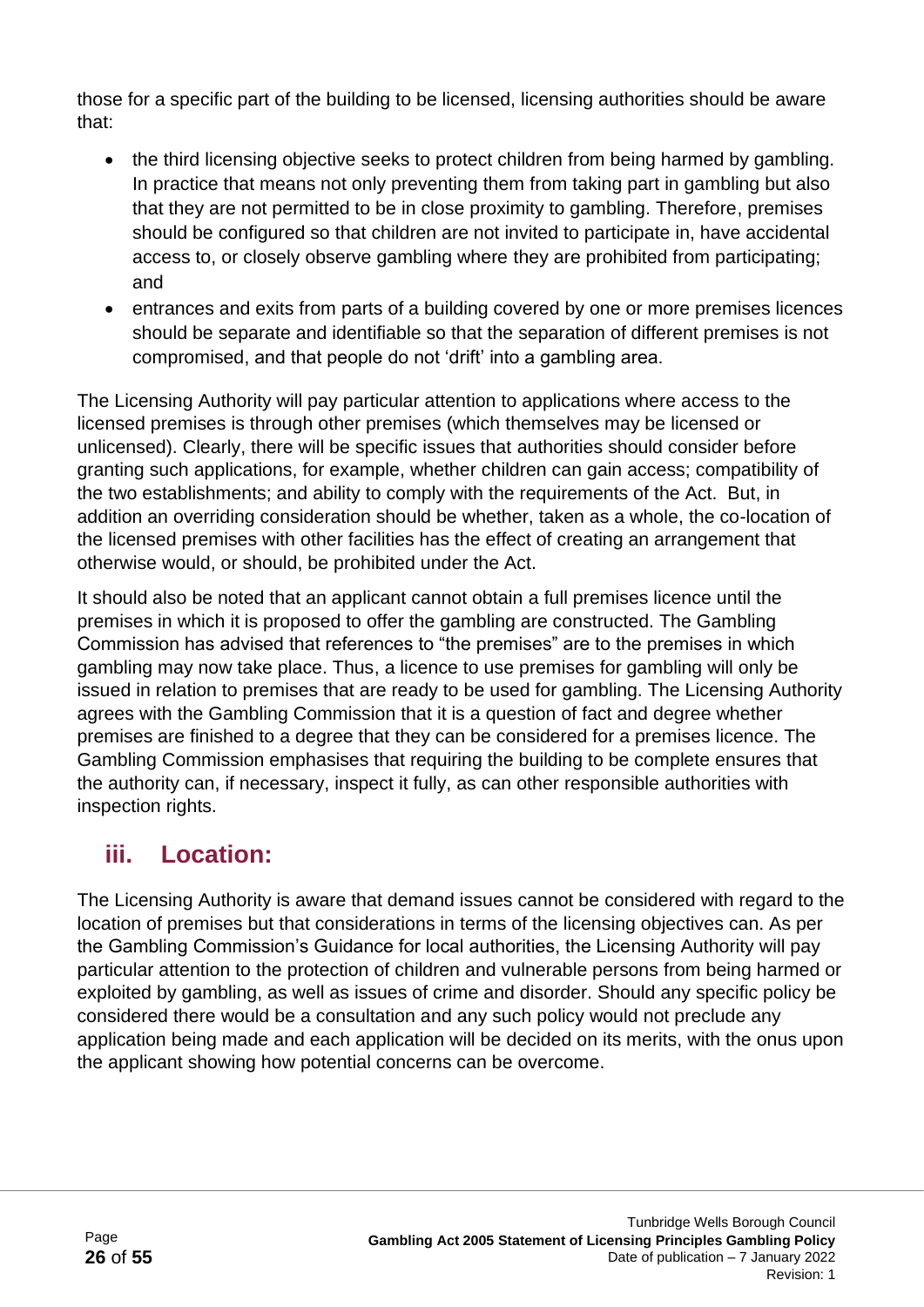those for a specific part of the building to be licensed, licensing authorities should be aware that:

- the third licensing objective seeks to protect children from being harmed by gambling. In practice that means not only preventing them from taking part in gambling but also that they are not permitted to be in close proximity to gambling. Therefore, premises should be configured so that children are not invited to participate in, have accidental access to, or closely observe gambling where they are prohibited from participating; and
- entrances and exits from parts of a building covered by one or more premises licences should be separate and identifiable so that the separation of different premises is not compromised, and that people do not 'drift' into a gambling area.

The Licensing Authority will pay particular attention to applications where access to the licensed premises is through other premises (which themselves may be licensed or unlicensed). Clearly, there will be specific issues that authorities should consider before granting such applications, for example, whether children can gain access; compatibility of the two establishments; and ability to comply with the requirements of the Act. But, in addition an overriding consideration should be whether, taken as a whole, the co-location of the licensed premises with other facilities has the effect of creating an arrangement that otherwise would, or should, be prohibited under the Act.

It should also be noted that an applicant cannot obtain a full premises licence until the premises in which it is proposed to offer the gambling are constructed. The Gambling Commission has advised that references to "the premises" are to the premises in which gambling may now take place. Thus, a licence to use premises for gambling will only be issued in relation to premises that are ready to be used for gambling. The Licensing Authority agrees with the Gambling Commission that it is a question of fact and degree whether premises are finished to a degree that they can be considered for a premises licence. The Gambling Commission emphasises that requiring the building to be complete ensures that the authority can, if necessary, inspect it fully, as can other responsible authorities with inspection rights.

## iii. Location:

The Licensing Authority is aware that demand issues cannot be considered with regard to the location of premises but that considerations in terms of the licensing objectives can. As per the Gambling Commission's Guidance for local authorities, the Licensing Authority will pay particular attention to the protection of children and vulnerable persons from being harmed or exploited by gambling, as well as issues of crime and disorder. Should any specific policy be considered there would be a consultation and any such policy would not preclude any application being made and each application will be decided on its merits, with the onus upon the applicant showing how potential concerns can be overcome.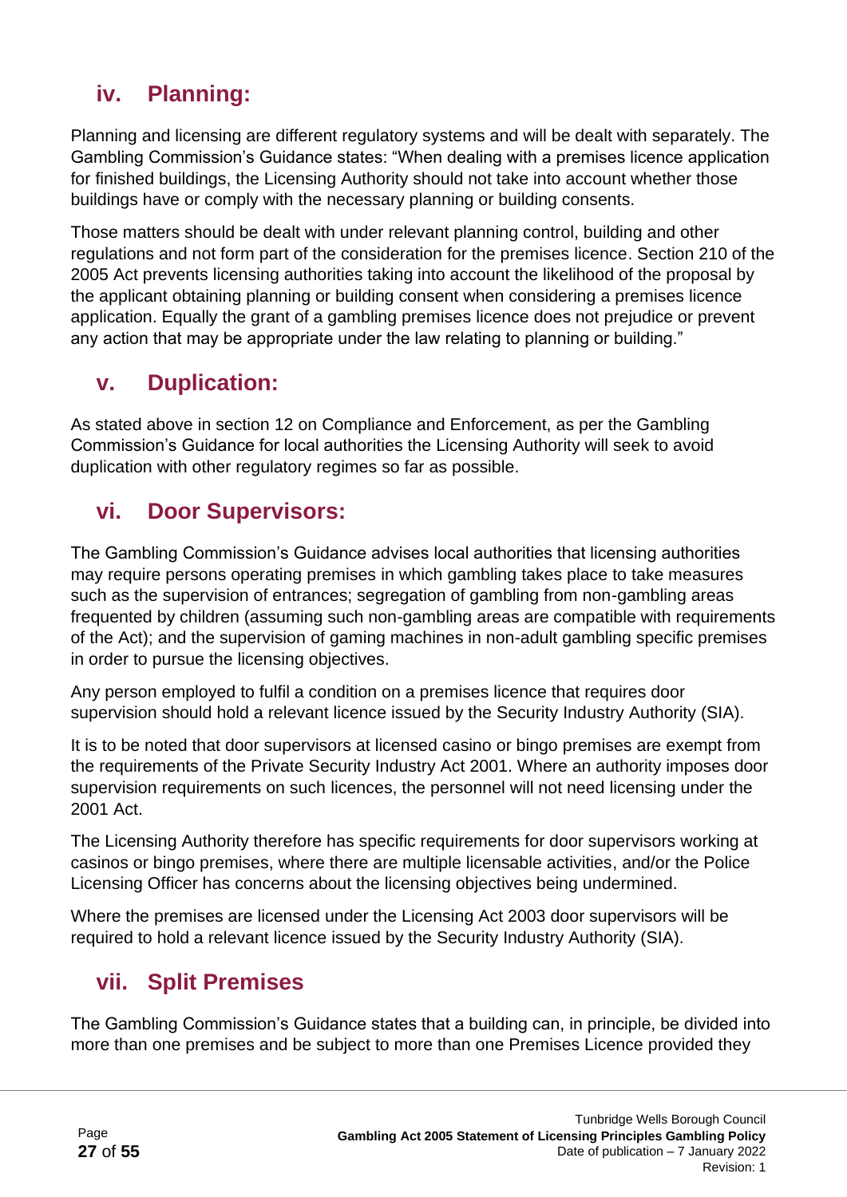## iv. Planning:

Planning and licensing are different regulatory systems and will be dealt with separately. The Gambling Commission's Guidance states: "When dealing with a premises licence application for finished buildings, the Licensing Authority should not take into account whether those buildings have or comply with the necessary planning or building consents.

Those matters should be dealt with under relevant planning control, building and other regulations and not form part of the consideration for the premises licence. Section 210 of the 2005 Act prevents licensing authorities taking into account the likelihood of the proposal by the applicant obtaining planning or building consent when considering a premises licence application. Equally the grant of a gambling premises licence does not prejudice or prevent any action that may be appropriate under the law relating to planning or building."

## v. Duplication:

As stated above in section 12 on Compliance and Enforcement, as per the Gambling Commission's Guidance for local authorities the Licensing Authority will seek to avoid duplication with other regulatory regimes so far as possible.

## vi. Door Supervisors:

The Gambling Commission's Guidance advises local authorities that licensing authorities may require persons operating premises in which gambling takes place to take measures such as the supervision of entrances; segregation of gambling from non-gambling areas frequented by children (assuming such non-gambling areas are compatible with requirements of the Act); and the supervision of gaming machines in non-adult gambling specific premises in order to pursue the licensing objectives.

Any person employed to fulfil a condition on a premises licence that requires door supervision should hold a relevant licence issued by the Security Industry Authority (SIA).

It is to be noted that door supervisors at licensed casino or bingo premises are exempt from the requirements of the Private Security Industry Act 2001. Where an authority imposes door supervision requirements on such licences, the personnel will not need licensing under the 2001 Act.

The Licensing Authority therefore has specific requirements for door supervisors working at casinos or bingo premises, where there are multiple licensable activities, and/or the Police Licensing Officer has concerns about the licensing objectives being undermined.

Where the premises are licensed under the Licensing Act 2003 door supervisors will be required to hold a relevant licence issued by the Security Industry Authority (SIA).

## vii. Split Premises

The Gambling Commission's Guidance states that a building can, in principle, be divided into more than one premises and be subject to more than one Premises Licence provided they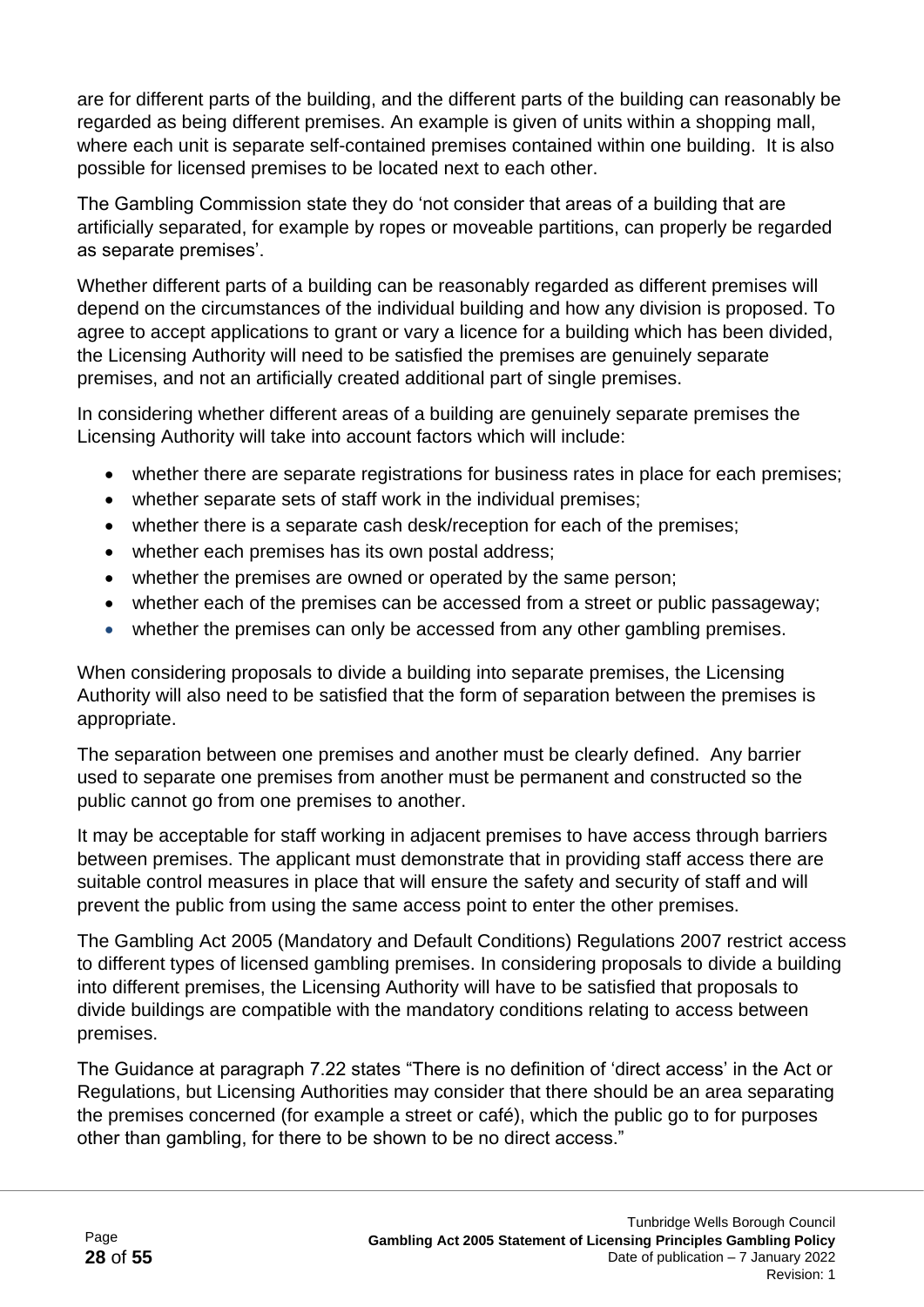are for different parts of the building, and the different parts of the building can reasonably be regarded as being different premises. An example is given of units within a shopping mall, where each unit is separate self-contained premises contained within one building. It is also possible for licensed premises to be located next to each other.

The Gambling Commission state they do 'not consider that areas of a building that are artificially separated, for example by ropes or moveable partitions, can properly be regarded as separate premises'.

Whether different parts of a building can be reasonably regarded as different premises will depend on the circumstances of the individual building and how any division is proposed. To agree to accept applications to grant or vary a licence for a building which has been divided, the Licensing Authority will need to be satisfied the premises are genuinely separate premises, and not an artificially created additional part of single premises.

In considering whether different areas of a building are genuinely separate premises the Licensing Authority will take into account factors which will include:

- whether there are separate registrations for business rates in place for each premises;
- whether separate sets of staff work in the individual premises;
- whether there is a separate cash desk/reception for each of the premises;
- whether each premises has its own postal address;
- whether the premises are owned or operated by the same person;
- whether each of the premises can be accessed from a street or public passageway;
- whether the premises can only be accessed from any other gambling premises.

When considering proposals to divide a building into separate premises, the Licensing Authority will also need to be satisfied that the form of separation between the premises is appropriate.

The separation between one premises and another must be clearly defined. Any barrier used to separate one premises from another must be permanent and constructed so the public cannot go from one premises to another.

It may be acceptable for staff working in adjacent premises to have access through barriers between premises. The applicant must demonstrate that in providing staff access there are suitable control measures in place that will ensure the safety and security of staff and will prevent the public from using the same access point to enter the other premises.

The Gambling Act 2005 (Mandatory and Default Conditions) Regulations 2007 restrict access to different types of licensed gambling premises. In considering proposals to divide a building into different premises, the Licensing Authority will have to be satisfied that proposals to divide buildings are compatible with the mandatory conditions relating to access between premises.

The Guidance at paragraph 7.22 states "There is no definition of 'direct access' in the Act or Regulations, but Licensing Authorities may consider that there should be an area separating the premises concerned (for example a street or café), which the public go to for purposes other than gambling, for there to be shown to be no direct access."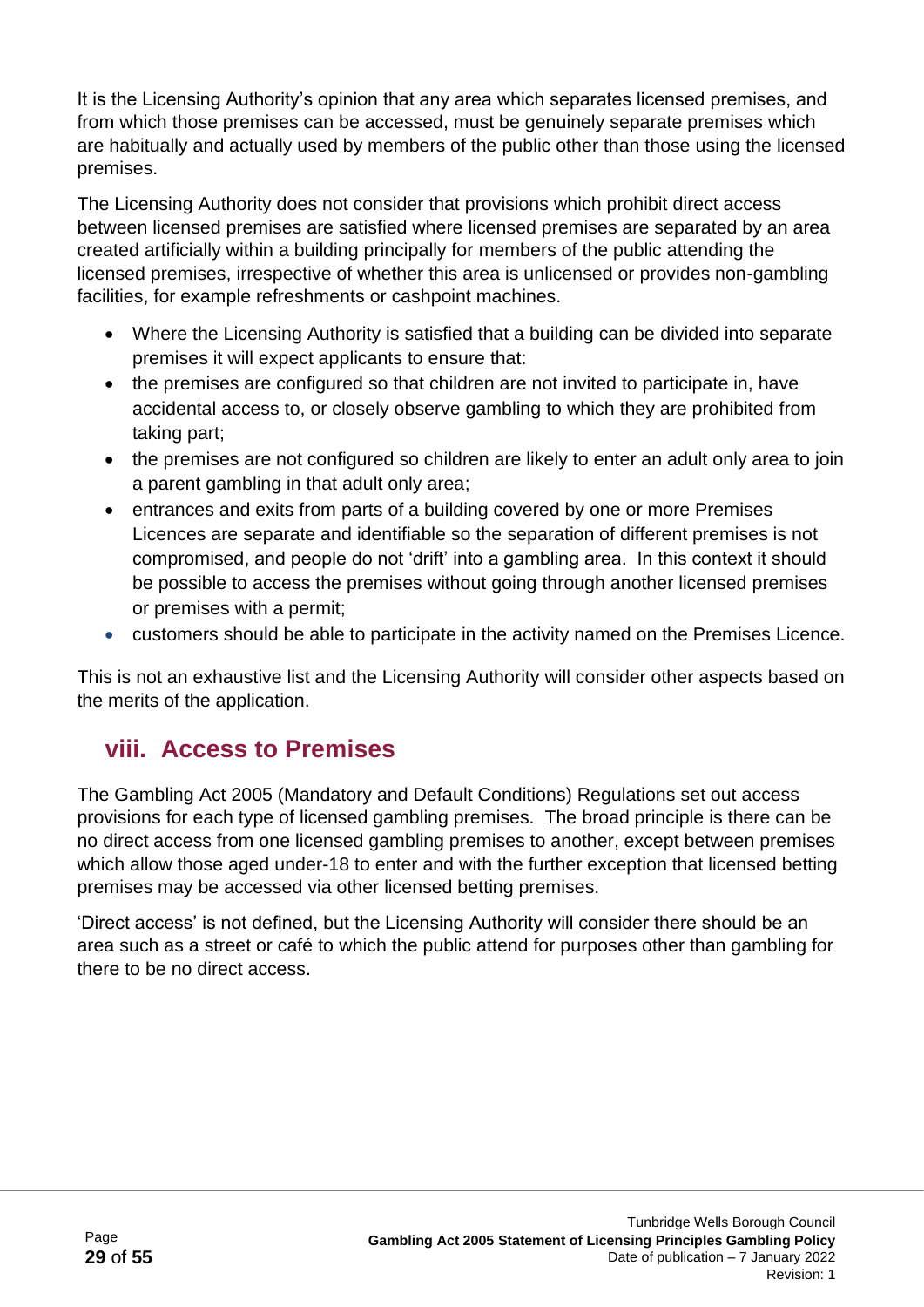It is the Licensing Authority's opinion that any area which separates licensed premises, and from which those premises can be accessed, must be genuinely separate premises which are habitually and actually used by members of the public other than those using the licensed premises.

The Licensing Authority does not consider that provisions which prohibit direct access between licensed premises are satisfied where licensed premises are separated by an area created artificially within a building principally for members of the public attending the licensed premises, irrespective of whether this area is unlicensed or provides non-gambling facilities, for example refreshments or cashpoint machines.

- Where the Licensing Authority is satisfied that a building can be divided into separate premises it will expect applicants to ensure that:
- the premises are configured so that children are not invited to participate in, have accidental access to, or closely observe gambling to which they are prohibited from taking part;
- the premises are not configured so children are likely to enter an adult only area to join a parent gambling in that adult only area;
- entrances and exits from parts of a building covered by one or more Premises Licences are separate and identifiable so the separation of different premises is not compromised, and people do not 'drift' into a gambling area. In this context it should be possible to access the premises without going through another licensed premises or premises with a permit;
- customers should be able to participate in the activity named on the Premises Licence.

This is not an exhaustive list and the Licensing Authority will consider other aspects based on the merits of the application.

## viii. Access to Premises

The Gambling Act 2005 (Mandatory and Default Conditions) Regulations set out access provisions for each type of licensed gambling premises. The broad principle is there can be no direct access from one licensed gambling premises to another, except between premises which allow those aged under-18 to enter and with the further exception that licensed betting premises may be accessed via other licensed betting premises.

'Direct access' is not defined, but the Licensing Authority will consider there should be an area such as a street or café to which the public attend for purposes other than gambling for there to be no direct access.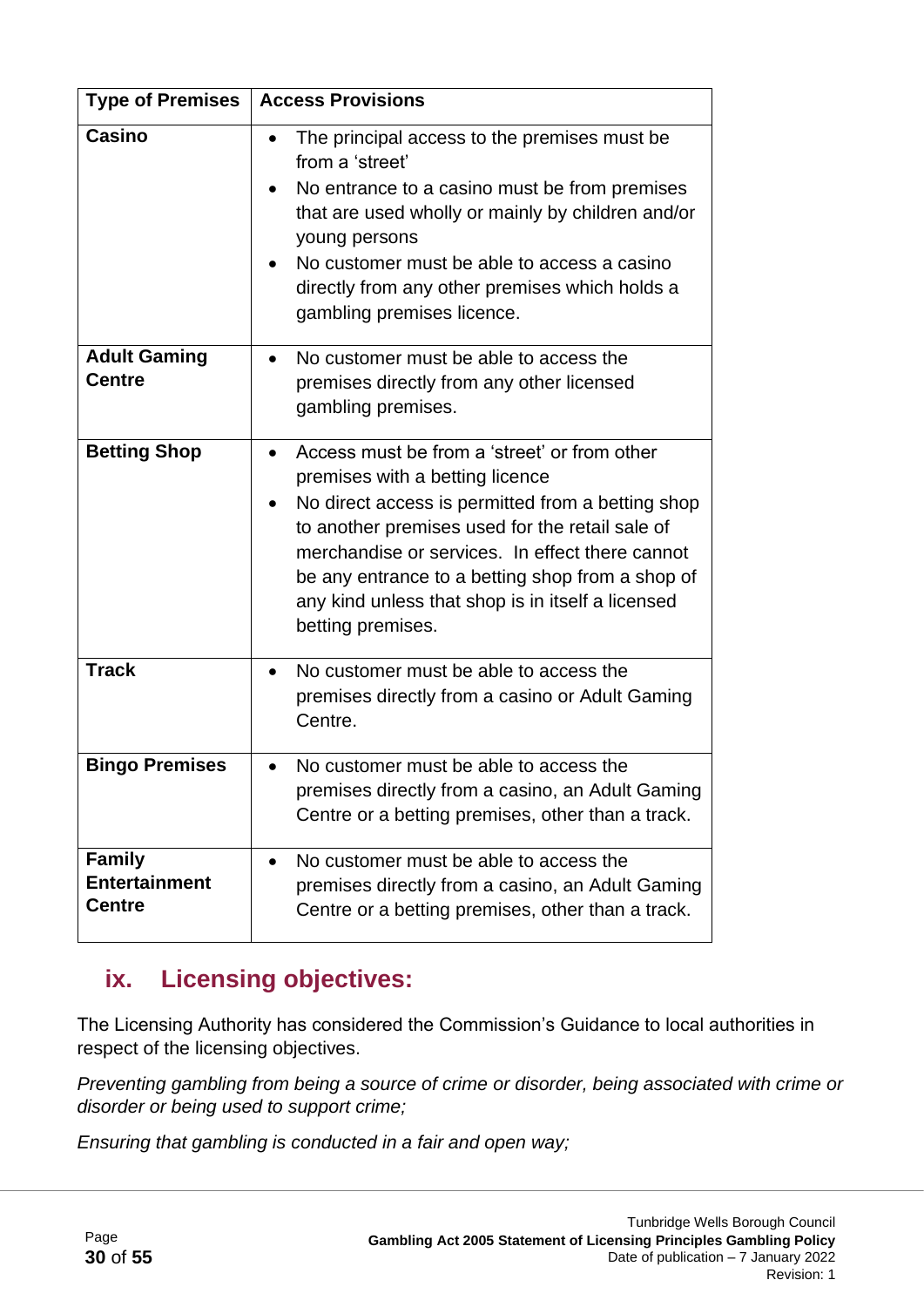| Type of Premises | Access Provisions |
|---|---|
| **Casino** | • The principal access to the premises must be from a 'street'<br>• No entrance to a casino must be from premises that are used wholly or mainly by children and/or young persons<br>• No customer must be able to access a casino directly from any other premises which holds a gambling premises licence. |
| **Adult Gaming Centre** | • No customer must be able to access the premises directly from any other licensed gambling premises. |
| **Betting Shop** | • Access must be from a 'street' or from other premises with a betting licence<br>• No direct access is permitted from a betting shop to another premises used for the retail sale of merchandise or services. In effect there cannot be any entrance to a betting shop from a shop of any kind unless that shop is in itself a licensed betting premises. |
| **Track** | • No customer must be able to access the premises directly from a casino or Adult Gaming Centre. |
| **Bingo Premises** | • No customer must be able to access the premises directly from a casino, an Adult Gaming Centre or a betting premises, other than a track. |
| **Family Entertainment Centre** | • No customer must be able to access the premises directly from a casino, an Adult Gaming Centre or a betting premises, other than a track. |

## ix. Licensing objectives:

The Licensing Authority has considered the Commission's Guidance to local authorities in respect of the licensing objectives.

*Preventing gambling from being a source of crime or disorder, being associated with crime or disorder or being used to support crime;*

*Ensuring that gambling is conducted in a fair and open way;*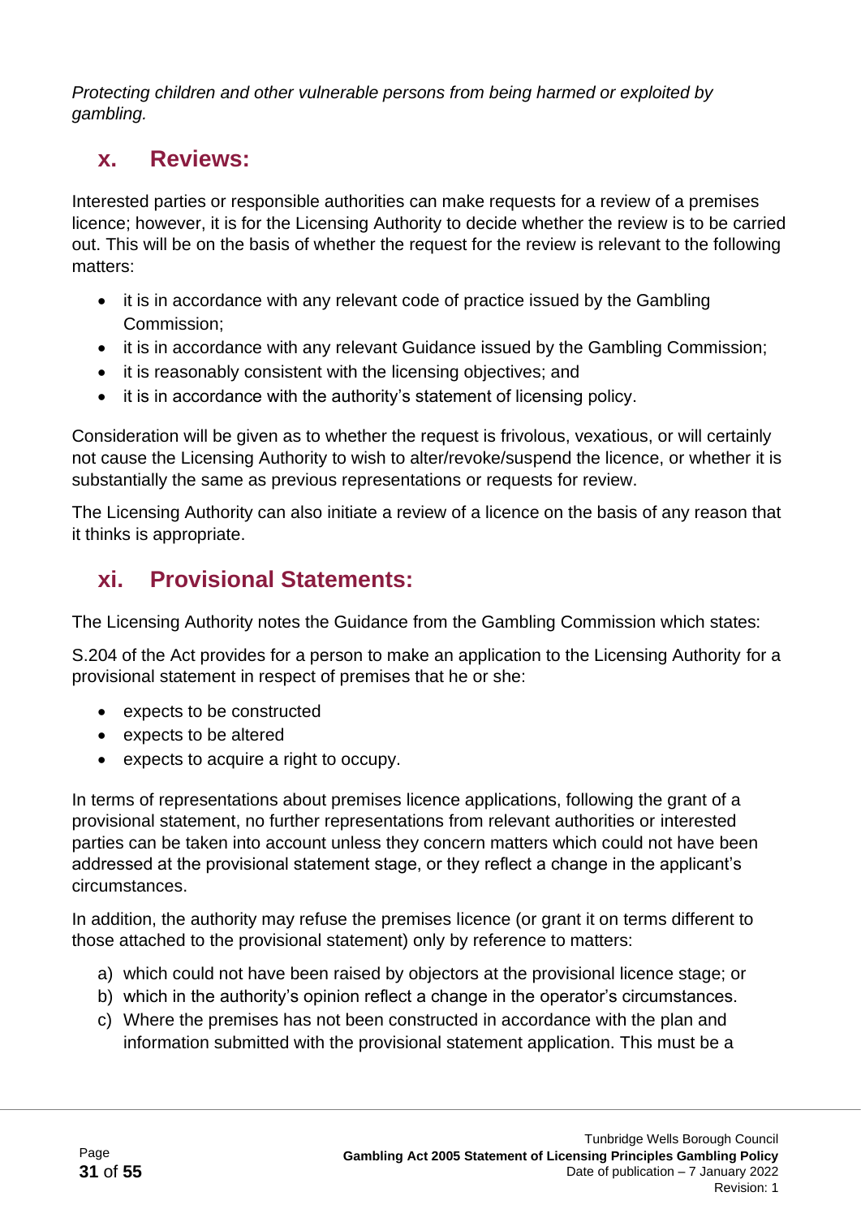*Protecting children and other vulnerable persons from being harmed or exploited by gambling.*

## x. Reviews:

Interested parties or responsible authorities can make requests for a review of a premises licence; however, it is for the Licensing Authority to decide whether the review is to be carried out. This will be on the basis of whether the request for the review is relevant to the following matters:

- it is in accordance with any relevant code of practice issued by the Gambling Commission;
- it is in accordance with any relevant Guidance issued by the Gambling Commission;
- it is reasonably consistent with the licensing objectives; and
- it is in accordance with the authority's statement of licensing policy.

Consideration will be given as to whether the request is frivolous, vexatious, or will certainly not cause the Licensing Authority to wish to alter/revoke/suspend the licence, or whether it is substantially the same as previous representations or requests for review.

The Licensing Authority can also initiate a review of a licence on the basis of any reason that it thinks is appropriate.

## xi. Provisional Statements:

The Licensing Authority notes the Guidance from the Gambling Commission which states:

S.204 of the Act provides for a person to make an application to the Licensing Authority for a provisional statement in respect of premises that he or she:

- expects to be constructed
- expects to be altered
- expects to acquire a right to occupy.

In terms of representations about premises licence applications, following the grant of a provisional statement, no further representations from relevant authorities or interested parties can be taken into account unless they concern matters which could not have been addressed at the provisional statement stage, or they reflect a change in the applicant's circumstances.

In addition, the authority may refuse the premises licence (or grant it on terms different to those attached to the provisional statement) only by reference to matters:

a) which could not have been raised by objectors at the provisional licence stage; or
b) which in the authority's opinion reflect a change in the operator's circumstances.
c) Where the premises has not been constructed in accordance with the plan and information submitted with the provisional statement application. This must be a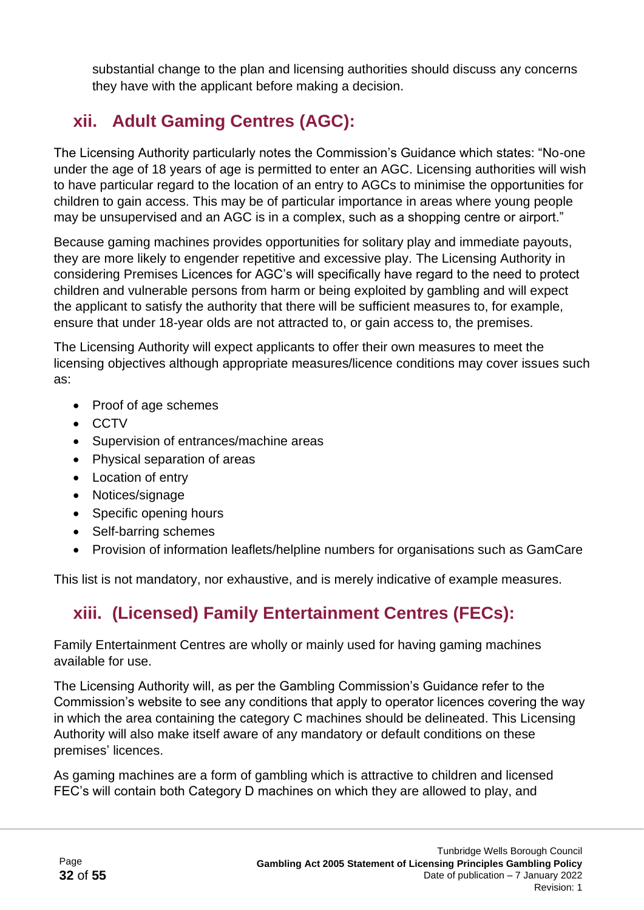substantial change to the plan and licensing authorities should discuss any concerns they have with the applicant before making a decision.

## xii. Adult Gaming Centres (AGC):

The Licensing Authority particularly notes the Commission's Guidance which states: "No-one under the age of 18 years of age is permitted to enter an AGC. Licensing authorities will wish to have particular regard to the location of an entry to AGCs to minimise the opportunities for children to gain access. This may be of particular importance in areas where young people may be unsupervised and an AGC is in a complex, such as a shopping centre or airport."

Because gaming machines provides opportunities for solitary play and immediate payouts, they are more likely to engender repetitive and excessive play. The Licensing Authority in considering Premises Licences for AGC's will specifically have regard to the need to protect children and vulnerable persons from harm or being exploited by gambling and will expect the applicant to satisfy the authority that there will be sufficient measures to, for example, ensure that under 18-year olds are not attracted to, or gain access to, the premises.

The Licensing Authority will expect applicants to offer their own measures to meet the licensing objectives although appropriate measures/licence conditions may cover issues such as:

- Proof of age schemes
- CCTV
- Supervision of entrances/machine areas
- Physical separation of areas
- Location of entry
- Notices/signage
- Specific opening hours
- Self-barring schemes
- Provision of information leaflets/helpline numbers for organisations such as GamCare

This list is not mandatory, nor exhaustive, and is merely indicative of example measures.

## xiii. (Licensed) Family Entertainment Centres (FECs):

Family Entertainment Centres are wholly or mainly used for having gaming machines available for use.

The Licensing Authority will, as per the Gambling Commission's Guidance refer to the Commission's website to see any conditions that apply to operator licences covering the way in which the area containing the category C machines should be delineated. This Licensing Authority will also make itself aware of any mandatory or default conditions on these premises' licences.

As gaming machines are a form of gambling which is attractive to children and licensed FEC's will contain both Category D machines on which they are allowed to play, and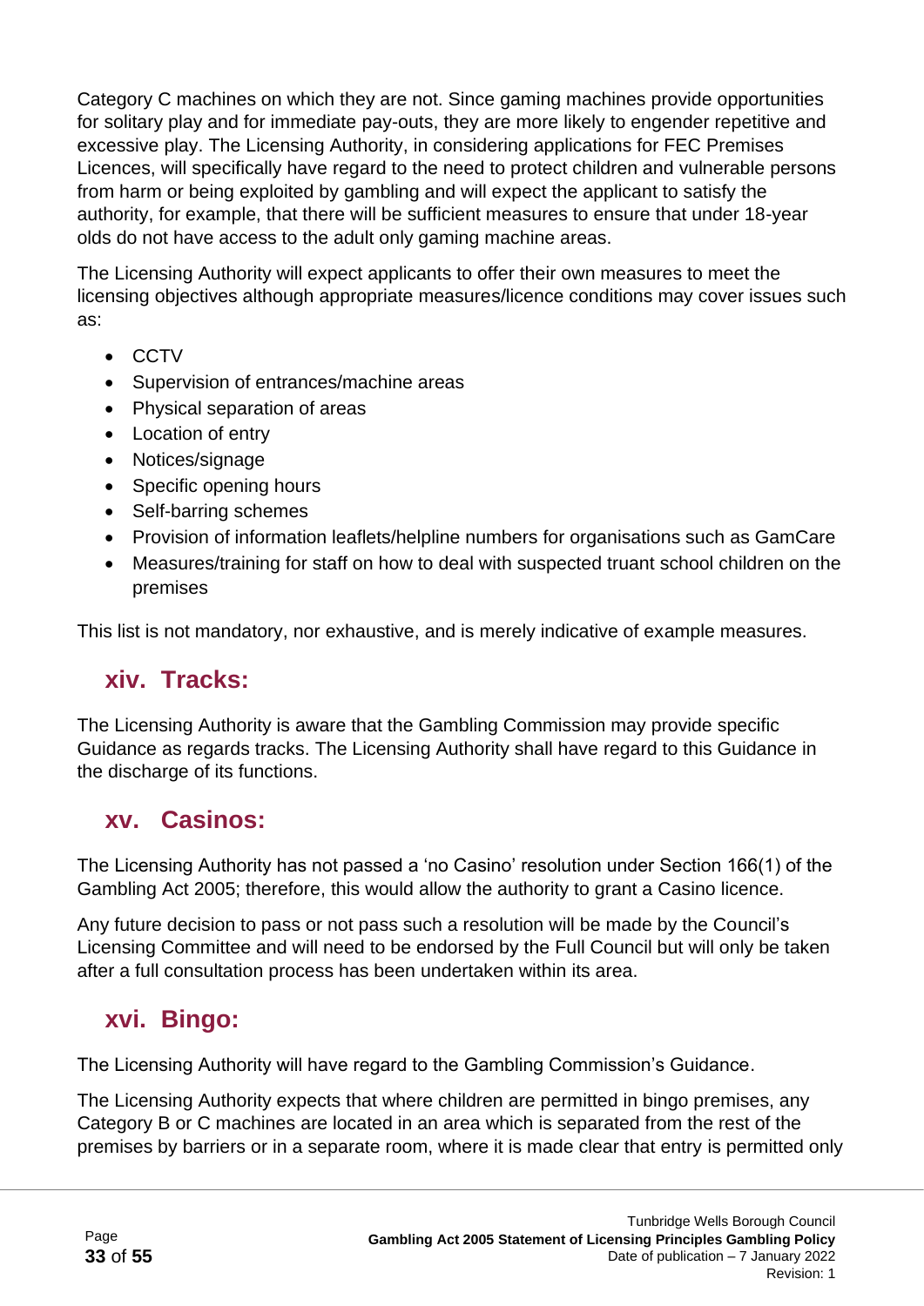Category C machines on which they are not. Since gaming machines provide opportunities for solitary play and for immediate pay-outs, they are more likely to engender repetitive and excessive play. The Licensing Authority, in considering applications for FEC Premises Licences, will specifically have regard to the need to protect children and vulnerable persons from harm or being exploited by gambling and will expect the applicant to satisfy the authority, for example, that there will be sufficient measures to ensure that under 18-year olds do not have access to the adult only gaming machine areas.

The Licensing Authority will expect applicants to offer their own measures to meet the licensing objectives although appropriate measures/licence conditions may cover issues such as:

- CCTV
- Supervision of entrances/machine areas
- Physical separation of areas
- Location of entry
- Notices/signage
- Specific opening hours
- Self-barring schemes
- Provision of information leaflets/helpline numbers for organisations such as GamCare
- Measures/training for staff on how to deal with suspected truant school children on the premises

This list is not mandatory, nor exhaustive, and is merely indicative of example measures.

## xiv. Tracks:

The Licensing Authority is aware that the Gambling Commission may provide specific Guidance as regards tracks. The Licensing Authority shall have regard to this Guidance in the discharge of its functions.

## xv. Casinos:

The Licensing Authority has not passed a 'no Casino' resolution under Section 166(1) of the Gambling Act 2005; therefore, this would allow the authority to grant a Casino licence.

Any future decision to pass or not pass such a resolution will be made by the Council's Licensing Committee and will need to be endorsed by the Full Council but will only be taken after a full consultation process has been undertaken within its area.

## xvi. Bingo:

The Licensing Authority will have regard to the Gambling Commission's Guidance.

The Licensing Authority expects that where children are permitted in bingo premises, any Category B or C machines are located in an area which is separated from the rest of the premises by barriers or in a separate room, where it is made clear that entry is permitted only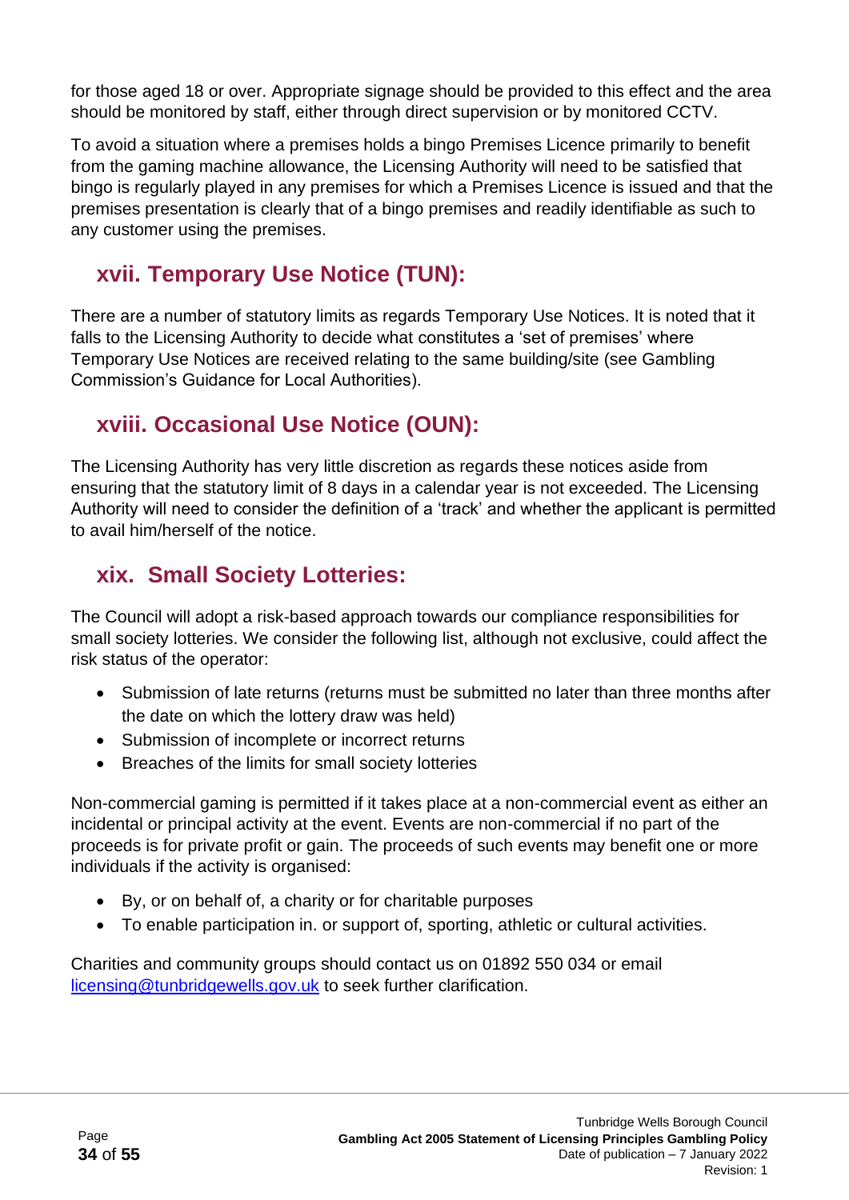for those aged 18 or over. Appropriate signage should be provided to this effect and the area should be monitored by staff, either through direct supervision or by monitored CCTV.

To avoid a situation where a premises holds a bingo Premises Licence primarily to benefit from the gaming machine allowance, the Licensing Authority will need to be satisfied that bingo is regularly played in any premises for which a Premises Licence is issued and that the premises presentation is clearly that of a bingo premises and readily identifiable as such to any customer using the premises.

## xvii. Temporary Use Notice (TUN):

There are a number of statutory limits as regards Temporary Use Notices. It is noted that it falls to the Licensing Authority to decide what constitutes a 'set of premises' where Temporary Use Notices are received relating to the same building/site (see Gambling Commission's Guidance for Local Authorities).

## xviii. Occasional Use Notice (OUN):

The Licensing Authority has very little discretion as regards these notices aside from ensuring that the statutory limit of 8 days in a calendar year is not exceeded. The Licensing Authority will need to consider the definition of a 'track' and whether the applicant is permitted to avail him/herself of the notice.

## xix. Small Society Lotteries:

The Council will adopt a risk-based approach towards our compliance responsibilities for small society lotteries. We consider the following list, although not exclusive, could affect the risk status of the operator:

- Submission of late returns (returns must be submitted no later than three months after the date on which the lottery draw was held)
- Submission of incomplete or incorrect returns
- Breaches of the limits for small society lotteries

Non-commercial gaming is permitted if it takes place at a non-commercial event as either an incidental or principal activity at the event. Events are non-commercial if no part of the proceeds is for private profit or gain. The proceeds of such events may benefit one or more individuals if the activity is organised:

- By, or on behalf of, a charity or for charitable purposes
- To enable participation in. or support of, sporting, athletic or cultural activities.

Charities and community groups should contact us on 01892 550 034 or email licensing@tunbridgewells.gov.uk to seek further clarification.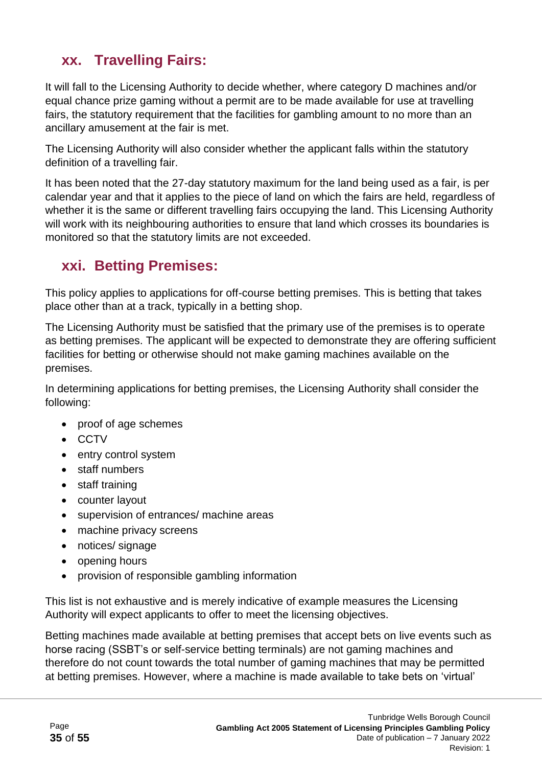## xx. Travelling Fairs:

It will fall to the Licensing Authority to decide whether, where category D machines and/or equal chance prize gaming without a permit are to be made available for use at travelling fairs, the statutory requirement that the facilities for gambling amount to no more than an ancillary amusement at the fair is met.

The Licensing Authority will also consider whether the applicant falls within the statutory definition of a travelling fair.

It has been noted that the 27-day statutory maximum for the land being used as a fair, is per calendar year and that it applies to the piece of land on which the fairs are held, regardless of whether it is the same or different travelling fairs occupying the land. This Licensing Authority will work with its neighbouring authorities to ensure that land which crosses its boundaries is monitored so that the statutory limits are not exceeded.

## xxi. Betting Premises:

This policy applies to applications for off-course betting premises. This is betting that takes place other than at a track, typically in a betting shop.

The Licensing Authority must be satisfied that the primary use of the premises is to operate as betting premises. The applicant will be expected to demonstrate they are offering sufficient facilities for betting or otherwise should not make gaming machines available on the premises.

In determining applications for betting premises, the Licensing Authority shall consider the following:

- proof of age schemes
- CCTV
- entry control system
- staff numbers
- staff training
- counter layout
- supervision of entrances/ machine areas
- machine privacy screens
- notices/ signage
- opening hours
- provision of responsible gambling information

This list is not exhaustive and is merely indicative of example measures the Licensing Authority will expect applicants to offer to meet the licensing objectives.

Betting machines made available at betting premises that accept bets on live events such as horse racing (SSBT's or self-service betting terminals) are not gaming machines and therefore do not count towards the total number of gaming machines that may be permitted at betting premises. However, where a machine is made available to take bets on 'virtual'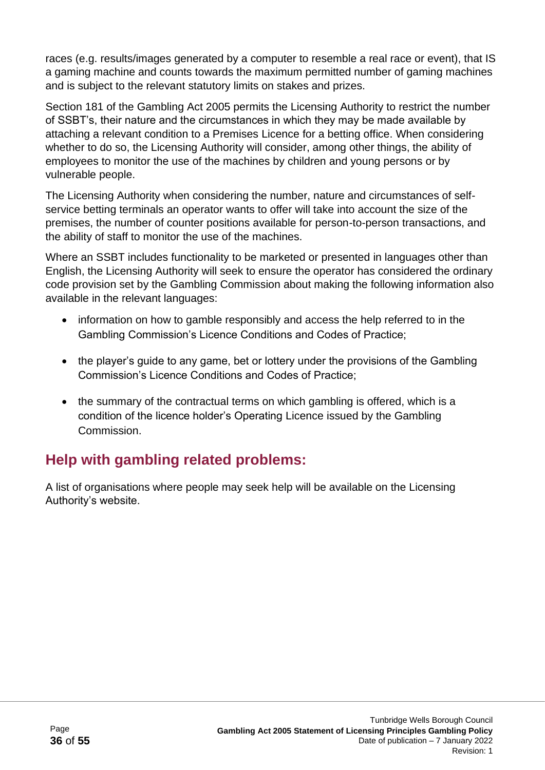races (e.g. results/images generated by a computer to resemble a real race or event), that IS a gaming machine and counts towards the maximum permitted number of gaming machines and is subject to the relevant statutory limits on stakes and prizes.

Section 181 of the Gambling Act 2005 permits the Licensing Authority to restrict the number of SSBT's, their nature and the circumstances in which they may be made available by attaching a relevant condition to a Premises Licence for a betting office. When considering whether to do so, the Licensing Authority will consider, among other things, the ability of employees to monitor the use of the machines by children and young persons or by vulnerable people.

The Licensing Authority when considering the number, nature and circumstances of self-service betting terminals an operator wants to offer will take into account the size of the premises, the number of counter positions available for person-to-person transactions, and the ability of staff to monitor the use of the machines.

Where an SSBT includes functionality to be marketed or presented in languages other than English, the Licensing Authority will seek to ensure the operator has considered the ordinary code provision set by the Gambling Commission about making the following information also available in the relevant languages:

- information on how to gamble responsibly and access the help referred to in the Gambling Commission's Licence Conditions and Codes of Practice;
- the player's guide to any game, bet or lottery under the provisions of the Gambling Commission's Licence Conditions and Codes of Practice;
- the summary of the contractual terms on which gambling is offered, which is a condition of the licence holder's Operating Licence issued by the Gambling Commission.

## Help with gambling related problems:

A list of organisations where people may seek help will be available on the Licensing Authority's website.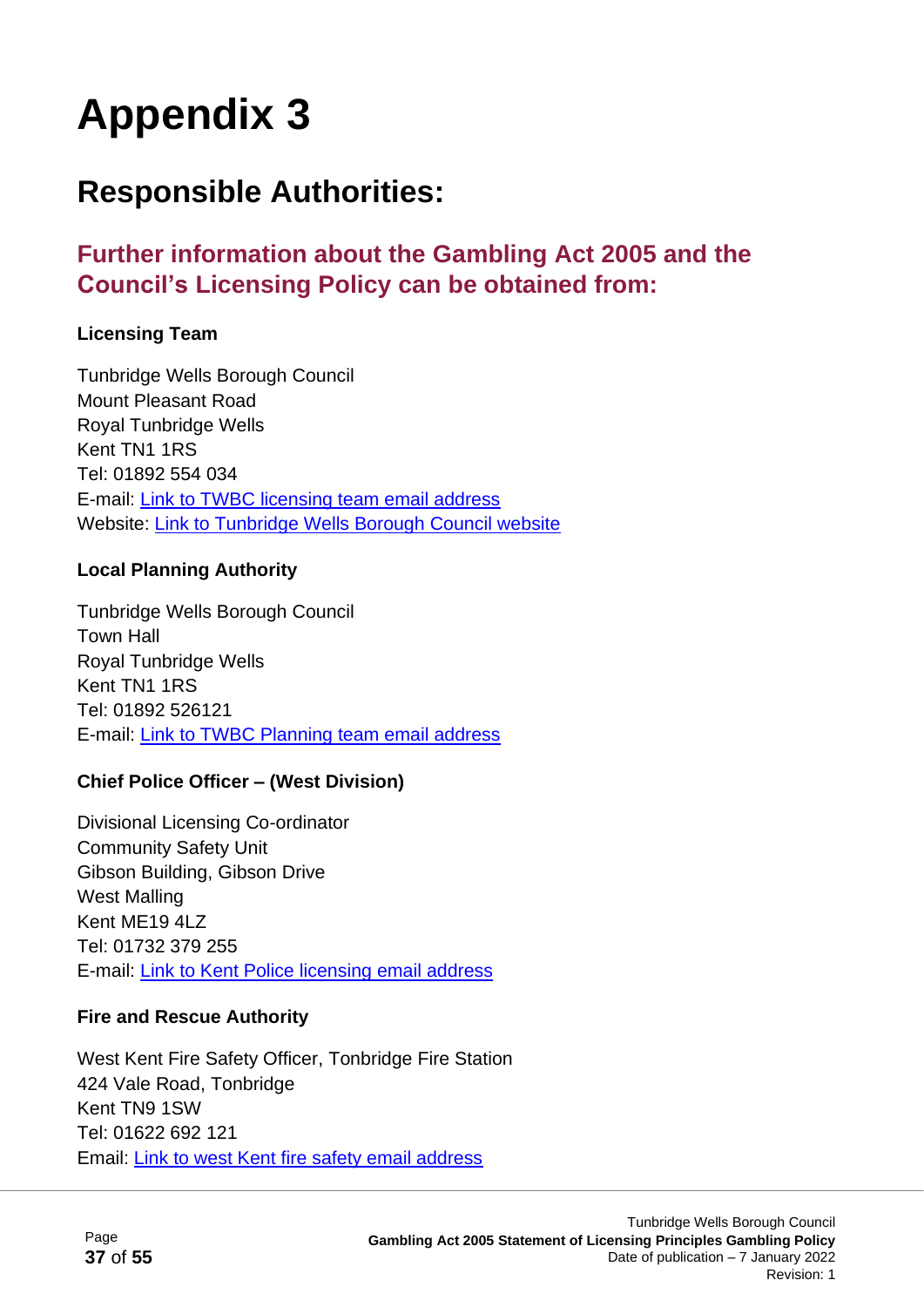# Appendix 3

## Responsible Authorities:

### Further information about the Gambling Act 2005 and the Council's Licensing Policy can be obtained from:

**Licensing Team**

Tunbridge Wells Borough Council
Mount Pleasant Road
Royal Tunbridge Wells
Kent TN1 1RS
Tel: 01892 554 034
E-mail: Link to TWBC licensing team email address
Website: Link to Tunbridge Wells Borough Council website

**Local Planning Authority**

Tunbridge Wells Borough Council
Town Hall
Royal Tunbridge Wells
Kent TN1 1RS
Tel: 01892 526121
E-mail: Link to TWBC Planning team email address

**Chief Police Officer – (West Division)**

Divisional Licensing Co-ordinator
Community Safety Unit
Gibson Building, Gibson Drive
West Malling
Kent ME19 4LZ
Tel: 01732 379 255
E-mail: Link to Kent Police licensing email address

**Fire and Rescue Authority**

West Kent Fire Safety Officer, Tonbridge Fire Station
424 Vale Road, Tonbridge
Kent TN9 1SW
Tel: 01622 692 121
Email: Link to west Kent fire safety email address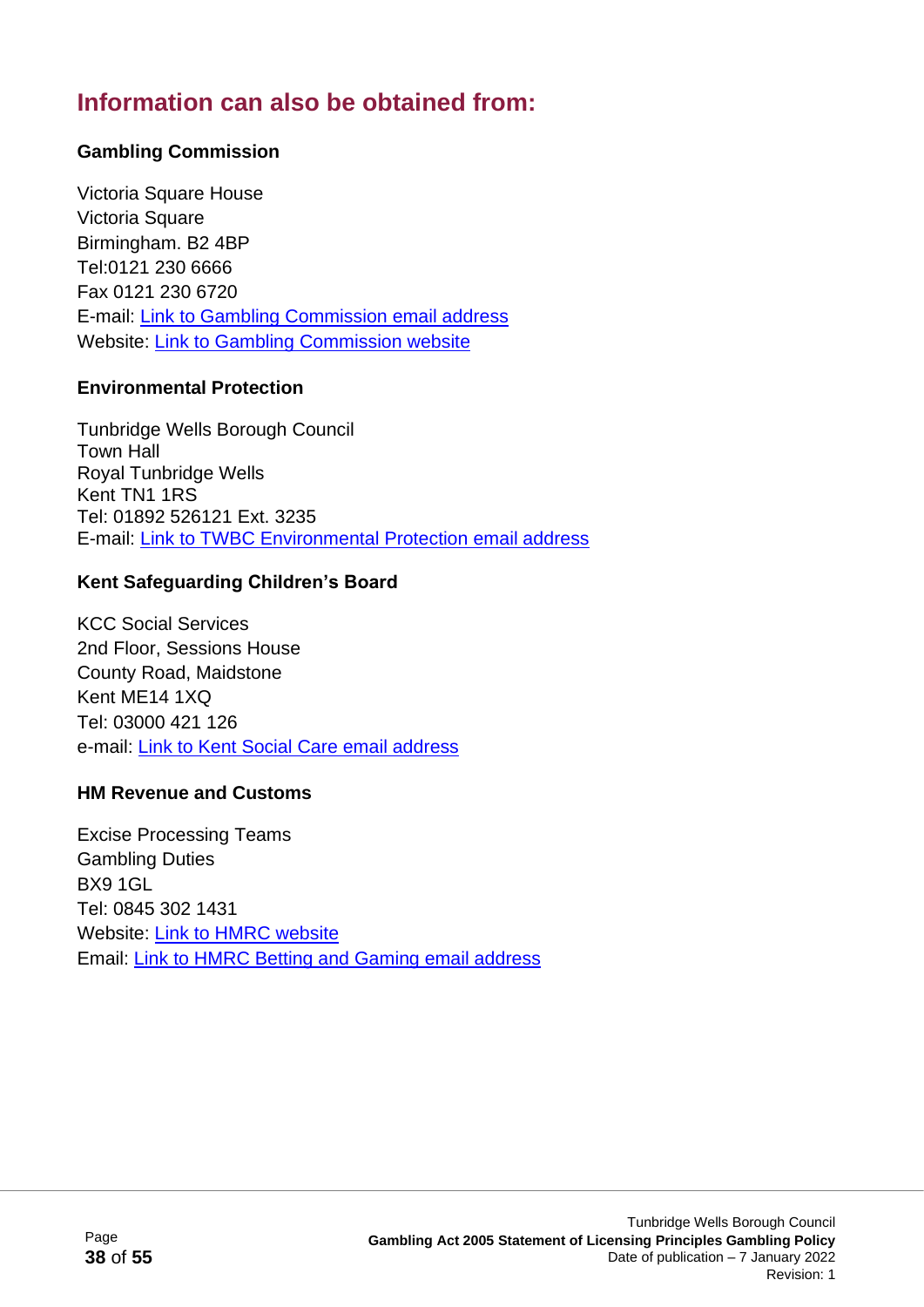## Information can also be obtained from:

**Gambling Commission**

Victoria Square House
Victoria Square
Birmingham. B2 4BP
Tel:0121 230 6666
Fax 0121 230 6720
E-mail: Link to Gambling Commission email address
Website: Link to Gambling Commission website

**Environmental Protection**

Tunbridge Wells Borough Council
Town Hall
Royal Tunbridge Wells
Kent TN1 1RS
Tel: 01892 526121 Ext. 3235
E-mail: Link to TWBC Environmental Protection email address

**Kent Safeguarding Children's Board**

KCC Social Services
2nd Floor, Sessions House
County Road, Maidstone
Kent ME14 1XQ
Tel: 03000 421 126
e-mail: Link to Kent Social Care email address

**HM Revenue and Customs**

Excise Processing Teams
Gambling Duties
BX9 1GL
Tel: 0845 302 1431
Website: Link to HMRC website
Email: Link to HMRC Betting and Gaming email address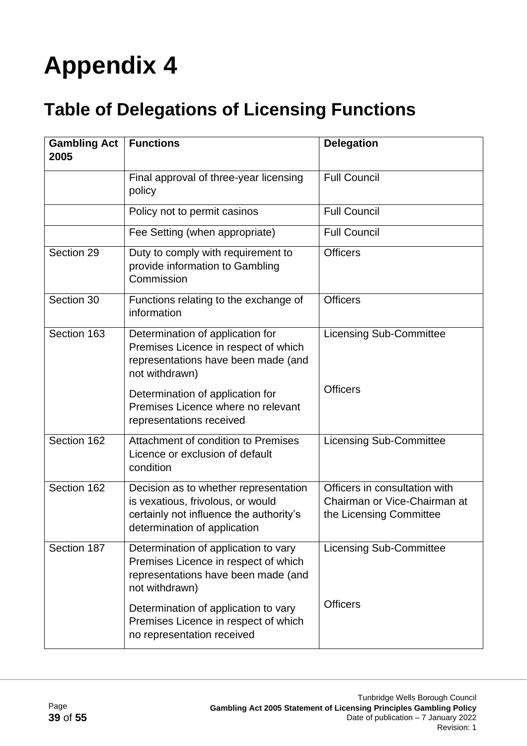# Appendix 4

## Table of Delegations of Licensing Functions

| Gambling Act 2005 | Functions | Delegation |
|---|---|---|
| | Final approval of three-year licensing policy | Full Council |
| | Policy not to permit casinos | Full Council |
| | Fee Setting (when appropriate) | Full Council |
| Section 29 | Duty to comply with requirement to provide information to Gambling Commission | Officers |
| Section 30 | Functions relating to the exchange of information | Officers |
| Section 163 | Determination of application for Premises Licence in respect of which representations have been made (and not withdrawn) | Licensing Sub-Committee |
| | Determination of application for Premises Licence where no relevant representations received | Officers |
| Section 162 | Attachment of condition to Premises Licence or exclusion of default condition | Licensing Sub-Committee |
| Section 162 | Decision as to whether representation is vexatious, frivolous, or would certainly not influence the authority's determination of application | Officers in consultation with Chairman or Vice-Chairman at the Licensing Committee |
| Section 187 | Determination of application to vary Premises Licence in respect of which representations have been made (and not withdrawn) | Licensing Sub-Committee |
| | Determination of application to vary Premises Licence in respect of which no representation received | Officers |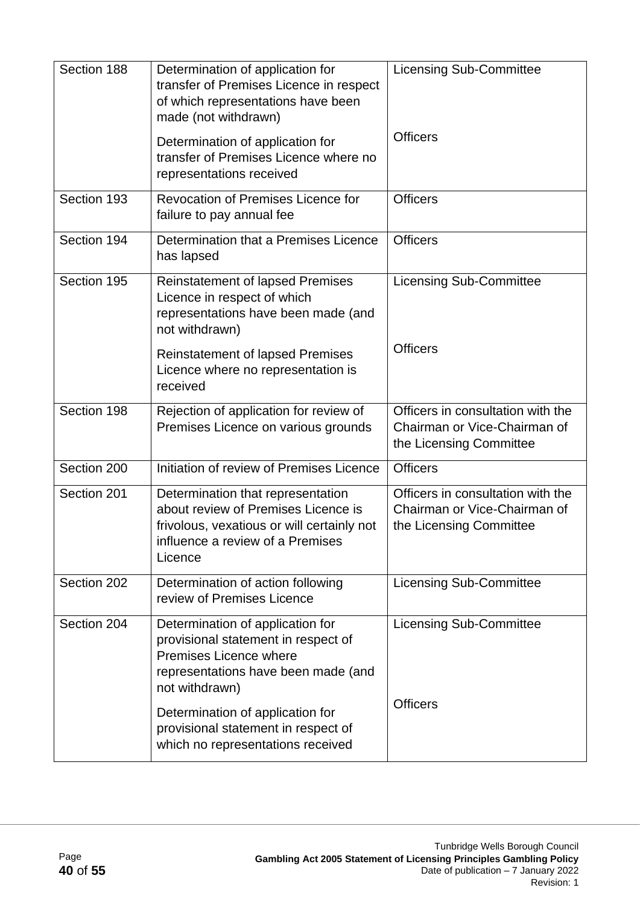| Section 188 | Determination of application for transfer of Premises Licence in respect of which representations have been made (not withdrawn) | Licensing Sub-Committee |
|---|---|---|
| | Determination of application for transfer of Premises Licence where no representations received | Officers |
| Section 193 | Revocation of Premises Licence for failure to pay annual fee | Officers |
| Section 194 | Determination that a Premises Licence has lapsed | Officers |
| Section 195 | Reinstatement of lapsed Premises Licence in respect of which representations have been made (and not withdrawn) | Licensing Sub-Committee |
| | Reinstatement of lapsed Premises Licence where no representation is received | Officers |
| Section 198 | Rejection of application for review of Premises Licence on various grounds | Officers in consultation with the Chairman or Vice-Chairman of the Licensing Committee |
| Section 200 | Initiation of review of Premises Licence | Officers |
| Section 201 | Determination that representation about review of Premises Licence is frivolous, vexatious or will certainly not influence a review of a Premises Licence | Officers in consultation with the Chairman or Vice-Chairman of the Licensing Committee |
| Section 202 | Determination of action following review of Premises Licence | Licensing Sub-Committee |
| Section 204 | Determination of application for provisional statement in respect of Premises Licence where representations have been made (and not withdrawn) | Licensing Sub-Committee |
| | Determination of application for provisional statement in respect of which no representations received | Officers |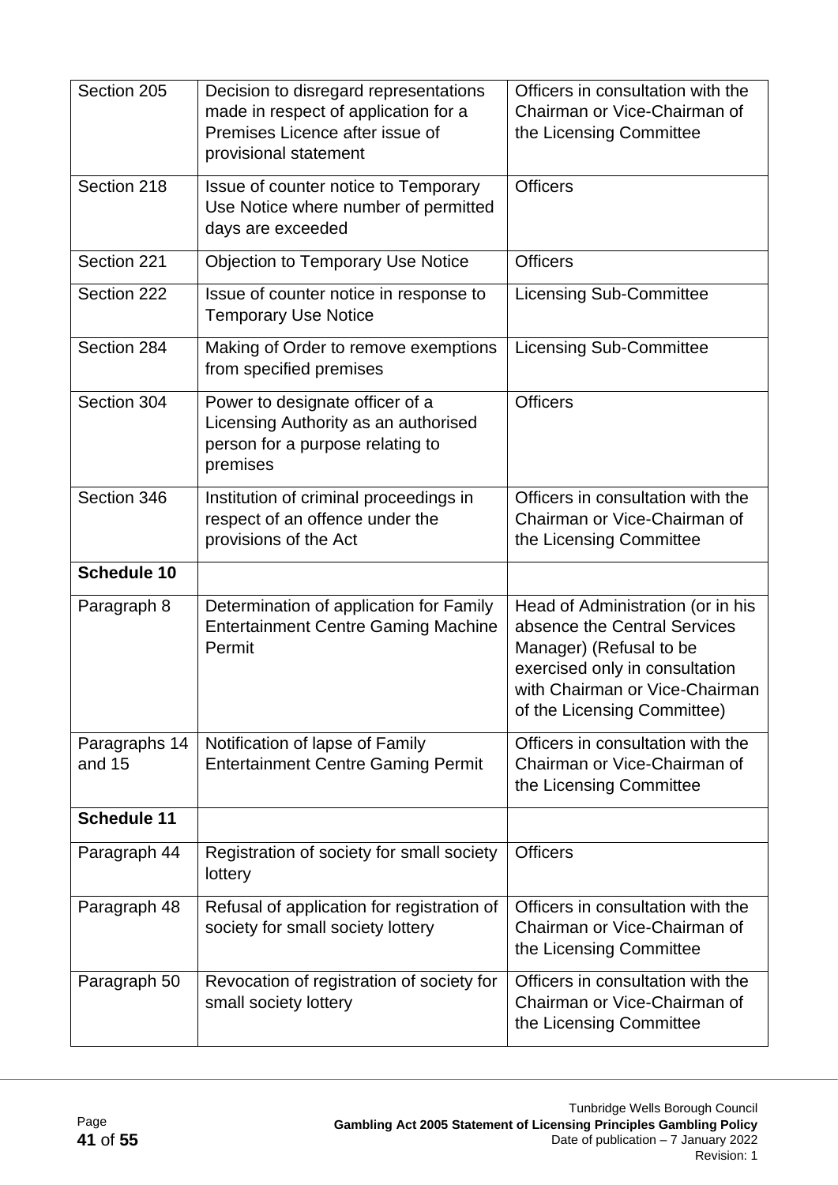| Section 205 | Decision to disregard representations made in respect of application for a Premises Licence after issue of provisional statement | Officers in consultation with the Chairman or Vice-Chairman of the Licensing Committee |
|---|---|---|
| Section 218 | Issue of counter notice to Temporary Use Notice where number of permitted days are exceeded | Officers |
| Section 221 | Objection to Temporary Use Notice | Officers |
| Section 222 | Issue of counter notice in response to Temporary Use Notice | Licensing Sub-Committee |
| Section 284 | Making of Order to remove exemptions from specified premises | Licensing Sub-Committee |
| Section 304 | Power to designate officer of a Licensing Authority as an authorised person for a purpose relating to premises | Officers |
| Section 346 | Institution of criminal proceedings in respect of an offence under the provisions of the Act | Officers in consultation with the Chairman or Vice-Chairman of the Licensing Committee |
| **Schedule 10** | | |
| Paragraph 8 | Determination of application for Family Entertainment Centre Gaming Machine Permit | Head of Administration (or in his absence the Central Services Manager) (Refusal to be exercised only in consultation with Chairman or Vice-Chairman of the Licensing Committee) |
| Paragraphs 14 and 15 | Notification of lapse of Family Entertainment Centre Gaming Permit | Officers in consultation with the Chairman or Vice-Chairman of the Licensing Committee |
| **Schedule 11** | | |
| Paragraph 44 | Registration of society for small society lottery | Officers |
| Paragraph 48 | Refusal of application for registration of society for small society lottery | Officers in consultation with the Chairman or Vice-Chairman of the Licensing Committee |
| Paragraph 50 | Revocation of registration of society for small society lottery | Officers in consultation with the Chairman or Vice-Chairman of the Licensing Committee |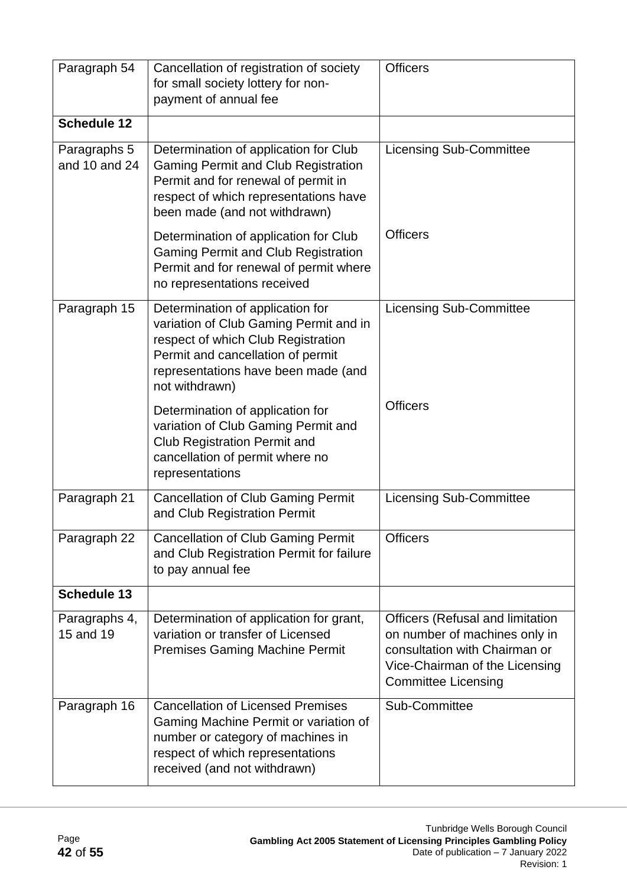| Paragraph 54 | Cancellation of registration of society for small society lottery for non-payment of annual fee | Officers |
|---|---|---|
| **Schedule 12** | | |
| Paragraphs 5 and 10 and 24 | Determination of application for Club Gaming Permit and Club Registration Permit and for renewal of permit in respect of which representations have been made (and not withdrawn) | Licensing Sub-Committee |
| | Determination of application for Club Gaming Permit and Club Registration Permit and for renewal of permit where no representations received | Officers |
| Paragraph 15 | Determination of application for variation of Club Gaming Permit and in respect of which Club Registration Permit and cancellation of permit representations have been made (and not withdrawn) | Licensing Sub-Committee |
| | Determination of application for variation of Club Gaming Permit and Club Registration Permit and cancellation of permit where no representations | Officers |
| Paragraph 21 | Cancellation of Club Gaming Permit and Club Registration Permit | Licensing Sub-Committee |
| Paragraph 22 | Cancellation of Club Gaming Permit and Club Registration Permit for failure to pay annual fee | Officers |
| **Schedule 13** | | |
| Paragraphs 4, 15 and 19 | Determination of application for grant, variation or transfer of Licensed Premises Gaming Machine Permit | Officers (Refusal and limitation on number of machines only in consultation with Chairman or Vice-Chairman of the Licensing Committee Licensing |
| Paragraph 16 | Cancellation of Licensed Premises Gaming Machine Permit or variation of number or category of machines in respect of which representations received (and not withdrawn) | Sub-Committee |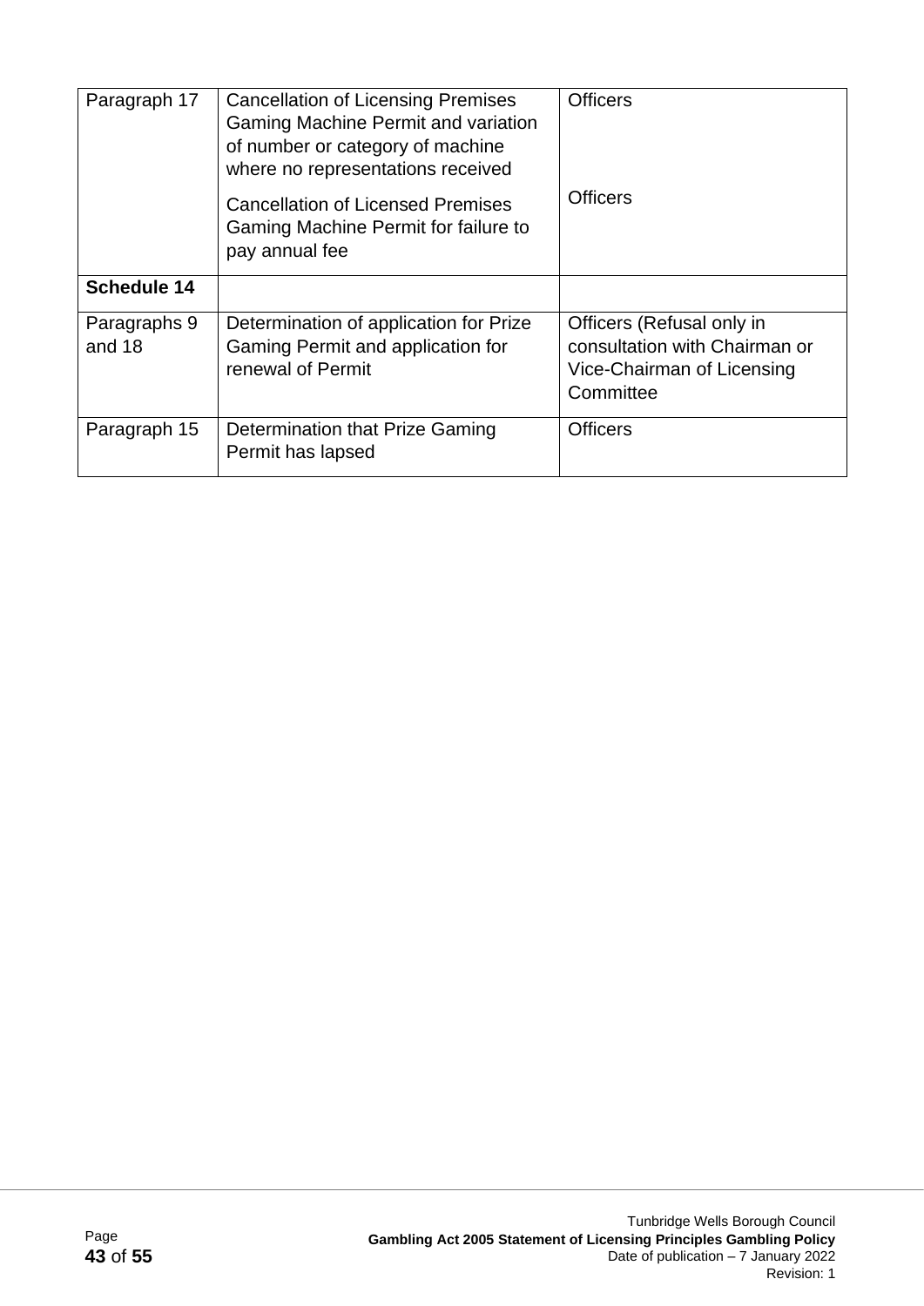| | | |
|---|---|---|
| Paragraph 17 | Cancellation of Licensing Premises Gaming Machine Permit and variation of number or category of machine where no representations received<br><br>Cancellation of Licensed Premises Gaming Machine Permit for failure to pay annual fee | Officers<br><br>Officers |
| **Schedule 14** | | |
| Paragraphs 9 and 18 | Determination of application for Prize Gaming Permit and application for renewal of Permit | Officers (Refusal only in consultation with Chairman or Vice-Chairman of Licensing Committee |
| Paragraph 15 | Determination that Prize Gaming Permit has lapsed | Officers |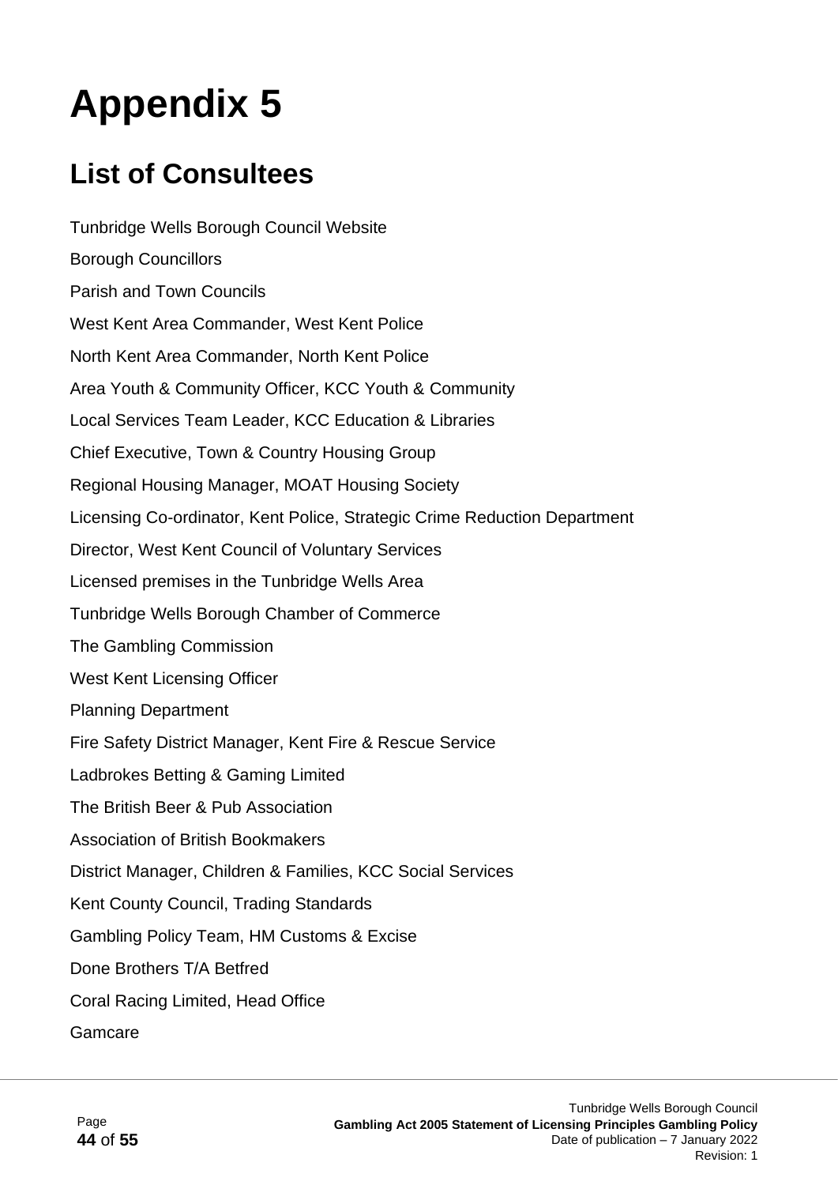# Appendix 5

## List of Consultees

Tunbridge Wells Borough Council Website

Borough Councillors

Parish and Town Councils

West Kent Area Commander, West Kent Police

North Kent Area Commander, North Kent Police

Area Youth & Community Officer, KCC Youth & Community

Local Services Team Leader, KCC Education & Libraries

Chief Executive, Town & Country Housing Group

Regional Housing Manager, MOAT Housing Society

Licensing Co-ordinator, Kent Police, Strategic Crime Reduction Department

Director, West Kent Council of Voluntary Services

Licensed premises in the Tunbridge Wells Area

Tunbridge Wells Borough Chamber of Commerce

The Gambling Commission

West Kent Licensing Officer

Planning Department

Fire Safety District Manager, Kent Fire & Rescue Service

Ladbrokes Betting & Gaming Limited

The British Beer & Pub Association

Association of British Bookmakers

District Manager, Children & Families, KCC Social Services

Kent County Council, Trading Standards

Gambling Policy Team, HM Customs & Excise

Done Brothers T/A Betfred

Coral Racing Limited, Head Office

Gamcare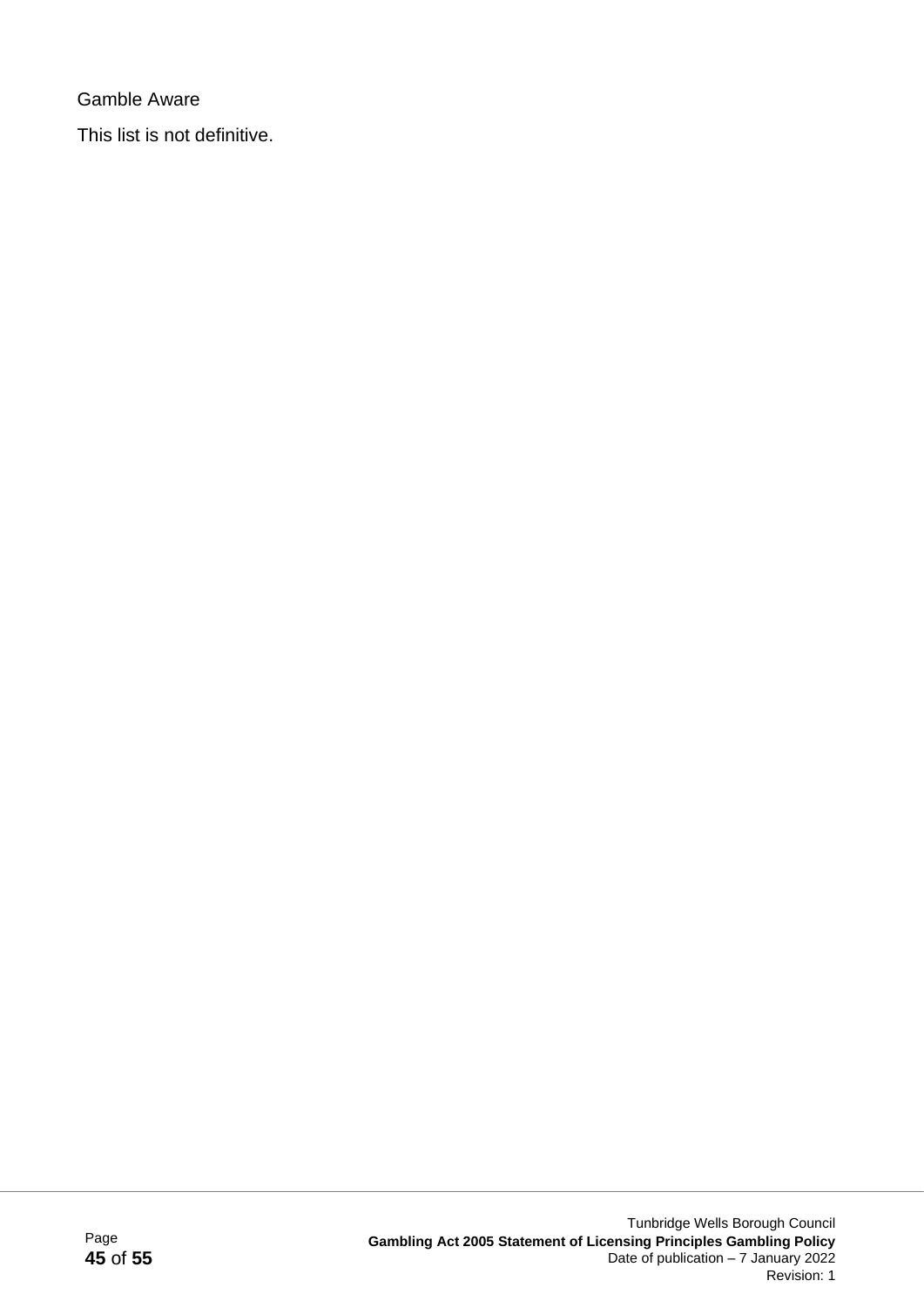Gamble Aware

This list is not definitive.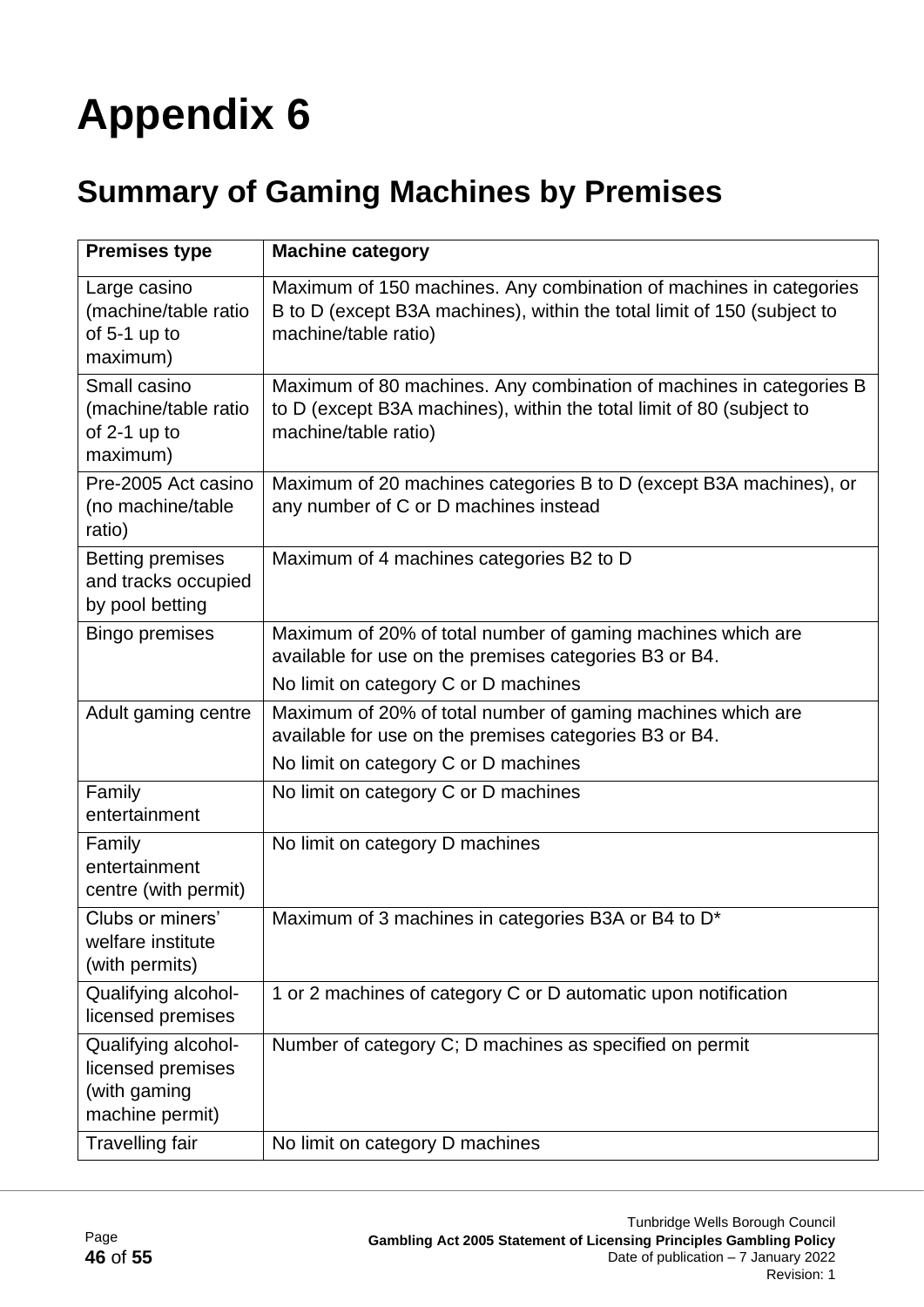# Appendix 6

## Summary of Gaming Machines by Premises

| Premises type | Machine category |
|---|---|
| Large casino (machine/table ratio of 5-1 up to maximum) | Maximum of 150 machines. Any combination of machines in categories B to D (except B3A machines), within the total limit of 150 (subject to machine/table ratio) |
| Small casino (machine/table ratio of 2-1 up to maximum) | Maximum of 80 machines. Any combination of machines in categories B to D (except B3A machines), within the total limit of 80 (subject to machine/table ratio) |
| Pre-2005 Act casino (no machine/table ratio) | Maximum of 20 machines categories B to D (except B3A machines), or any number of C or D machines instead |
| Betting premises and tracks occupied by pool betting | Maximum of 4 machines categories B2 to D |
| Bingo premises | Maximum of 20% of total number of gaming machines which are available for use on the premises categories B3 or B4.<br>No limit on category C or D machines |
| Adult gaming centre | Maximum of 20% of total number of gaming machines which are available for use on the premises categories B3 or B4.<br>No limit on category C or D machines |
| Family entertainment | No limit on category C or D machines |
| Family entertainment centre (with permit) | No limit on category D machines |
| Clubs or miners' welfare institute (with permits) | Maximum of 3 machines in categories B3A or B4 to D* |
| Qualifying alcohol-licensed premises | 1 or 2 machines of category C or D automatic upon notification |
| Qualifying alcohol-licensed premises (with gaming machine permit) | Number of category C; D machines as specified on permit |
| Travelling fair | No limit on category D machines |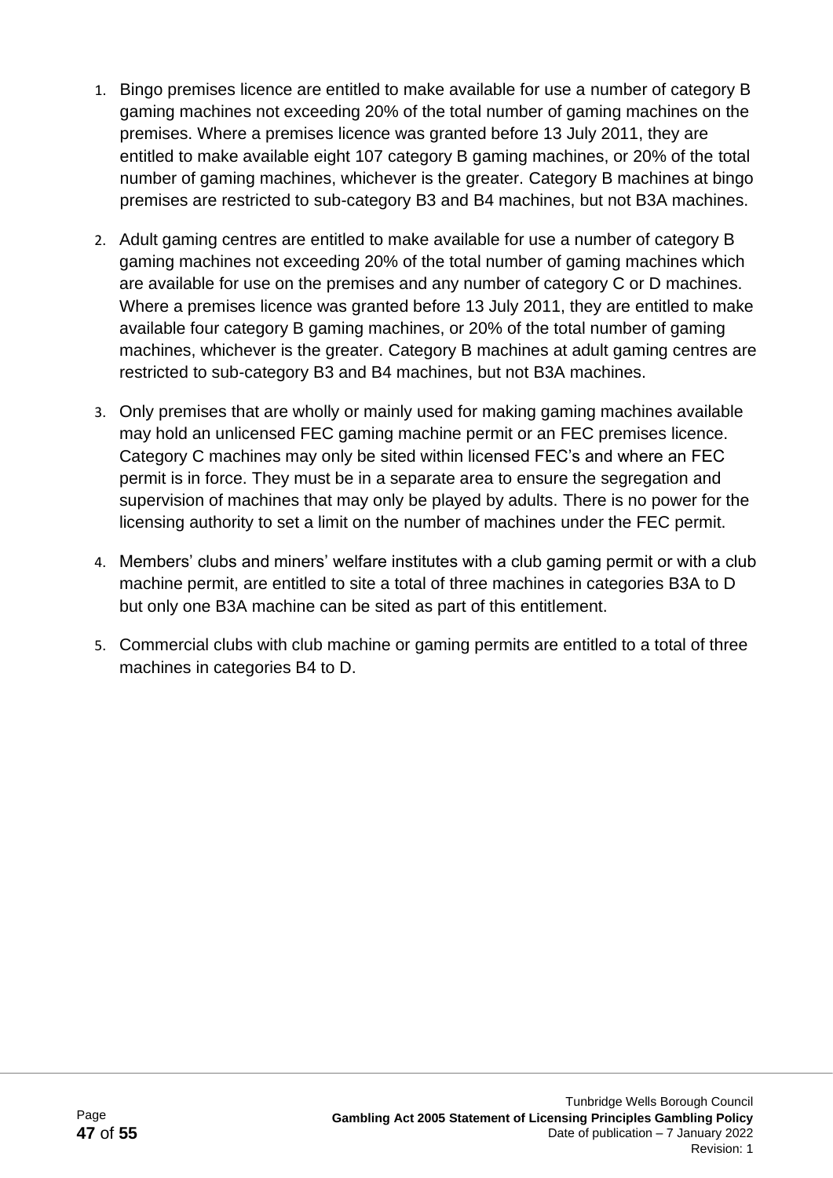1. Bingo premises licence are entitled to make available for use a number of category B gaming machines not exceeding 20% of the total number of gaming machines on the premises. Where a premises licence was granted before 13 July 2011, they are entitled to make available eight 107 category B gaming machines, or 20% of the total number of gaming machines, whichever is the greater. Category B machines at bingo premises are restricted to sub-category B3 and B4 machines, but not B3A machines.

2. Adult gaming centres are entitled to make available for use a number of category B gaming machines not exceeding 20% of the total number of gaming machines which are available for use on the premises and any number of category C or D machines. Where a premises licence was granted before 13 July 2011, they are entitled to make available four category B gaming machines, or 20% of the total number of gaming machines, whichever is the greater. Category B machines at adult gaming centres are restricted to sub-category B3 and B4 machines, but not B3A machines.

3. Only premises that are wholly or mainly used for making gaming machines available may hold an unlicensed FEC gaming machine permit or an FEC premises licence. Category C machines may only be sited within licensed FEC's and where an FEC permit is in force. They must be in a separate area to ensure the segregation and supervision of machines that may only be played by adults. There is no power for the licensing authority to set a limit on the number of machines under the FEC permit.

4. Members' clubs and miners' welfare institutes with a club gaming permit or with a club machine permit, are entitled to site a total of three machines in categories B3A to D but only one B3A machine can be sited as part of this entitlement.

5. Commercial clubs with club machine or gaming permits are entitled to a total of three machines in categories B4 to D.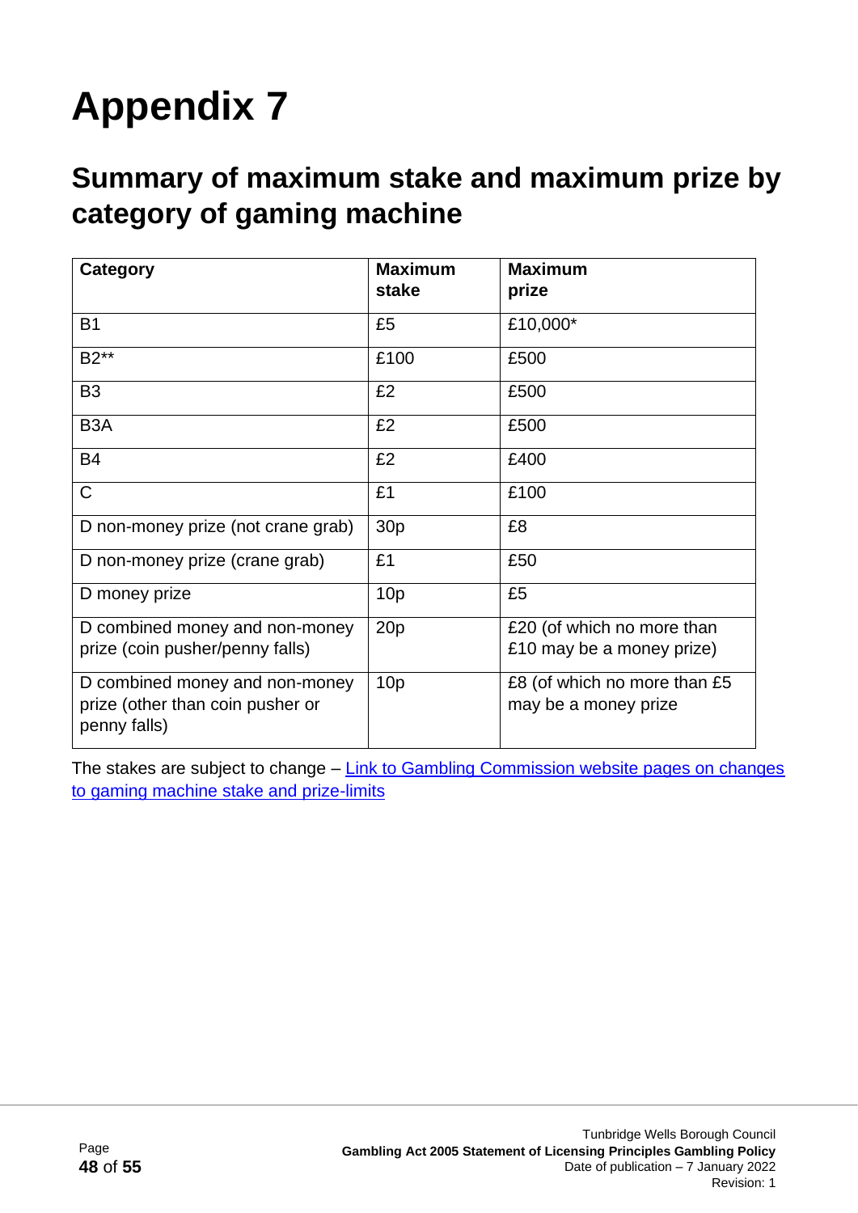# Appendix 7

## Summary of maximum stake and maximum prize by category of gaming machine

| Category | Maximum stake | Maximum prize |
|---|---|---|
| B1 | £5 | £10,000* |
| B2** | £100 | £500 |
| B3 | £2 | £500 |
| B3A | £2 | £500 |
| B4 | £2 | £400 |
| C | £1 | £100 |
| D non-money prize (not crane grab) | 30p | £8 |
| D non-money prize (crane grab) | £1 | £50 |
| D money prize | 10p | £5 |
| D combined money and non-money prize (coin pusher/penny falls) | 20p | £20 (of which no more than £10 may be a money prize) |
| D combined money and non-money prize (other than coin pusher or penny falls) | 10p | £8 (of which no more than £5 may be a money prize |

The stakes are subject to change – [Link to Gambling Commission website pages on changes to gaming machine stake and prize-limits]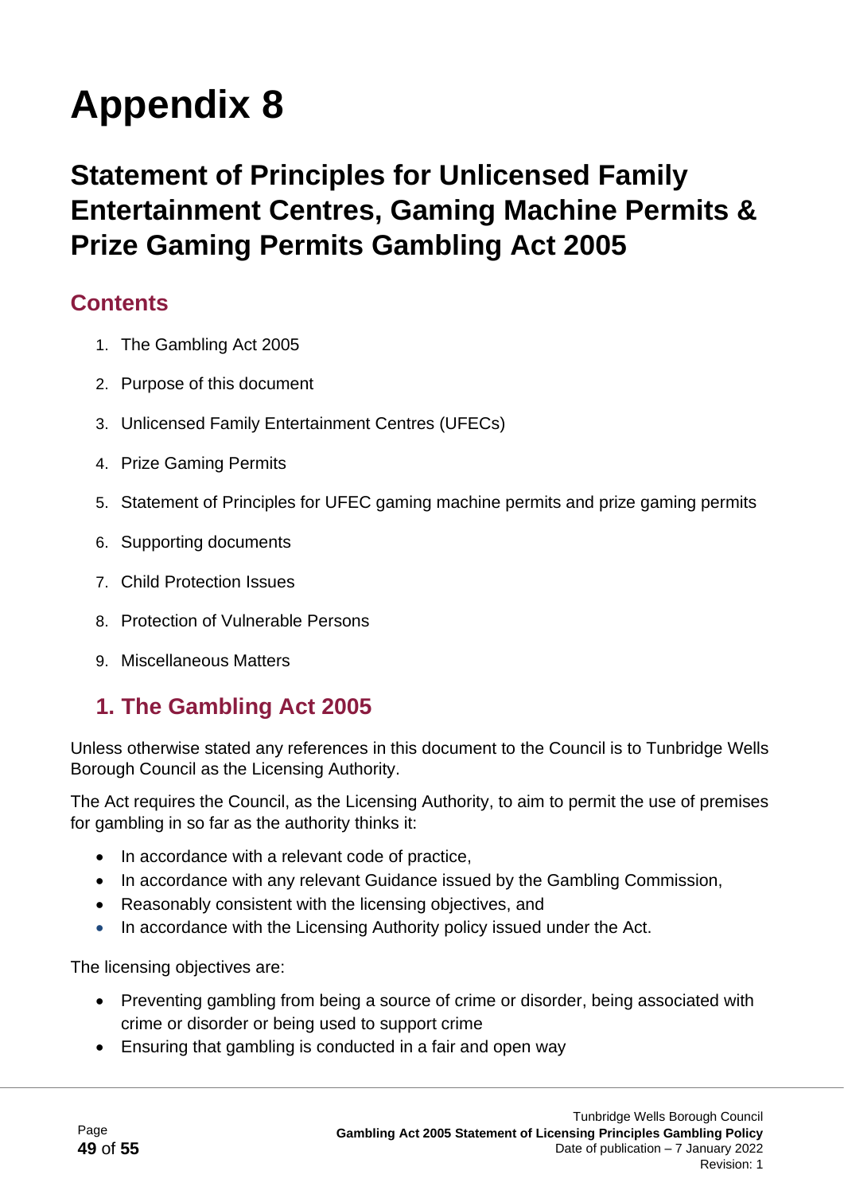# Appendix 8

## Statement of Principles for Unlicensed Family Entertainment Centres, Gaming Machine Permits & Prize Gaming Permits Gambling Act 2005

### Contents

1. The Gambling Act 2005
2. Purpose of this document
3. Unlicensed Family Entertainment Centres (UFECs)
4. Prize Gaming Permits
5. Statement of Principles for UFEC gaming machine permits and prize gaming permits
6. Supporting documents
7. Child Protection Issues
8. Protection of Vulnerable Persons
9. Miscellaneous Matters

### 1. The Gambling Act 2005

Unless otherwise stated any references in this document to the Council is to Tunbridge Wells Borough Council as the Licensing Authority.

The Act requires the Council, as the Licensing Authority, to aim to permit the use of premises for gambling in so far as the authority thinks it:

- In accordance with a relevant code of practice,
- In accordance with any relevant Guidance issued by the Gambling Commission,
- Reasonably consistent with the licensing objectives, and
- In accordance with the Licensing Authority policy issued under the Act.

The licensing objectives are:

- Preventing gambling from being a source of crime or disorder, being associated with crime or disorder or being used to support crime
- Ensuring that gambling is conducted in a fair and open way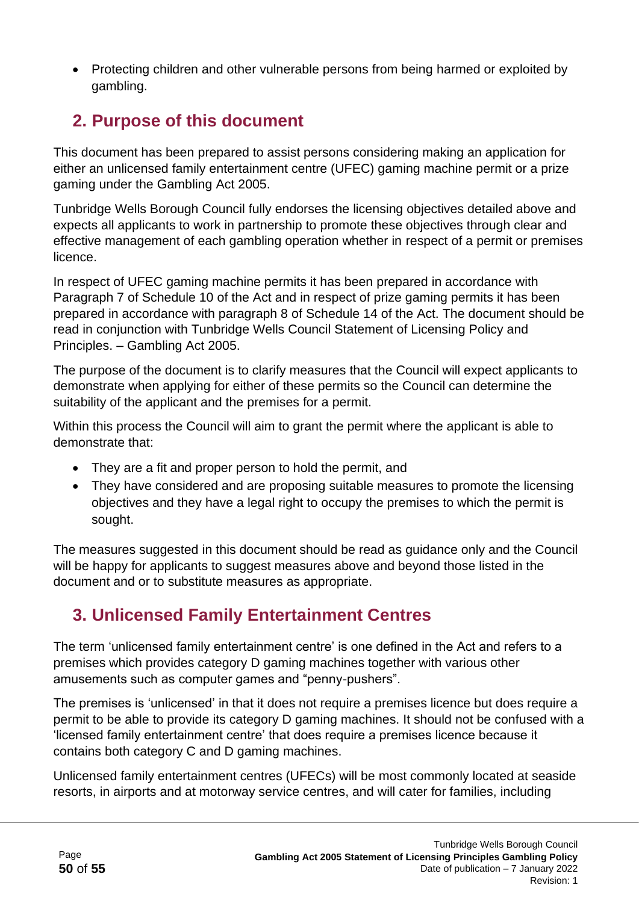- Protecting children and other vulnerable persons from being harmed or exploited by gambling.

## 2. Purpose of this document

This document has been prepared to assist persons considering making an application for either an unlicensed family entertainment centre (UFEC) gaming machine permit or a prize gaming under the Gambling Act 2005.

Tunbridge Wells Borough Council fully endorses the licensing objectives detailed above and expects all applicants to work in partnership to promote these objectives through clear and effective management of each gambling operation whether in respect of a permit or premises licence.

In respect of UFEC gaming machine permits it has been prepared in accordance with Paragraph 7 of Schedule 10 of the Act and in respect of prize gaming permits it has been prepared in accordance with paragraph 8 of Schedule 14 of the Act. The document should be read in conjunction with Tunbridge Wells Council Statement of Licensing Policy and Principles. – Gambling Act 2005.

The purpose of the document is to clarify measures that the Council will expect applicants to demonstrate when applying for either of these permits so the Council can determine the suitability of the applicant and the premises for a permit.

Within this process the Council will aim to grant the permit where the applicant is able to demonstrate that:

- They are a fit and proper person to hold the permit, and
- They have considered and are proposing suitable measures to promote the licensing objectives and they have a legal right to occupy the premises to which the permit is sought.

The measures suggested in this document should be read as guidance only and the Council will be happy for applicants to suggest measures above and beyond those listed in the document and or to substitute measures as appropriate.

## 3. Unlicensed Family Entertainment Centres

The term 'unlicensed family entertainment centre' is one defined in the Act and refers to a premises which provides category D gaming machines together with various other amusements such as computer games and "penny-pushers".

The premises is 'unlicensed' in that it does not require a premises licence but does require a permit to be able to provide its category D gaming machines. It should not be confused with a 'licensed family entertainment centre' that does require a premises licence because it contains both category C and D gaming machines.

Unlicensed family entertainment centres (UFECs) will be most commonly located at seaside resorts, in airports and at motorway service centres, and will cater for families, including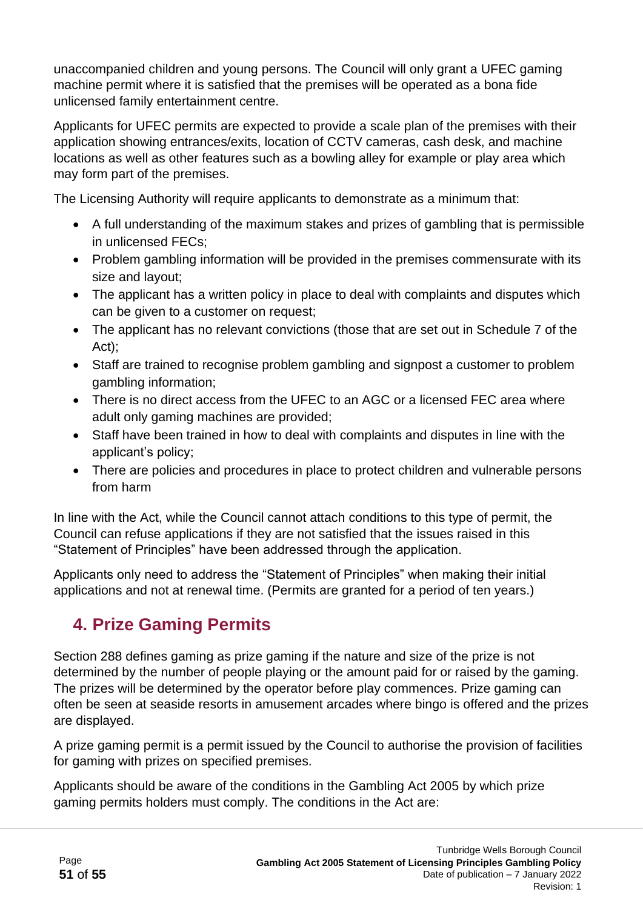unaccompanied children and young persons. The Council will only grant a UFEC gaming machine permit where it is satisfied that the premises will be operated as a bona fide unlicensed family entertainment centre.

Applicants for UFEC permits are expected to provide a scale plan of the premises with their application showing entrances/exits, location of CCTV cameras, cash desk, and machine locations as well as other features such as a bowling alley for example or play area which may form part of the premises.

The Licensing Authority will require applicants to demonstrate as a minimum that:

- A full understanding of the maximum stakes and prizes of gambling that is permissible in unlicensed FECs;
- Problem gambling information will be provided in the premises commensurate with its size and layout;
- The applicant has a written policy in place to deal with complaints and disputes which can be given to a customer on request;
- The applicant has no relevant convictions (those that are set out in Schedule 7 of the Act);
- Staff are trained to recognise problem gambling and signpost a customer to problem gambling information;
- There is no direct access from the UFEC to an AGC or a licensed FEC area where adult only gaming machines are provided;
- Staff have been trained in how to deal with complaints and disputes in line with the applicant's policy;
- There are policies and procedures in place to protect children and vulnerable persons from harm

In line with the Act, while the Council cannot attach conditions to this type of permit, the Council can refuse applications if they are not satisfied that the issues raised in this "Statement of Principles" have been addressed through the application.

Applicants only need to address the "Statement of Principles" when making their initial applications and not at renewal time. (Permits are granted for a period of ten years.)

## 4. Prize Gaming Permits

Section 288 defines gaming as prize gaming if the nature and size of the prize is not determined by the number of people playing or the amount paid for or raised by the gaming. The prizes will be determined by the operator before play commences. Prize gaming can often be seen at seaside resorts in amusement arcades where bingo is offered and the prizes are displayed.

A prize gaming permit is a permit issued by the Council to authorise the provision of facilities for gaming with prizes on specified premises.

Applicants should be aware of the conditions in the Gambling Act 2005 by which prize gaming permits holders must comply. The conditions in the Act are: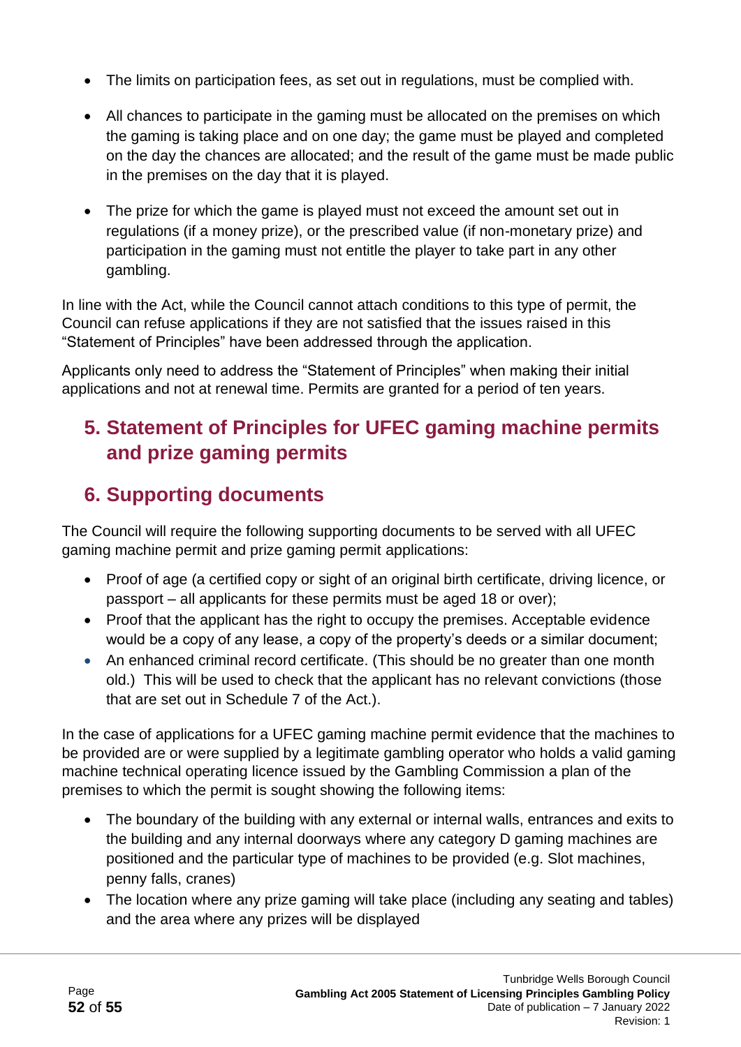- The limits on participation fees, as set out in regulations, must be complied with.
- All chances to participate in the gaming must be allocated on the premises on which the gaming is taking place and on one day; the game must be played and completed on the day the chances are allocated; and the result of the game must be made public in the premises on the day that it is played.
- The prize for which the game is played must not exceed the amount set out in regulations (if a money prize), or the prescribed value (if non-monetary prize) and participation in the gaming must not entitle the player to take part in any other gambling.

In line with the Act, while the Council cannot attach conditions to this type of permit, the Council can refuse applications if they are not satisfied that the issues raised in this "Statement of Principles" have been addressed through the application.

Applicants only need to address the "Statement of Principles" when making their initial applications and not at renewal time. Permits are granted for a period of ten years.

## 5. Statement of Principles for UFEC gaming machine permits and prize gaming permits

## 6. Supporting documents

The Council will require the following supporting documents to be served with all UFEC gaming machine permit and prize gaming permit applications:

- Proof of age (a certified copy or sight of an original birth certificate, driving licence, or passport – all applicants for these permits must be aged 18 or over);
- Proof that the applicant has the right to occupy the premises. Acceptable evidence would be a copy of any lease, a copy of the property's deeds or a similar document;
- An enhanced criminal record certificate. (This should be no greater than one month old.) This will be used to check that the applicant has no relevant convictions (those that are set out in Schedule 7 of the Act.).

In the case of applications for a UFEC gaming machine permit evidence that the machines to be provided are or were supplied by a legitimate gambling operator who holds a valid gaming machine technical operating licence issued by the Gambling Commission a plan of the premises to which the permit is sought showing the following items:

- The boundary of the building with any external or internal walls, entrances and exits to the building and any internal doorways where any category D gaming machines are positioned and the particular type of machines to be provided (e.g. Slot machines, penny falls, cranes)
- The location where any prize gaming will take place (including any seating and tables) and the area where any prizes will be displayed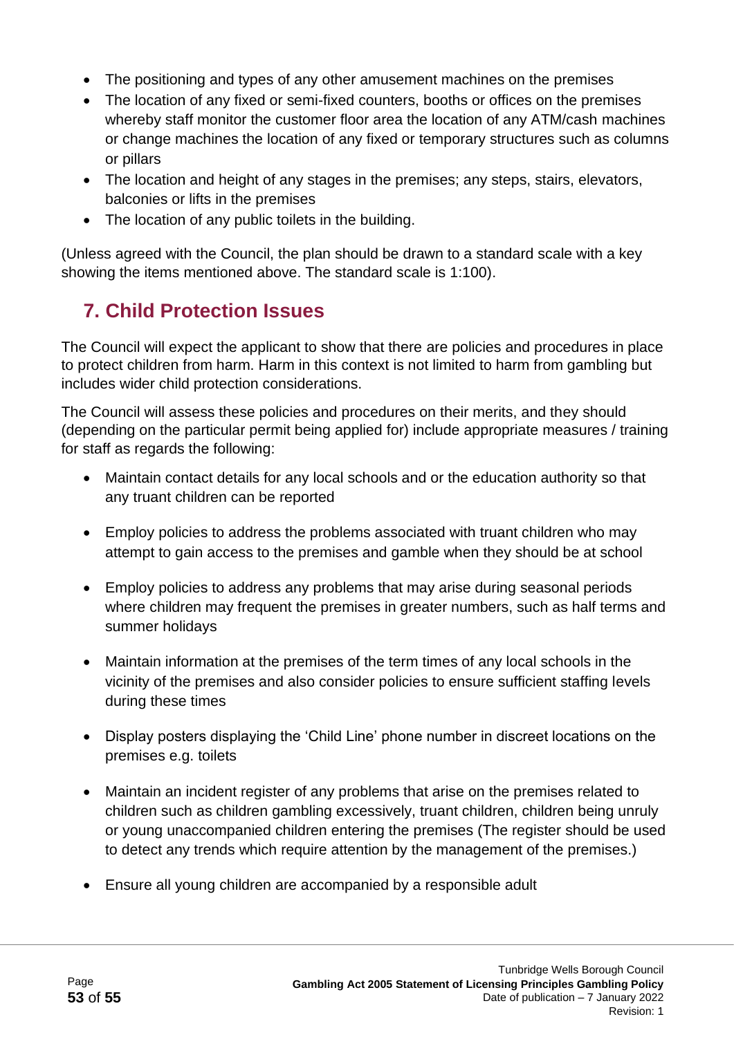- The positioning and types of any other amusement machines on the premises
- The location of any fixed or semi-fixed counters, booths or offices on the premises whereby staff monitor the customer floor area the location of any ATM/cash machines or change machines the location of any fixed or temporary structures such as columns or pillars
- The location and height of any stages in the premises; any steps, stairs, elevators, balconies or lifts in the premises
- The location of any public toilets in the building.

(Unless agreed with the Council, the plan should be drawn to a standard scale with a key showing the items mentioned above. The standard scale is 1:100).

## 7. Child Protection Issues

The Council will expect the applicant to show that there are policies and procedures in place to protect children from harm. Harm in this context is not limited to harm from gambling but includes wider child protection considerations.

The Council will assess these policies and procedures on their merits, and they should (depending on the particular permit being applied for) include appropriate measures / training for staff as regards the following:

- Maintain contact details for any local schools and or the education authority so that any truant children can be reported
- Employ policies to address the problems associated with truant children who may attempt to gain access to the premises and gamble when they should be at school
- Employ policies to address any problems that may arise during seasonal periods where children may frequent the premises in greater numbers, such as half terms and summer holidays
- Maintain information at the premises of the term times of any local schools in the vicinity of the premises and also consider policies to ensure sufficient staffing levels during these times
- Display posters displaying the 'Child Line' phone number in discreet locations on the premises e.g. toilets
- Maintain an incident register of any problems that arise on the premises related to children such as children gambling excessively, truant children, children being unruly or young unaccompanied children entering the premises (The register should be used to detect any trends which require attention by the management of the premises.)
- Ensure all young children are accompanied by a responsible adult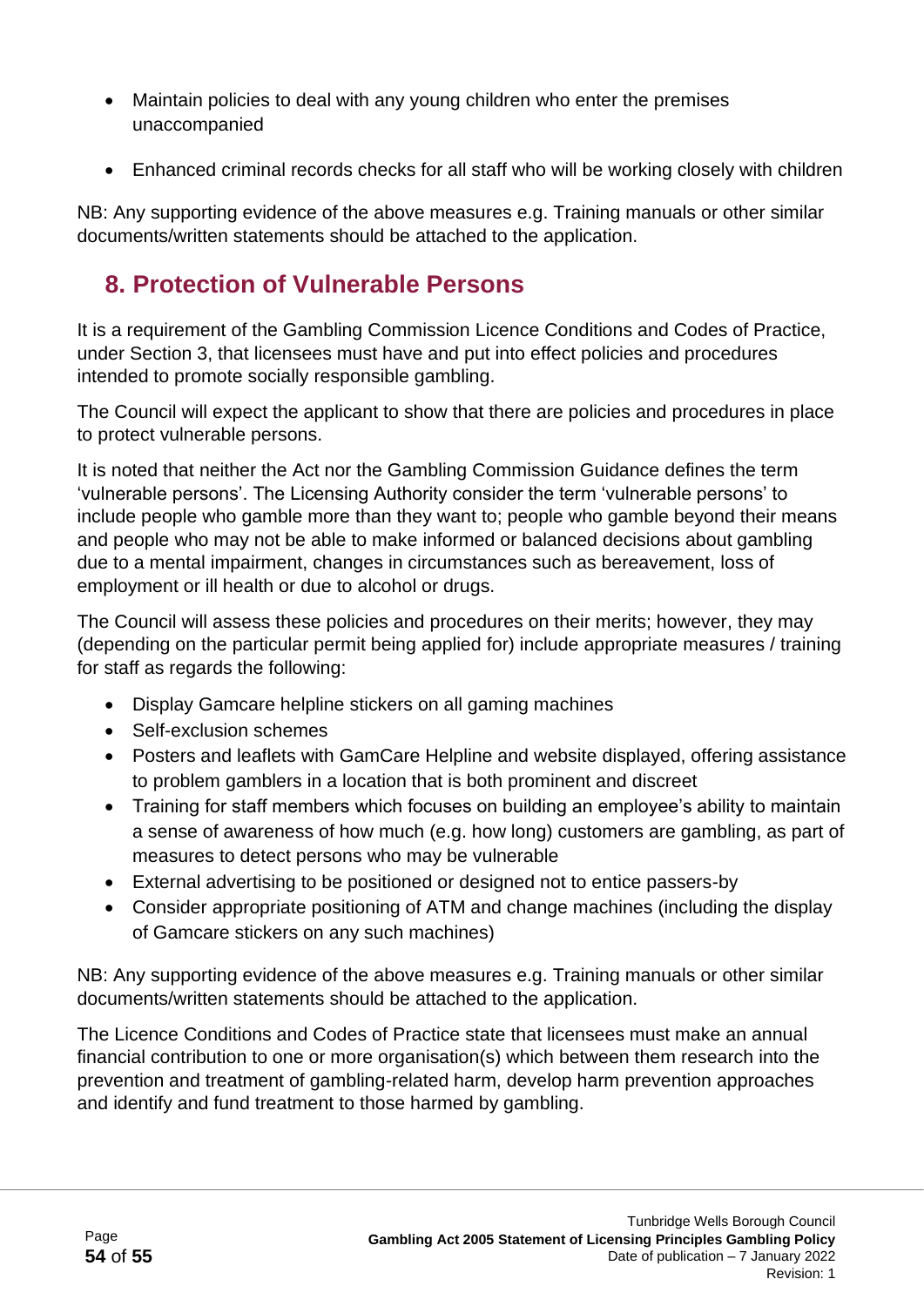- Maintain policies to deal with any young children who enter the premises unaccompanied
- Enhanced criminal records checks for all staff who will be working closely with children

NB: Any supporting evidence of the above measures e.g. Training manuals or other similar documents/written statements should be attached to the application.

## 8. Protection of Vulnerable Persons

It is a requirement of the Gambling Commission Licence Conditions and Codes of Practice, under Section 3, that licensees must have and put into effect policies and procedures intended to promote socially responsible gambling.

The Council will expect the applicant to show that there are policies and procedures in place to protect vulnerable persons.

It is noted that neither the Act nor the Gambling Commission Guidance defines the term 'vulnerable persons'. The Licensing Authority consider the term 'vulnerable persons' to include people who gamble more than they want to; people who gamble beyond their means and people who may not be able to make informed or balanced decisions about gambling due to a mental impairment, changes in circumstances such as bereavement, loss of employment or ill health or due to alcohol or drugs.

The Council will assess these policies and procedures on their merits; however, they may (depending on the particular permit being applied for) include appropriate measures / training for staff as regards the following:

- Display Gamcare helpline stickers on all gaming machines
- Self-exclusion schemes
- Posters and leaflets with GamCare Helpline and website displayed, offering assistance to problem gamblers in a location that is both prominent and discreet
- Training for staff members which focuses on building an employee's ability to maintain a sense of awareness of how much (e.g. how long) customers are gambling, as part of measures to detect persons who may be vulnerable
- External advertising to be positioned or designed not to entice passers-by
- Consider appropriate positioning of ATM and change machines (including the display of Gamcare stickers on any such machines)

NB: Any supporting evidence of the above measures e.g. Training manuals or other similar documents/written statements should be attached to the application.

The Licence Conditions and Codes of Practice state that licensees must make an annual financial contribution to one or more organisation(s) which between them research into the prevention and treatment of gambling-related harm, develop harm prevention approaches and identify and fund treatment to those harmed by gambling.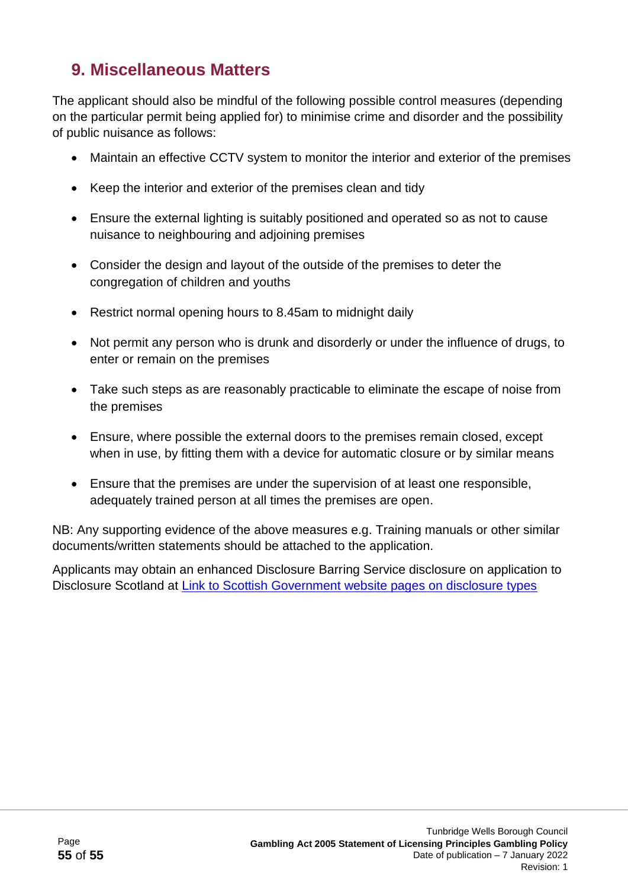## 9. Miscellaneous Matters

The applicant should also be mindful of the following possible control measures (depending on the particular permit being applied for) to minimise crime and disorder and the possibility of public nuisance as follows:

- Maintain an effective CCTV system to monitor the interior and exterior of the premises
- Keep the interior and exterior of the premises clean and tidy
- Ensure the external lighting is suitably positioned and operated so as not to cause nuisance to neighbouring and adjoining premises
- Consider the design and layout of the outside of the premises to deter the congregation of children and youths
- Restrict normal opening hours to 8.45am to midnight daily
- Not permit any person who is drunk and disorderly or under the influence of drugs, to enter or remain on the premises
- Take such steps as are reasonably practicable to eliminate the escape of noise from the premises
- Ensure, where possible the external doors to the premises remain closed, except when in use, by fitting them with a device for automatic closure or by similar means
- Ensure that the premises are under the supervision of at least one responsible, adequately trained person at all times the premises are open.

NB: Any supporting evidence of the above measures e.g. Training manuals or other similar documents/written statements should be attached to the application.

Applicants may obtain an enhanced Disclosure Barring Service disclosure on application to Disclosure Scotland at Link to Scottish Government website pages on disclosure types